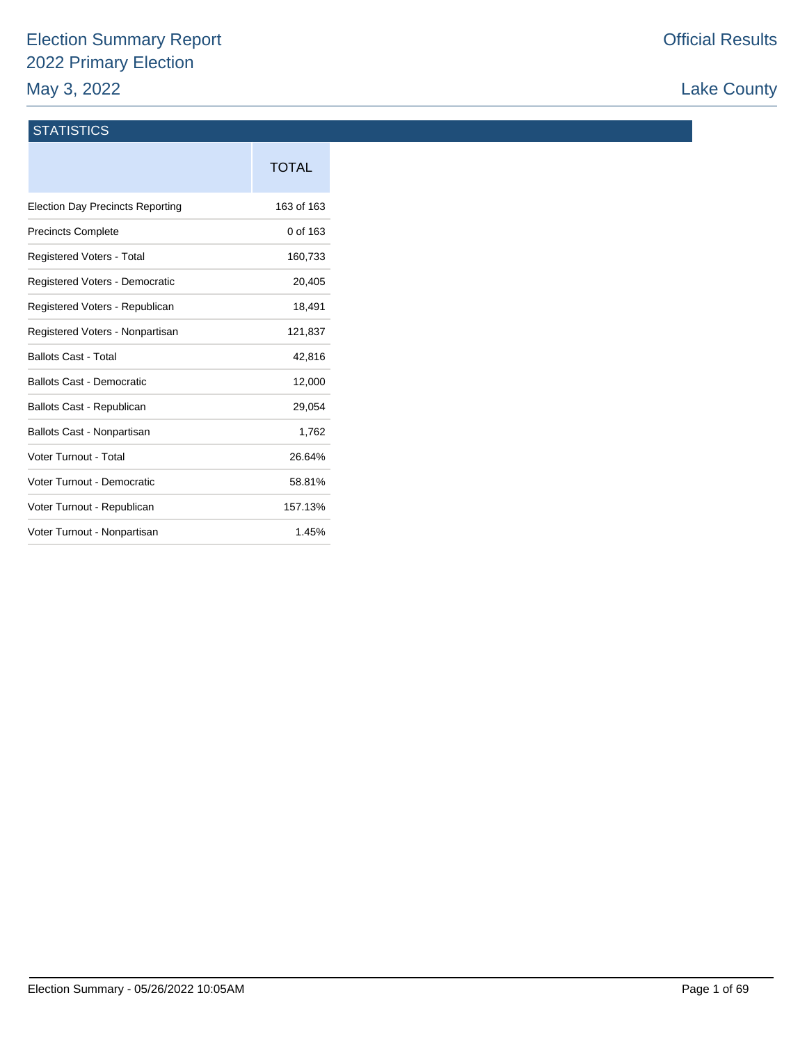# Election Summary Report
## 2022 Primary Election
## May 3, 2022

Official Results

Lake County

### STATISTICS

| | TOTAL |
|---|---|
| Election Day Precincts Reporting | 163 of 163 |
| Precincts Complete | 0 of 163 |
| Registered Voters - Total | 160,733 |
| Registered Voters - Democratic | 20,405 |
| Registered Voters - Republican | 18,491 |
| Registered Voters - Nonpartisan | 121,837 |
| Ballots Cast - Total | 42,816 |
| Ballots Cast - Democratic | 12,000 |
| Ballots Cast - Republican | 29,054 |
| Ballots Cast - Nonpartisan | 1,762 |
| Voter Turnout - Total | 26.64% |
| Voter Turnout - Democratic | 58.81% |
| Voter Turnout - Republican | 157.13% |
| Voter Turnout - Nonpartisan | 1.45% |

Election Summary - 05/26/2022 10:05AM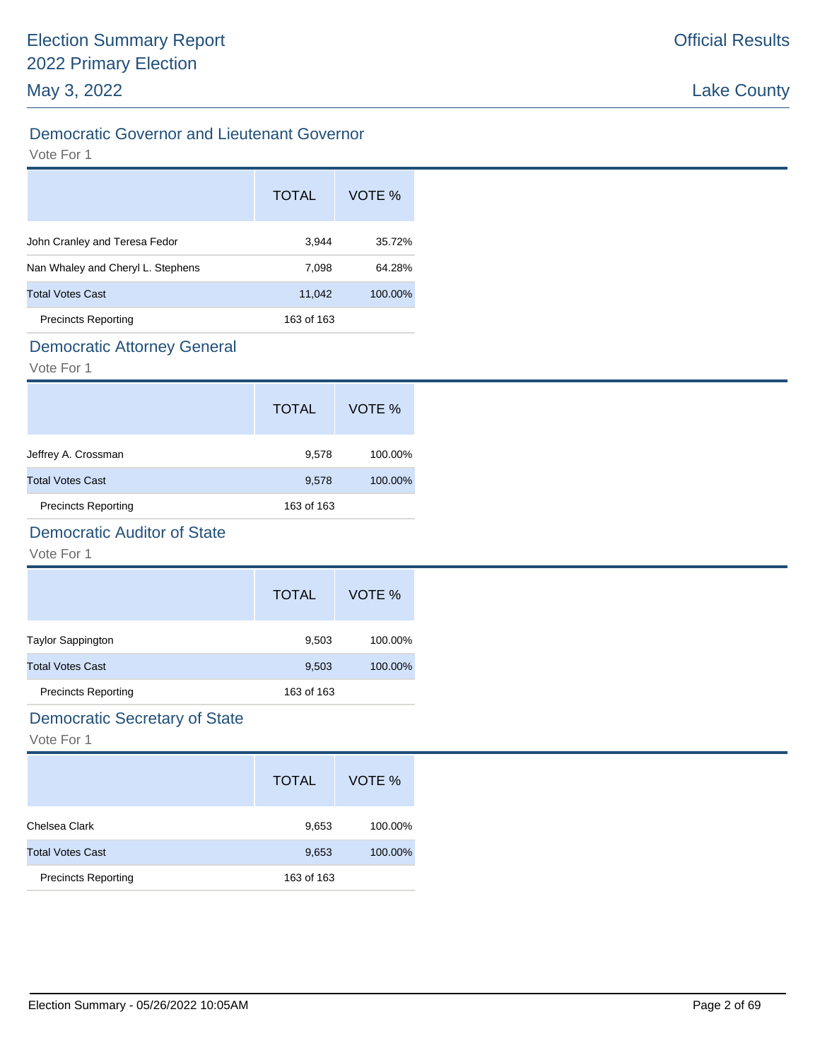## Democratic Governor and Lieutenant Governor

Vote For 1

| | TOTAL | VOTE % |
|---|---|---|
| John Cranley and Teresa Fedor | 3,944 | 35.72% |
| Nan Whaley and Cheryl L. Stephens | 7,098 | 64.28% |
| Total Votes Cast | 11,042 | 100.00% |
| Precincts Reporting | 163 of 163 | |

## Democratic Attorney General

Vote For 1

| | TOTAL | VOTE % |
|---|---|---|
| Jeffrey A. Crossman | 9,578 | 100.00% |
| Total Votes Cast | 9,578 | 100.00% |
| Precincts Reporting | 163 of 163 | |

## Democratic Auditor of State

Vote For 1

| | TOTAL | VOTE % |
|---|---|---|
| Taylor Sappington | 9,503 | 100.00% |
| Total Votes Cast | 9,503 | 100.00% |
| Precincts Reporting | 163 of 163 | |

## Democratic Secretary of State

Vote For 1

| | TOTAL | VOTE % |
|---|---|---|
| Chelsea Clark | 9,653 | 100.00% |
| Total Votes Cast | 9,653 | 100.00% |
| Precincts Reporting | 163 of 163 | |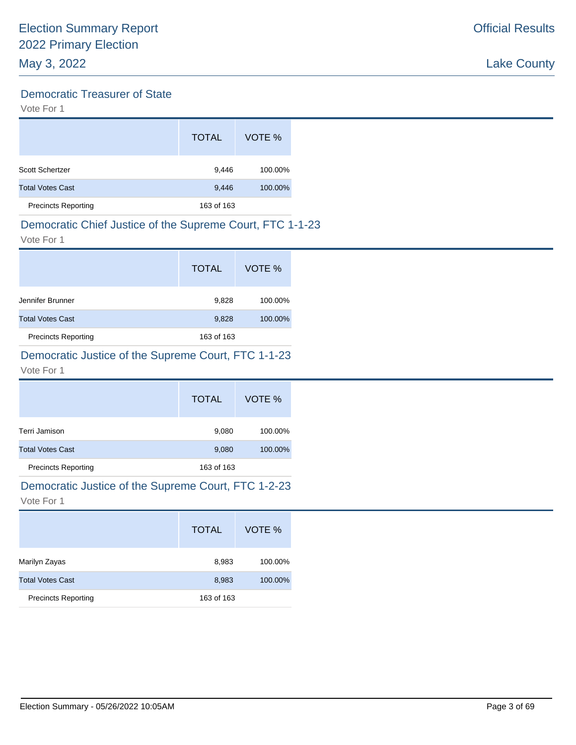## Democratic Treasurer of State

Vote For 1

| | TOTAL | VOTE % |
|---|---|---|
| Scott Schertzer | 9,446 | 100.00% |
| Total Votes Cast | 9,446 | 100.00% |
| Precincts Reporting | 163 of 163 | |

## Democratic Chief Justice of the Supreme Court, FTC 1-1-23

Vote For 1

| | TOTAL | VOTE % |
|---|---|---|
| Jennifer Brunner | 9,828 | 100.00% |
| Total Votes Cast | 9,828 | 100.00% |
| Precincts Reporting | 163 of 163 | |

## Democratic Justice of the Supreme Court, FTC 1-1-23

Vote For 1

| | TOTAL | VOTE % |
|---|---|---|
| Terri Jamison | 9,080 | 100.00% |
| Total Votes Cast | 9,080 | 100.00% |
| Precincts Reporting | 163 of 163 | |

## Democratic Justice of the Supreme Court, FTC 1-2-23

Vote For 1

| | TOTAL | VOTE % |
|---|---|---|
| Marilyn Zayas | 8,983 | 100.00% |
| Total Votes Cast | 8,983 | 100.00% |
| Precincts Reporting | 163 of 163 | |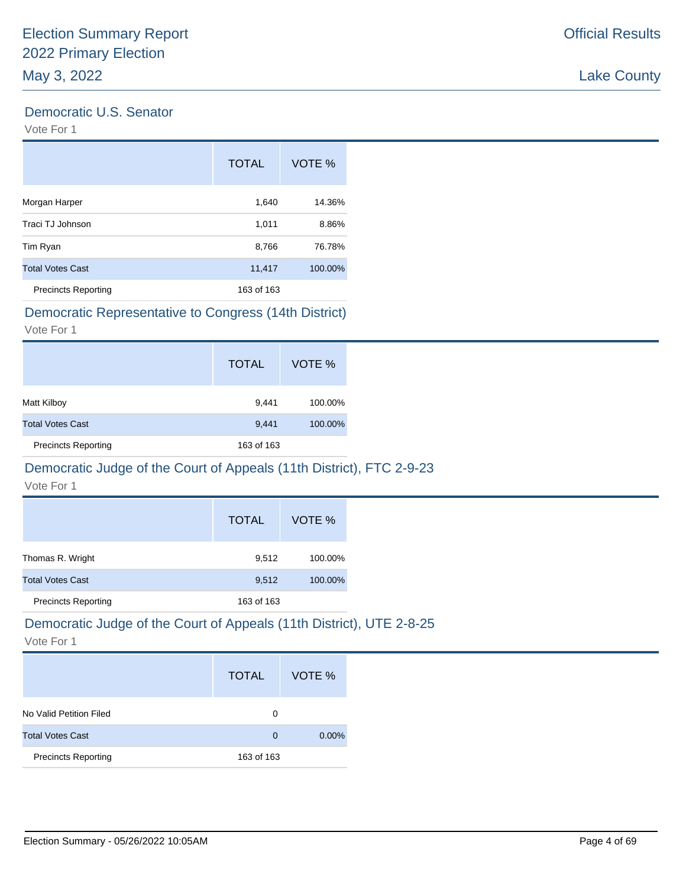# Election Summary Report
# 2022 Primary Election
# May 3, 2022

**Official Results**

**Lake County**

## Democratic U.S. Senator

Vote For 1

| | TOTAL | VOTE % |
|---|---|---|
| Morgan Harper | 1,640 | 14.36% |
| Traci TJ Johnson | 1,011 | 8.86% |
| Tim Ryan | 8,766 | 76.78% |
| Total Votes Cast | 11,417 | 100.00% |
| Precincts Reporting | 163 of 163 | |

## Democratic Representative to Congress (14th District)

Vote For 1

| | TOTAL | VOTE % |
|---|---|---|
| Matt Kilboy | 9,441 | 100.00% |
| Total Votes Cast | 9,441 | 100.00% |
| Precincts Reporting | 163 of 163 | |

## Democratic Judge of the Court of Appeals (11th District), FTC 2-9-23

Vote For 1

| | TOTAL | VOTE % |
|---|---|---|
| Thomas R. Wright | 9,512 | 100.00% |
| Total Votes Cast | 9,512 | 100.00% |
| Precincts Reporting | 163 of 163 | |

## Democratic Judge of the Court of Appeals (11th District), UTE 2-8-25

Vote For 1

| | TOTAL | VOTE % |
|---|---|---|
| No Valid Petition Filed | 0 | |
| Total Votes Cast | 0 | 0.00% |
| Precincts Reporting | 163 of 163 | |

Election Summary - 05/26/2022 10:05AM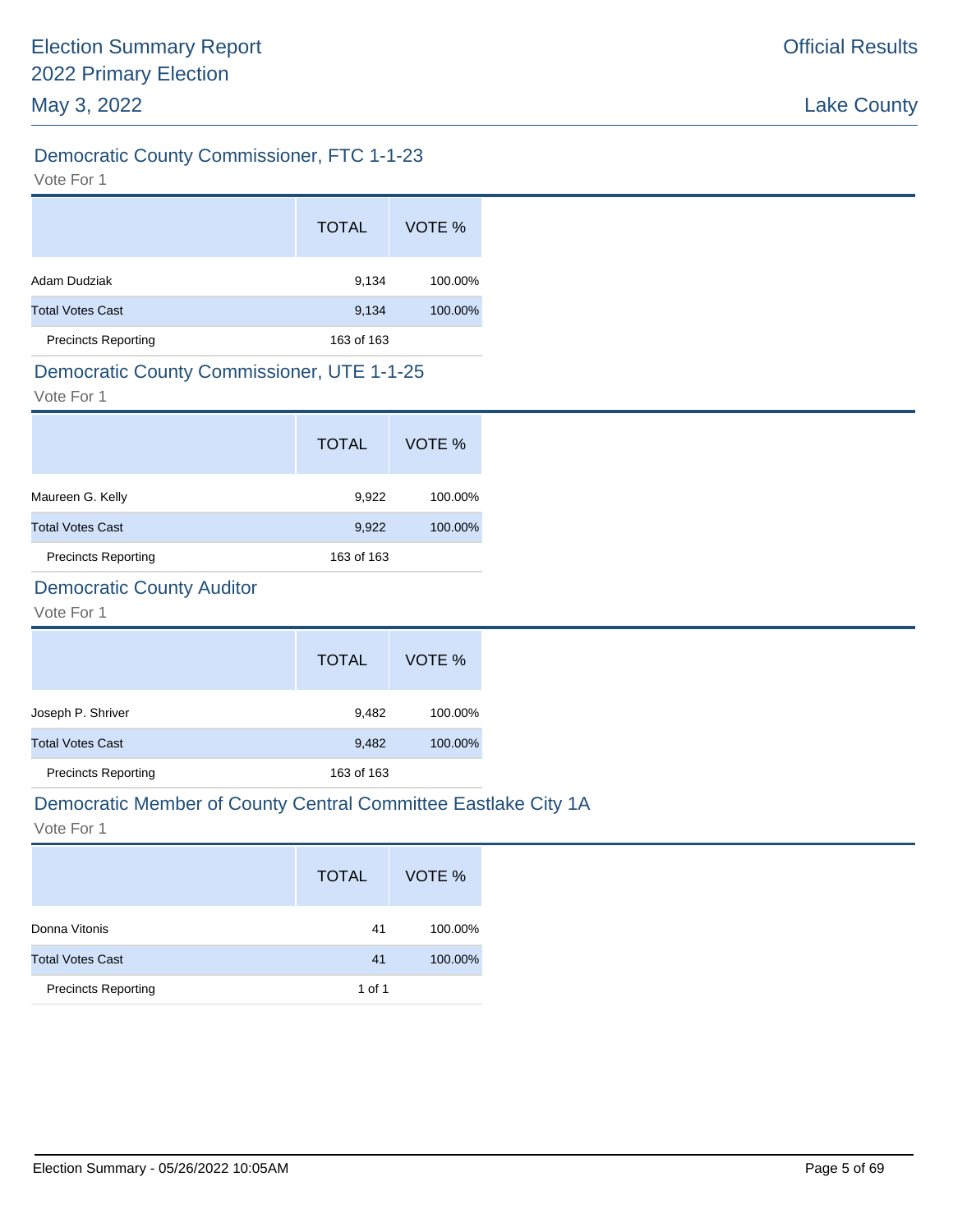## Democratic County Commissioner, FTC 1-1-23

Vote For 1

| | TOTAL | VOTE % |
|---|---|---|
| Adam Dudziak | 9,134 | 100.00% |
| Total Votes Cast | 9,134 | 100.00% |
| Precincts Reporting | 163 of 163 | |

## Democratic County Commissioner, UTE 1-1-25

Vote For 1

| | TOTAL | VOTE % |
|---|---|---|
| Maureen G. Kelly | 9,922 | 100.00% |
| Total Votes Cast | 9,922 | 100.00% |
| Precincts Reporting | 163 of 163 | |

## Democratic County Auditor

Vote For 1

| | TOTAL | VOTE % |
|---|---|---|
| Joseph P. Shriver | 9,482 | 100.00% |
| Total Votes Cast | 9,482 | 100.00% |
| Precincts Reporting | 163 of 163 | |

## Democratic Member of County Central Committee Eastlake City 1A

Vote For 1

| | TOTAL | VOTE % |
|---|---|---|
| Donna Vitonis | 41 | 100.00% |
| Total Votes Cast | 41 | 100.00% |
| Precincts Reporting | 1 of 1 | |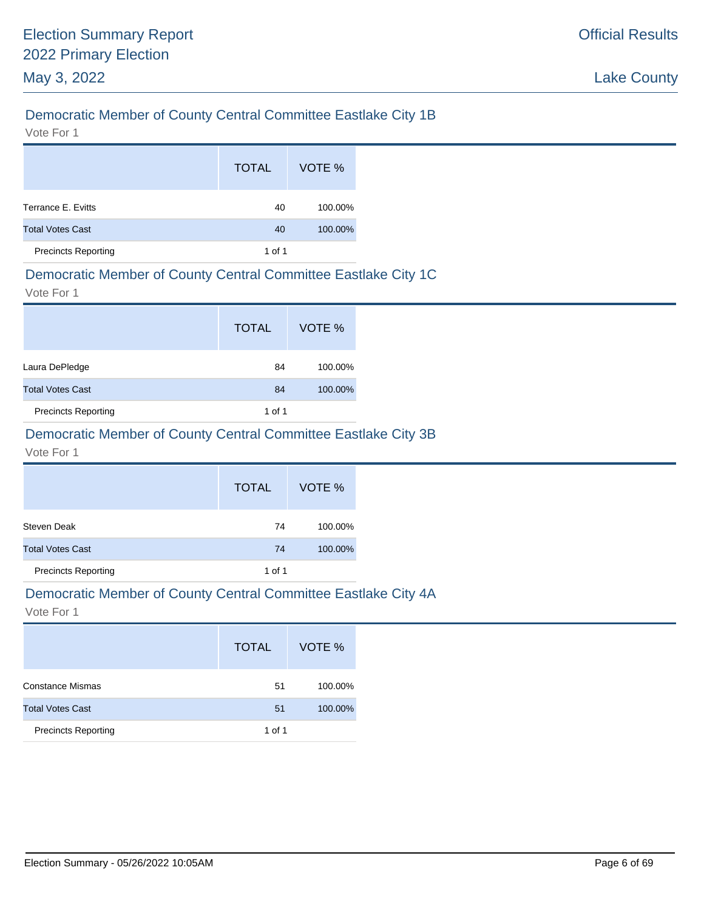## Democratic Member of County Central Committee Eastlake City 1B

Vote For 1

| | TOTAL | VOTE % |
|---|---|---|
| Terrance E. Evitts | 40 | 100.00% |
| Total Votes Cast | 40 | 100.00% |
| Precincts Reporting | 1 of 1 | |

## Democratic Member of County Central Committee Eastlake City 1C

Vote For 1

| | TOTAL | VOTE % |
|---|---|---|
| Laura DePledge | 84 | 100.00% |
| Total Votes Cast | 84 | 100.00% |
| Precincts Reporting | 1 of 1 | |

## Democratic Member of County Central Committee Eastlake City 3B

Vote For 1

| | TOTAL | VOTE % |
|---|---|---|
| Steven Deak | 74 | 100.00% |
| Total Votes Cast | 74 | 100.00% |
| Precincts Reporting | 1 of 1 | |

## Democratic Member of County Central Committee Eastlake City 4A

Vote For 1

| | TOTAL | VOTE % |
|---|---|---|
| Constance Mismas | 51 | 100.00% |
| Total Votes Cast | 51 | 100.00% |
| Precincts Reporting | 1 of 1 | |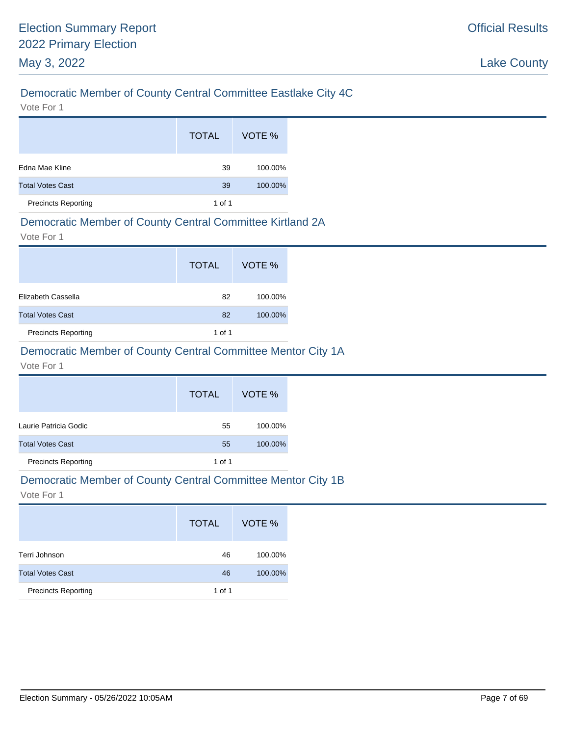## Democratic Member of County Central Committee Eastlake City 4C

Vote For 1

| | TOTAL | VOTE % |
|---|---|---|
| Edna Mae Kline | 39 | 100.00% |
| Total Votes Cast | 39 | 100.00% |
| Precincts Reporting | 1 of 1 | |

## Democratic Member of County Central Committee Kirtland 2A

Vote For 1

| | TOTAL | VOTE % |
|---|---|---|
| Elizabeth Cassella | 82 | 100.00% |
| Total Votes Cast | 82 | 100.00% |
| Precincts Reporting | 1 of 1 | |

## Democratic Member of County Central Committee Mentor City 1A

Vote For 1

| | TOTAL | VOTE % |
|---|---|---|
| Laurie Patricia Godic | 55 | 100.00% |
| Total Votes Cast | 55 | 100.00% |
| Precincts Reporting | 1 of 1 | |

## Democratic Member of County Central Committee Mentor City 1B

Vote For 1

| | TOTAL | VOTE % |
|---|---|---|
| Terri Johnson | 46 | 100.00% |
| Total Votes Cast | 46 | 100.00% |
| Precincts Reporting | 1 of 1 | |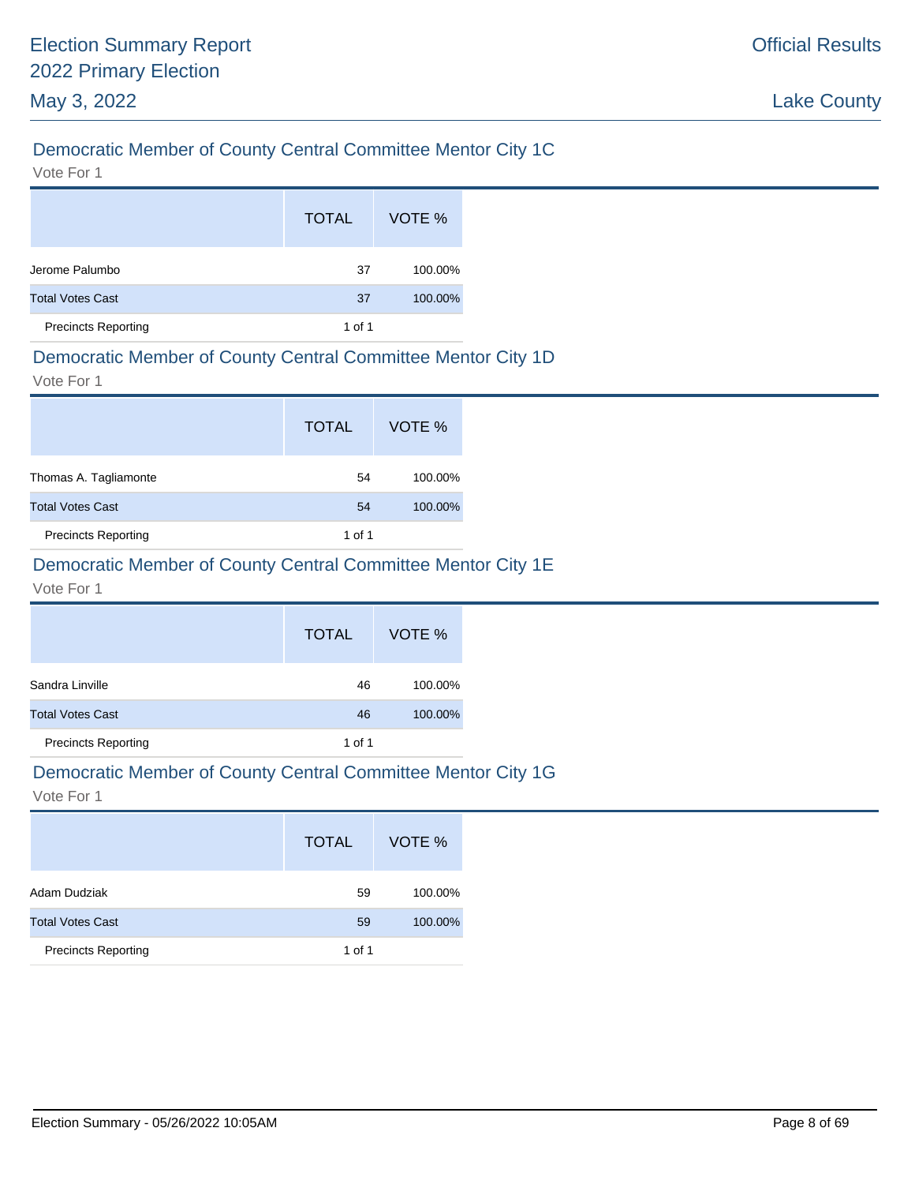## Democratic Member of County Central Committee Mentor City 1C

Vote For 1

| | TOTAL | VOTE % |
|---|---|---|
| Jerome Palumbo | 37 | 100.00% |
| Total Votes Cast | 37 | 100.00% |
| Precincts Reporting | 1 of 1 | |

## Democratic Member of County Central Committee Mentor City 1D

Vote For 1

| | TOTAL | VOTE % |
|---|---|---|
| Thomas A. Tagliamonte | 54 | 100.00% |
| Total Votes Cast | 54 | 100.00% |
| Precincts Reporting | 1 of 1 | |

## Democratic Member of County Central Committee Mentor City 1E

Vote For 1

| | TOTAL | VOTE % |
|---|---|---|
| Sandra Linville | 46 | 100.00% |
| Total Votes Cast | 46 | 100.00% |
| Precincts Reporting | 1 of 1 | |

## Democratic Member of County Central Committee Mentor City 1G

Vote For 1

| | TOTAL | VOTE % |
|---|---|---|
| Adam Dudziak | 59 | 100.00% |
| Total Votes Cast | 59 | 100.00% |
| Precincts Reporting | 1 of 1 | |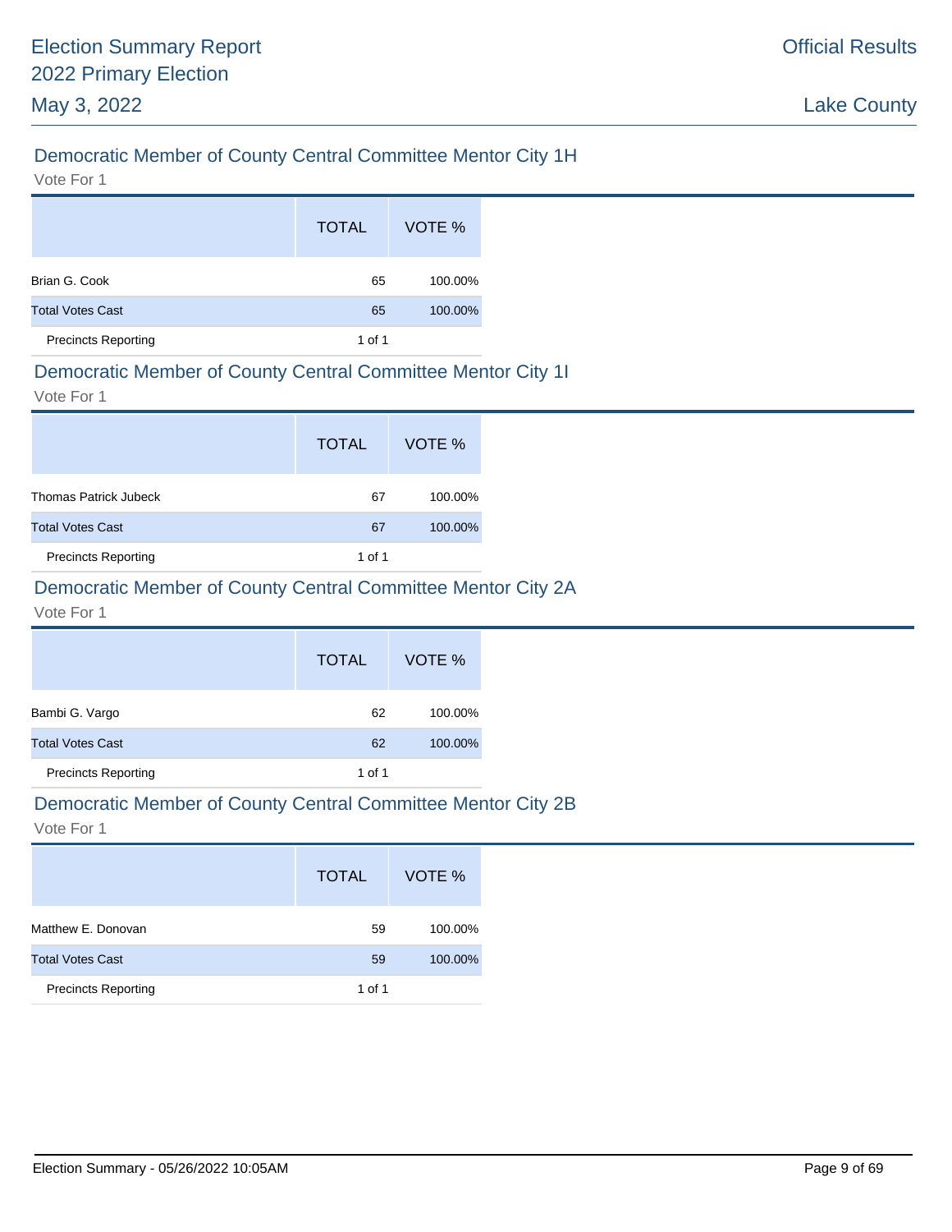## Democratic Member of County Central Committee Mentor City 1H

Vote For 1

| | TOTAL | VOTE % |
|---|---|---|
| Brian G. Cook | 65 | 100.00% |
| Total Votes Cast | 65 | 100.00% |
| Precincts Reporting | 1 of 1 | |

## Democratic Member of County Central Committee Mentor City 1I

Vote For 1

| | TOTAL | VOTE % |
|---|---|---|
| Thomas Patrick Jubeck | 67 | 100.00% |
| Total Votes Cast | 67 | 100.00% |
| Precincts Reporting | 1 of 1 | |

## Democratic Member of County Central Committee Mentor City 2A

Vote For 1

| | TOTAL | VOTE % |
|---|---|---|
| Bambi G. Vargo | 62 | 100.00% |
| Total Votes Cast | 62 | 100.00% |
| Precincts Reporting | 1 of 1 | |

## Democratic Member of County Central Committee Mentor City 2B

Vote For 1

| | TOTAL | VOTE % |
|---|---|---|
| Matthew E. Donovan | 59 | 100.00% |
| Total Votes Cast | 59 | 100.00% |
| Precincts Reporting | 1 of 1 | |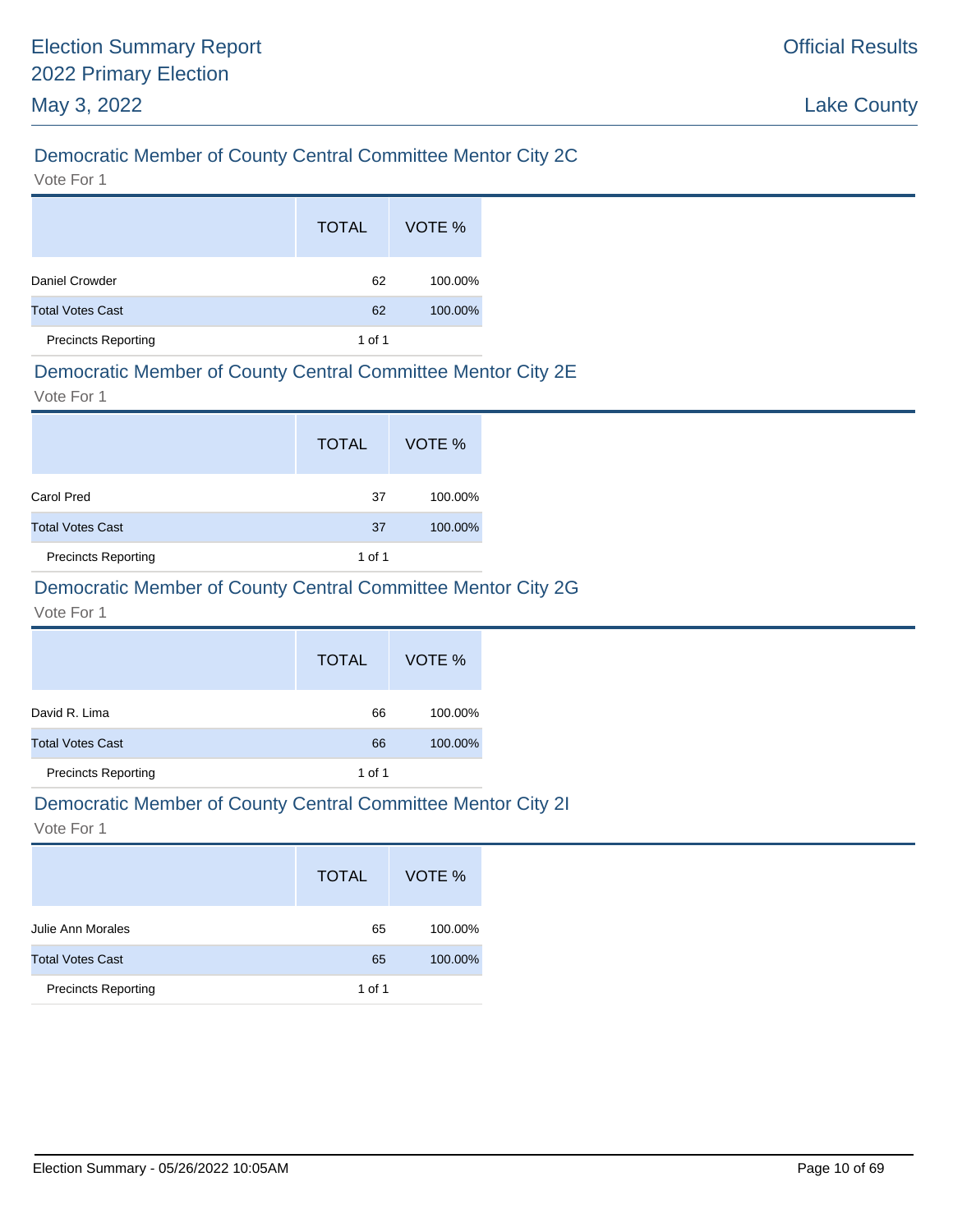## Democratic Member of County Central Committee Mentor City 2C

Vote For 1

| | TOTAL | VOTE % |
|---|---|---|
| Daniel Crowder | 62 | 100.00% |
| Total Votes Cast | 62 | 100.00% |
| Precincts Reporting | 1 of 1 | |

## Democratic Member of County Central Committee Mentor City 2E

Vote For 1

| | TOTAL | VOTE % |
|---|---|---|
| Carol Pred | 37 | 100.00% |
| Total Votes Cast | 37 | 100.00% |
| Precincts Reporting | 1 of 1 | |

## Democratic Member of County Central Committee Mentor City 2G

Vote For 1

| | TOTAL | VOTE % |
|---|---|---|
| David R. Lima | 66 | 100.00% |
| Total Votes Cast | 66 | 100.00% |
| Precincts Reporting | 1 of 1 | |

## Democratic Member of County Central Committee Mentor City 2I

Vote For 1

| | TOTAL | VOTE % |
|---|---|---|
| Julie Ann Morales | 65 | 100.00% |
| Total Votes Cast | 65 | 100.00% |
| Precincts Reporting | 1 of 1 | |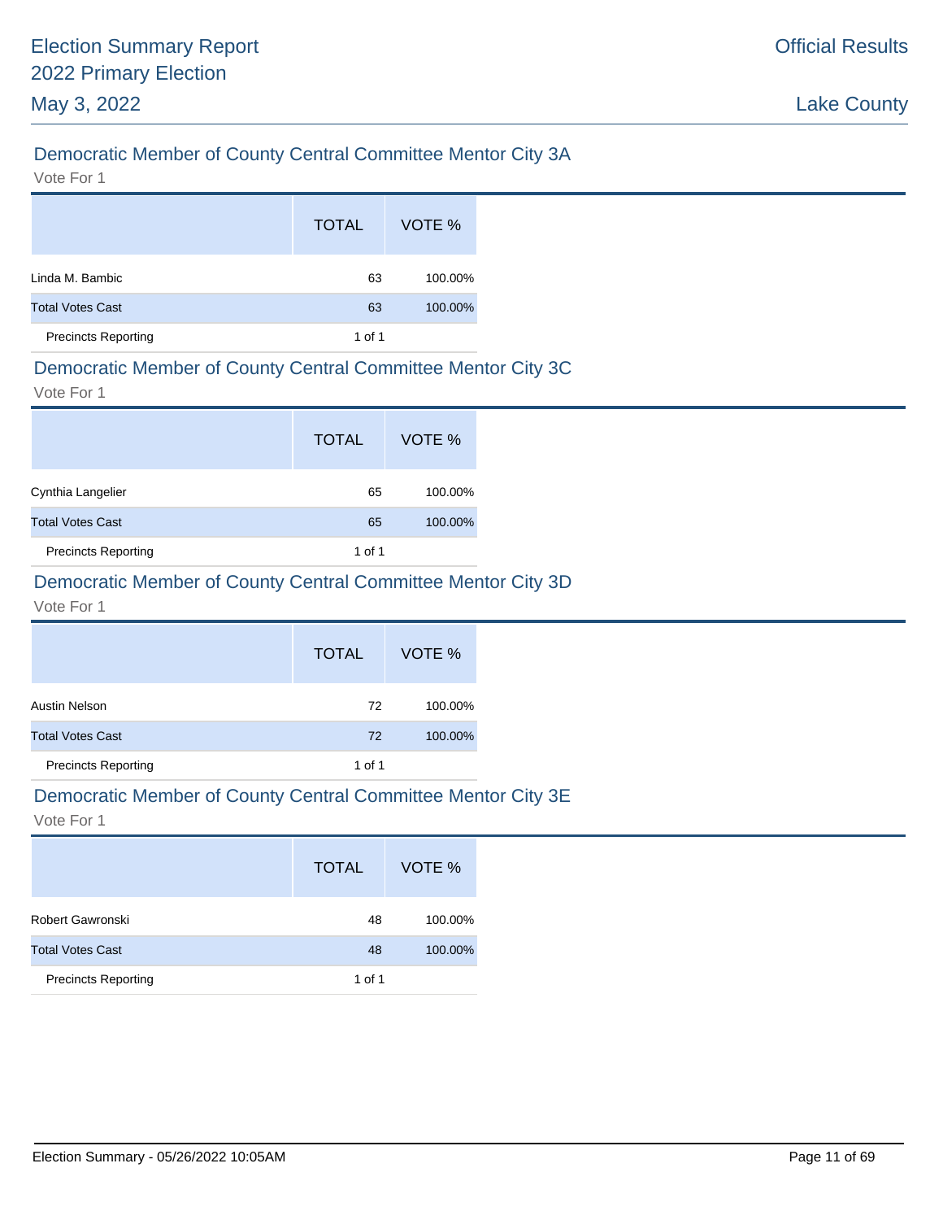## Democratic Member of County Central Committee Mentor City 3A

Vote For 1

| | TOTAL | VOTE % |
|---|---|---|
| Linda M. Bambic | 63 | 100.00% |
| Total Votes Cast | 63 | 100.00% |
| Precincts Reporting | 1 of 1 | |

## Democratic Member of County Central Committee Mentor City 3C

Vote For 1

| | TOTAL | VOTE % |
|---|---|---|
| Cynthia Langelier | 65 | 100.00% |
| Total Votes Cast | 65 | 100.00% |
| Precincts Reporting | 1 of 1 | |

## Democratic Member of County Central Committee Mentor City 3D

Vote For 1

| | TOTAL | VOTE % |
|---|---|---|
| Austin Nelson | 72 | 100.00% |
| Total Votes Cast | 72 | 100.00% |
| Precincts Reporting | 1 of 1 | |

## Democratic Member of County Central Committee Mentor City 3E

Vote For 1

| | TOTAL | VOTE % |
|---|---|---|
| Robert Gawronski | 48 | 100.00% |
| Total Votes Cast | 48 | 100.00% |
| Precincts Reporting | 1 of 1 | |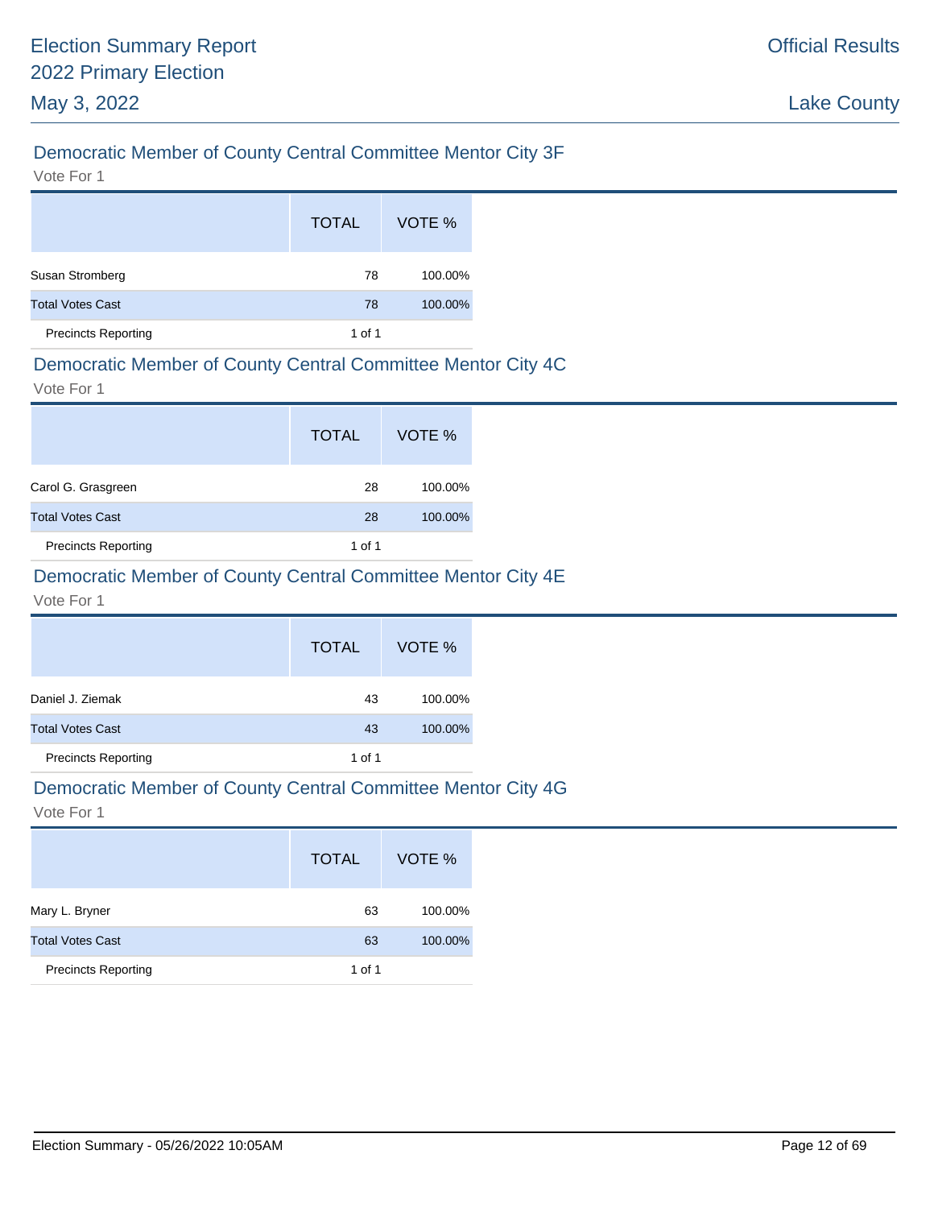## Democratic Member of County Central Committee Mentor City 3F

Vote For 1

| | TOTAL | VOTE % |
|---|---|---|
| Susan Stromberg | 78 | 100.00% |
| Total Votes Cast | 78 | 100.00% |
| Precincts Reporting | 1 of 1 | |

## Democratic Member of County Central Committee Mentor City 4C

Vote For 1

| | TOTAL | VOTE % |
|---|---|---|
| Carol G. Grasgreen | 28 | 100.00% |
| Total Votes Cast | 28 | 100.00% |
| Precincts Reporting | 1 of 1 | |

## Democratic Member of County Central Committee Mentor City 4E

Vote For 1

| | TOTAL | VOTE % |
|---|---|---|
| Daniel J. Ziemak | 43 | 100.00% |
| Total Votes Cast | 43 | 100.00% |
| Precincts Reporting | 1 of 1 | |

## Democratic Member of County Central Committee Mentor City 4G

Vote For 1

| | TOTAL | VOTE % |
|---|---|---|
| Mary L. Bryner | 63 | 100.00% |
| Total Votes Cast | 63 | 100.00% |
| Precincts Reporting | 1 of 1 | |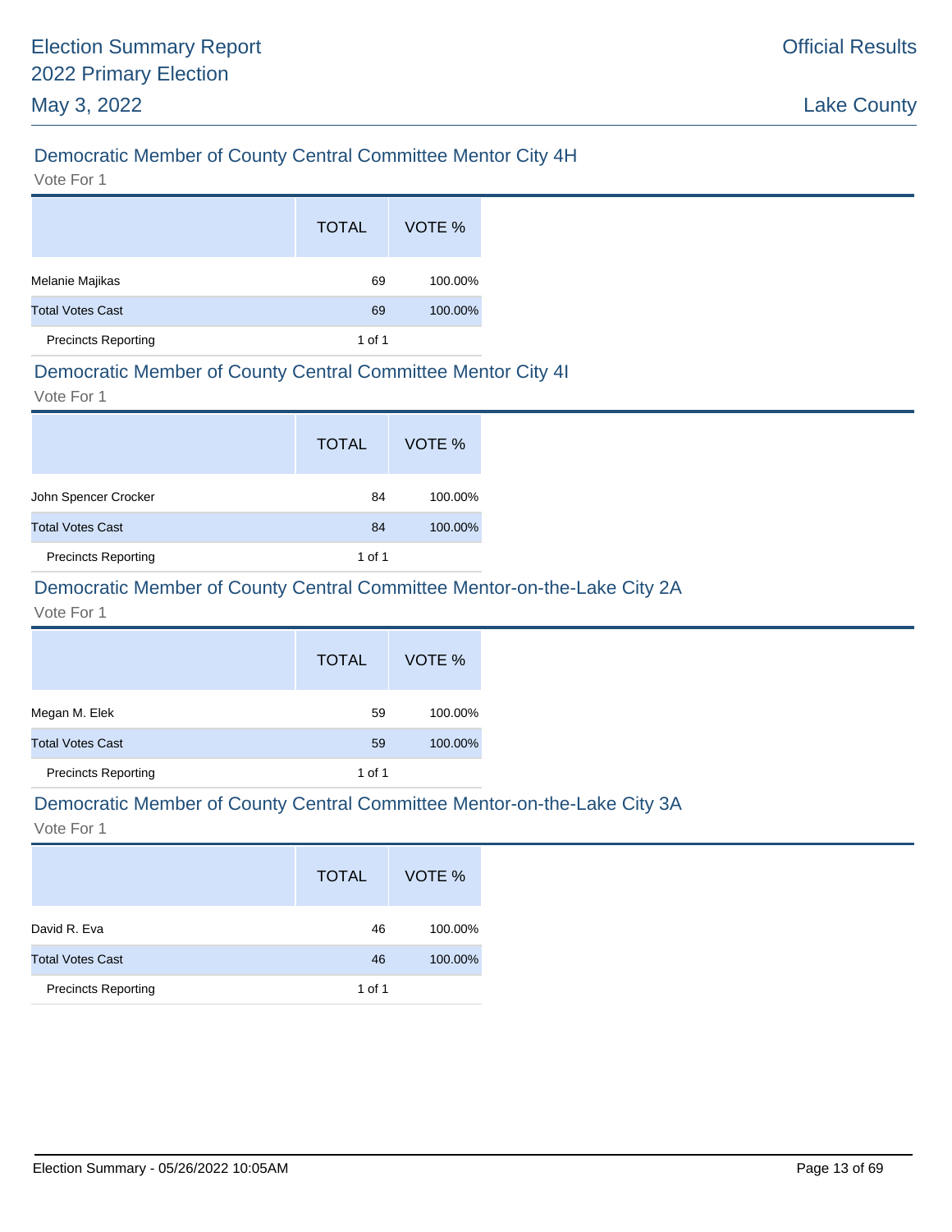## Democratic Member of County Central Committee Mentor City 4H

Vote For 1

| | TOTAL | VOTE % |
|---|---|---|
| Melanie Majikas | 69 | 100.00% |
| Total Votes Cast | 69 | 100.00% |
| Precincts Reporting | 1 of 1 | |

## Democratic Member of County Central Committee Mentor City 4I

Vote For 1

| | TOTAL | VOTE % |
|---|---|---|
| John Spencer Crocker | 84 | 100.00% |
| Total Votes Cast | 84 | 100.00% |
| Precincts Reporting | 1 of 1 | |

## Democratic Member of County Central Committee Mentor-on-the-Lake City 2A

Vote For 1

| | TOTAL | VOTE % |
|---|---|---|
| Megan M. Elek | 59 | 100.00% |
| Total Votes Cast | 59 | 100.00% |
| Precincts Reporting | 1 of 1 | |

## Democratic Member of County Central Committee Mentor-on-the-Lake City 3A

Vote For 1

| | TOTAL | VOTE % |
|---|---|---|
| David R. Eva | 46 | 100.00% |
| Total Votes Cast | 46 | 100.00% |
| Precincts Reporting | 1 of 1 | |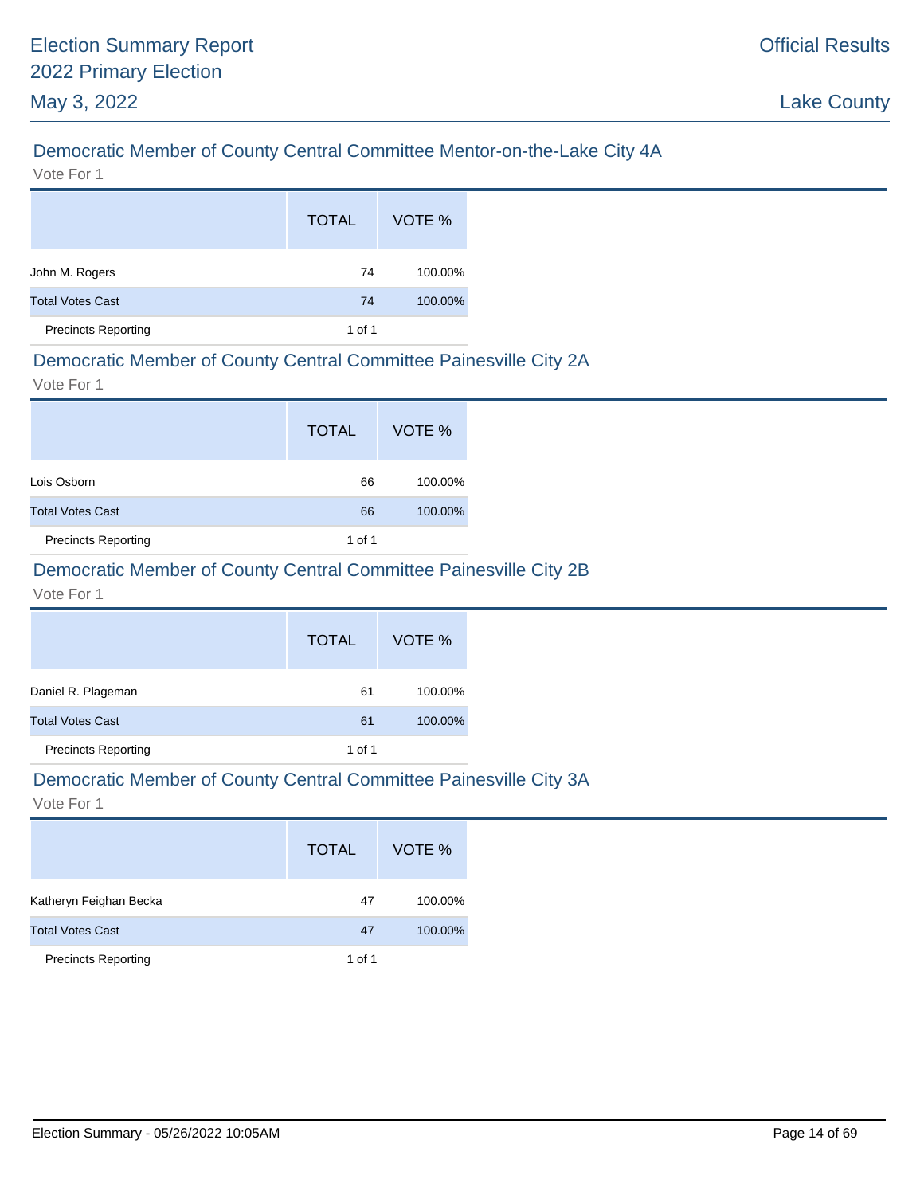## Democratic Member of County Central Committee Mentor-on-the-Lake City 4A

Vote For 1

| | TOTAL | VOTE % |
|---|---|---|
| John M. Rogers | 74 | 100.00% |
| Total Votes Cast | 74 | 100.00% |
| Precincts Reporting | 1 of 1 | |

## Democratic Member of County Central Committee Painesville City 2A

Vote For 1

| | TOTAL | VOTE % |
|---|---|---|
| Lois Osborn | 66 | 100.00% |
| Total Votes Cast | 66 | 100.00% |
| Precincts Reporting | 1 of 1 | |

## Democratic Member of County Central Committee Painesville City 2B

Vote For 1

| | TOTAL | VOTE % |
|---|---|---|
| Daniel R. Plageman | 61 | 100.00% |
| Total Votes Cast | 61 | 100.00% |
| Precincts Reporting | 1 of 1 | |

## Democratic Member of County Central Committee Painesville City 3A

Vote For 1

| | TOTAL | VOTE % |
|---|---|---|
| Katheryn Feighan Becka | 47 | 100.00% |
| Total Votes Cast | 47 | 100.00% |
| Precincts Reporting | 1 of 1 | |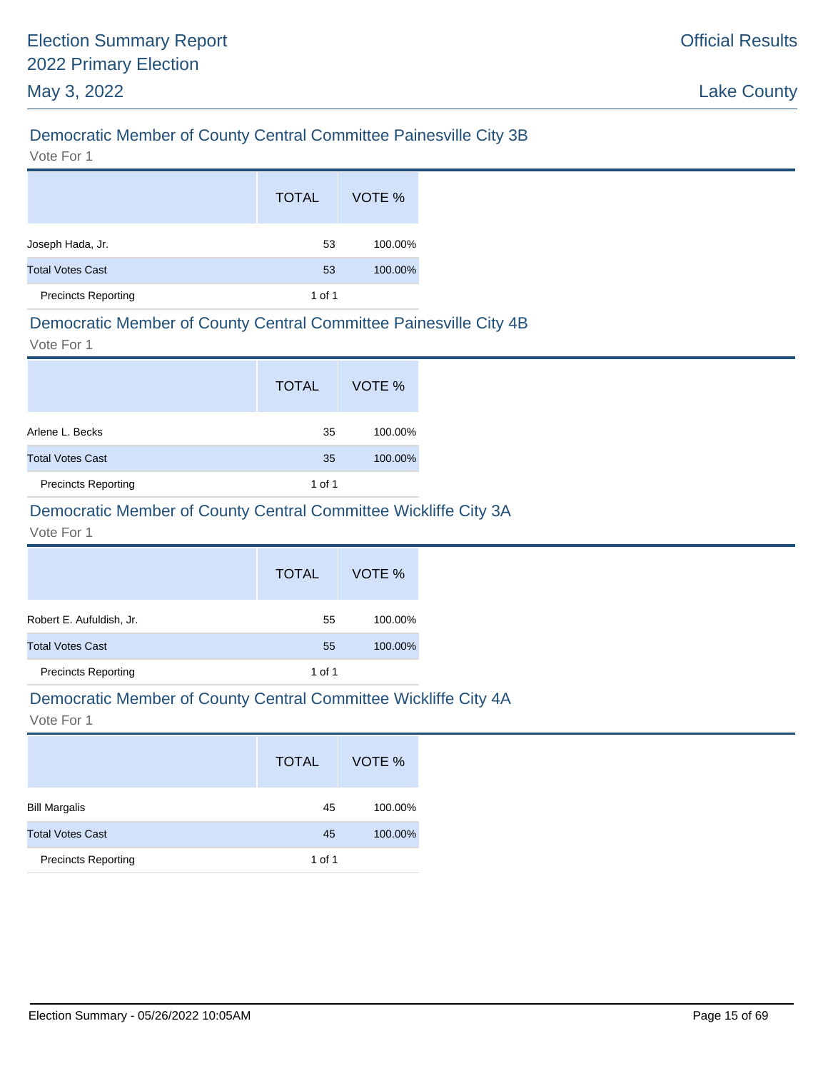## Democratic Member of County Central Committee Painesville City 3B

Vote For 1

| | TOTAL | VOTE % |
|---|---|---|
| Joseph Hada, Jr. | 53 | 100.00% |
| Total Votes Cast | 53 | 100.00% |
| Precincts Reporting | 1 of 1 | |

## Democratic Member of County Central Committee Painesville City 4B

Vote For 1

| | TOTAL | VOTE % |
|---|---|---|
| Arlene L. Becks | 35 | 100.00% |
| Total Votes Cast | 35 | 100.00% |
| Precincts Reporting | 1 of 1 | |

## Democratic Member of County Central Committee Wickliffe City 3A

Vote For 1

| | TOTAL | VOTE % |
|---|---|---|
| Robert E. Aufuldish, Jr. | 55 | 100.00% |
| Total Votes Cast | 55 | 100.00% |
| Precincts Reporting | 1 of 1 | |

## Democratic Member of County Central Committee Wickliffe City 4A

Vote For 1

| | TOTAL | VOTE % |
|---|---|---|
| Bill Margalis | 45 | 100.00% |
| Total Votes Cast | 45 | 100.00% |
| Precincts Reporting | 1 of 1 | |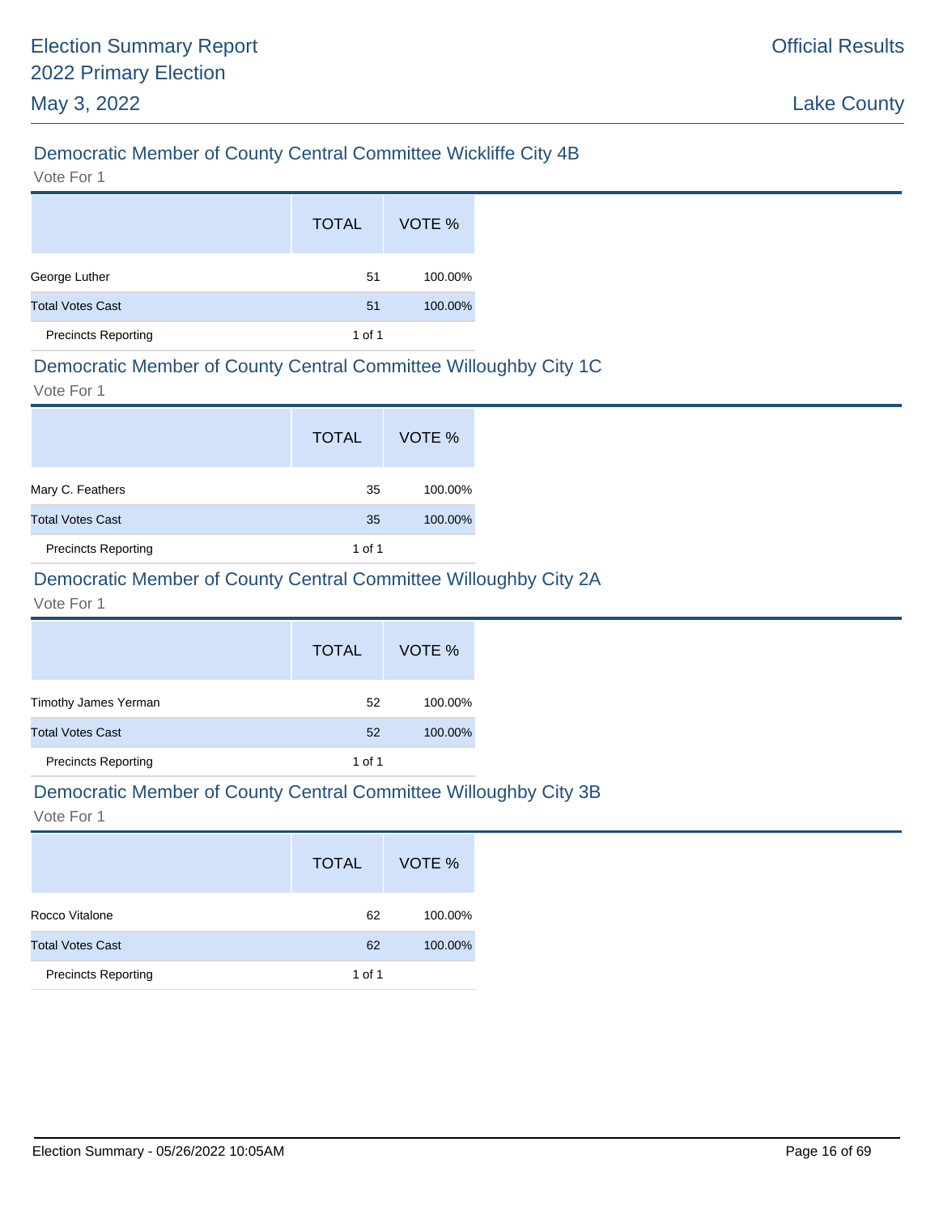## Democratic Member of County Central Committee Wickliffe City 4B

Vote For 1

| | TOTAL | VOTE % |
|---|---|---|
| George Luther | 51 | 100.00% |
| Total Votes Cast | 51 | 100.00% |
| Precincts Reporting | 1 of 1 | |

## Democratic Member of County Central Committee Willoughby City 1C

Vote For 1

| | TOTAL | VOTE % |
|---|---|---|
| Mary C. Feathers | 35 | 100.00% |
| Total Votes Cast | 35 | 100.00% |
| Precincts Reporting | 1 of 1 | |

## Democratic Member of County Central Committee Willoughby City 2A

Vote For 1

| | TOTAL | VOTE % |
|---|---|---|
| Timothy James Yerman | 52 | 100.00% |
| Total Votes Cast | 52 | 100.00% |
| Precincts Reporting | 1 of 1 | |

## Democratic Member of County Central Committee Willoughby City 3B

Vote For 1

| | TOTAL | VOTE % |
|---|---|---|
| Rocco Vitalone | 62 | 100.00% |
| Total Votes Cast | 62 | 100.00% |
| Precincts Reporting | 1 of 1 | |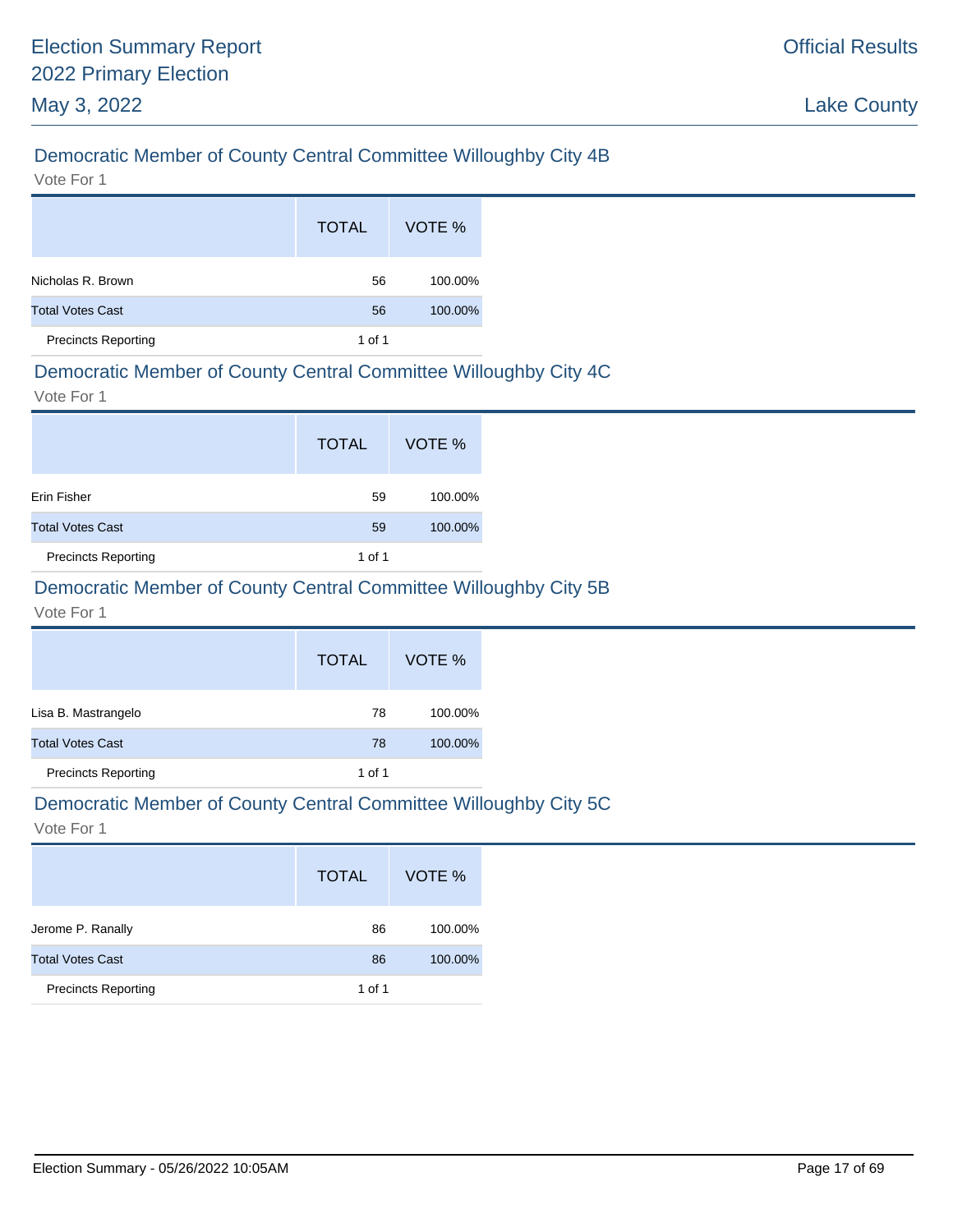## Democratic Member of County Central Committee Willoughby City 4B

Vote For 1

| | TOTAL | VOTE % |
|---|---|---|
| Nicholas R. Brown | 56 | 100.00% |
| Total Votes Cast | 56 | 100.00% |
| Precincts Reporting | 1 of 1 | |

## Democratic Member of County Central Committee Willoughby City 4C

Vote For 1

| | TOTAL | VOTE % |
|---|---|---|
| Erin Fisher | 59 | 100.00% |
| Total Votes Cast | 59 | 100.00% |
| Precincts Reporting | 1 of 1 | |

## Democratic Member of County Central Committee Willoughby City 5B

Vote For 1

| | TOTAL | VOTE % |
|---|---|---|
| Lisa B. Mastrangelo | 78 | 100.00% |
| Total Votes Cast | 78 | 100.00% |
| Precincts Reporting | 1 of 1 | |

## Democratic Member of County Central Committee Willoughby City 5C

Vote For 1

| | TOTAL | VOTE % |
|---|---|---|
| Jerome P. Ranally | 86 | 100.00% |
| Total Votes Cast | 86 | 100.00% |
| Precincts Reporting | 1 of 1 | |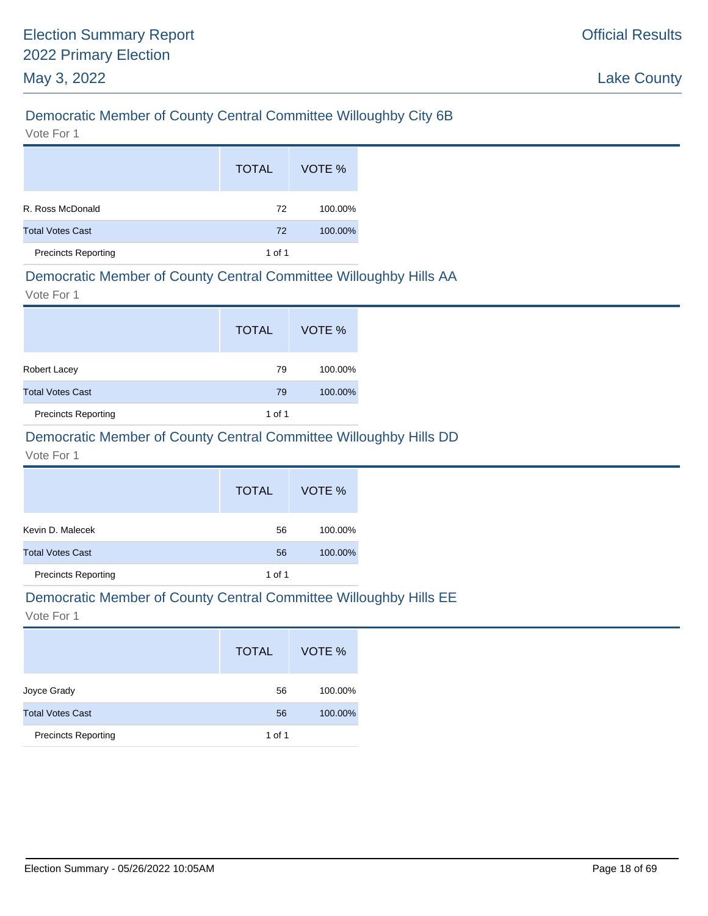## Democratic Member of County Central Committee Willoughby City 6B

Vote For 1

| | TOTAL | VOTE % |
|---|---|---|
| R. Ross McDonald | 72 | 100.00% |
| Total Votes Cast | 72 | 100.00% |
| Precincts Reporting | 1 of 1 | |

## Democratic Member of County Central Committee Willoughby Hills AA

Vote For 1

| | TOTAL | VOTE % |
|---|---|---|
| Robert Lacey | 79 | 100.00% |
| Total Votes Cast | 79 | 100.00% |
| Precincts Reporting | 1 of 1 | |

## Democratic Member of County Central Committee Willoughby Hills DD

Vote For 1

| | TOTAL | VOTE % |
|---|---|---|
| Kevin D. Malecek | 56 | 100.00% |
| Total Votes Cast | 56 | 100.00% |
| Precincts Reporting | 1 of 1 | |

## Democratic Member of County Central Committee Willoughby Hills EE

Vote For 1

| | TOTAL | VOTE % |
|---|---|---|
| Joyce Grady | 56 | 100.00% |
| Total Votes Cast | 56 | 100.00% |
| Precincts Reporting | 1 of 1 | |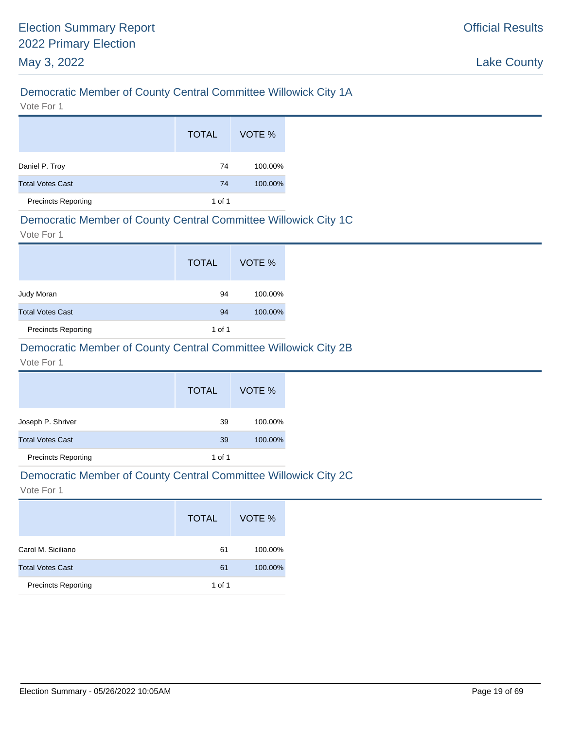## Democratic Member of County Central Committee Willowick City 1A

Vote For 1

| | TOTAL | VOTE % |
|---|---|---|
| Daniel P. Troy | 74 | 100.00% |
| Total Votes Cast | 74 | 100.00% |
| Precincts Reporting | 1 of 1 | |

## Democratic Member of County Central Committee Willowick City 1C

Vote For 1

| | TOTAL | VOTE % |
|---|---|---|
| Judy Moran | 94 | 100.00% |
| Total Votes Cast | 94 | 100.00% |
| Precincts Reporting | 1 of 1 | |

## Democratic Member of County Central Committee Willowick City 2B

Vote For 1

| | TOTAL | VOTE % |
|---|---|---|
| Joseph P. Shriver | 39 | 100.00% |
| Total Votes Cast | 39 | 100.00% |
| Precincts Reporting | 1 of 1 | |

## Democratic Member of County Central Committee Willowick City 2C

Vote For 1

| | TOTAL | VOTE % |
|---|---|---|
| Carol M. Siciliano | 61 | 100.00% |
| Total Votes Cast | 61 | 100.00% |
| Precincts Reporting | 1 of 1 | |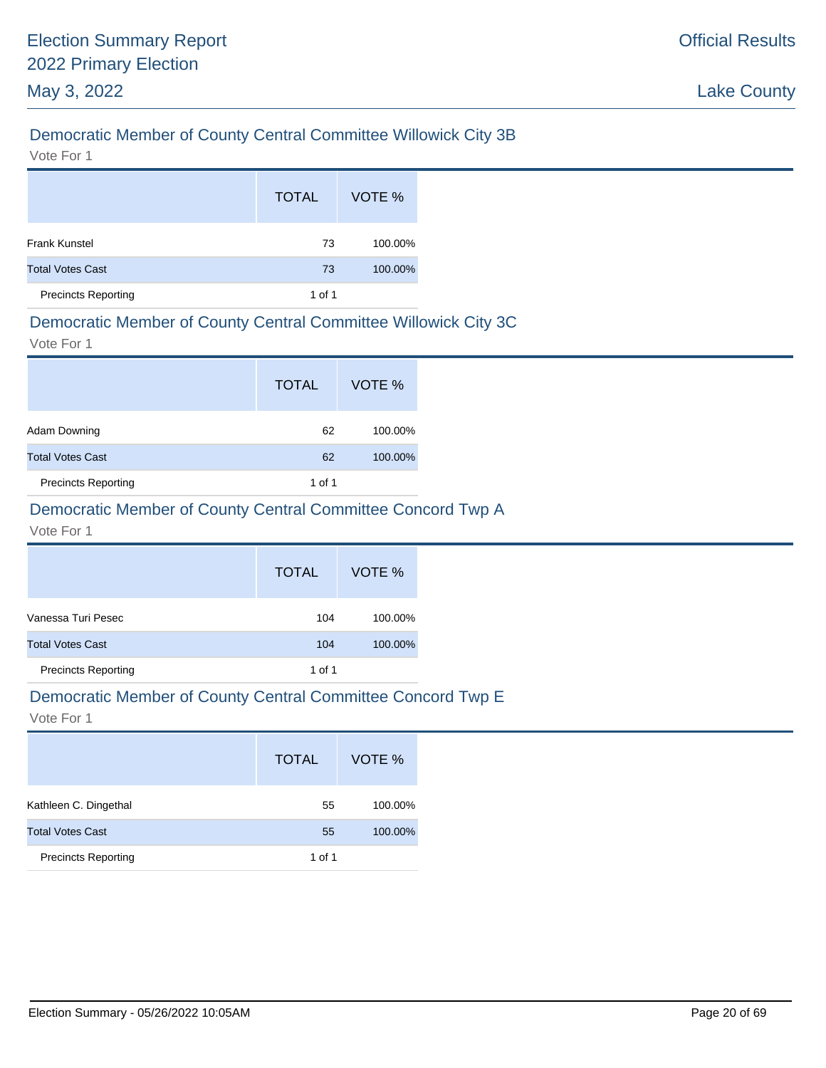## Democratic Member of County Central Committee Willowick City 3B

Vote For 1

| | TOTAL | VOTE % |
|---|---|---|
| Frank Kunstel | 73 | 100.00% |
| Total Votes Cast | 73 | 100.00% |
| Precincts Reporting | 1 of 1 | |

## Democratic Member of County Central Committee Willowick City 3C

Vote For 1

| | TOTAL | VOTE % |
|---|---|---|
| Adam Downing | 62 | 100.00% |
| Total Votes Cast | 62 | 100.00% |
| Precincts Reporting | 1 of 1 | |

## Democratic Member of County Central Committee Concord Twp A

Vote For 1

| | TOTAL | VOTE % |
|---|---|---|
| Vanessa Turi Pesec | 104 | 100.00% |
| Total Votes Cast | 104 | 100.00% |
| Precincts Reporting | 1 of 1 | |

## Democratic Member of County Central Committee Concord Twp E

Vote For 1

| | TOTAL | VOTE % |
|---|---|---|
| Kathleen C. Dingethal | 55 | 100.00% |
| Total Votes Cast | 55 | 100.00% |
| Precincts Reporting | 1 of 1 | |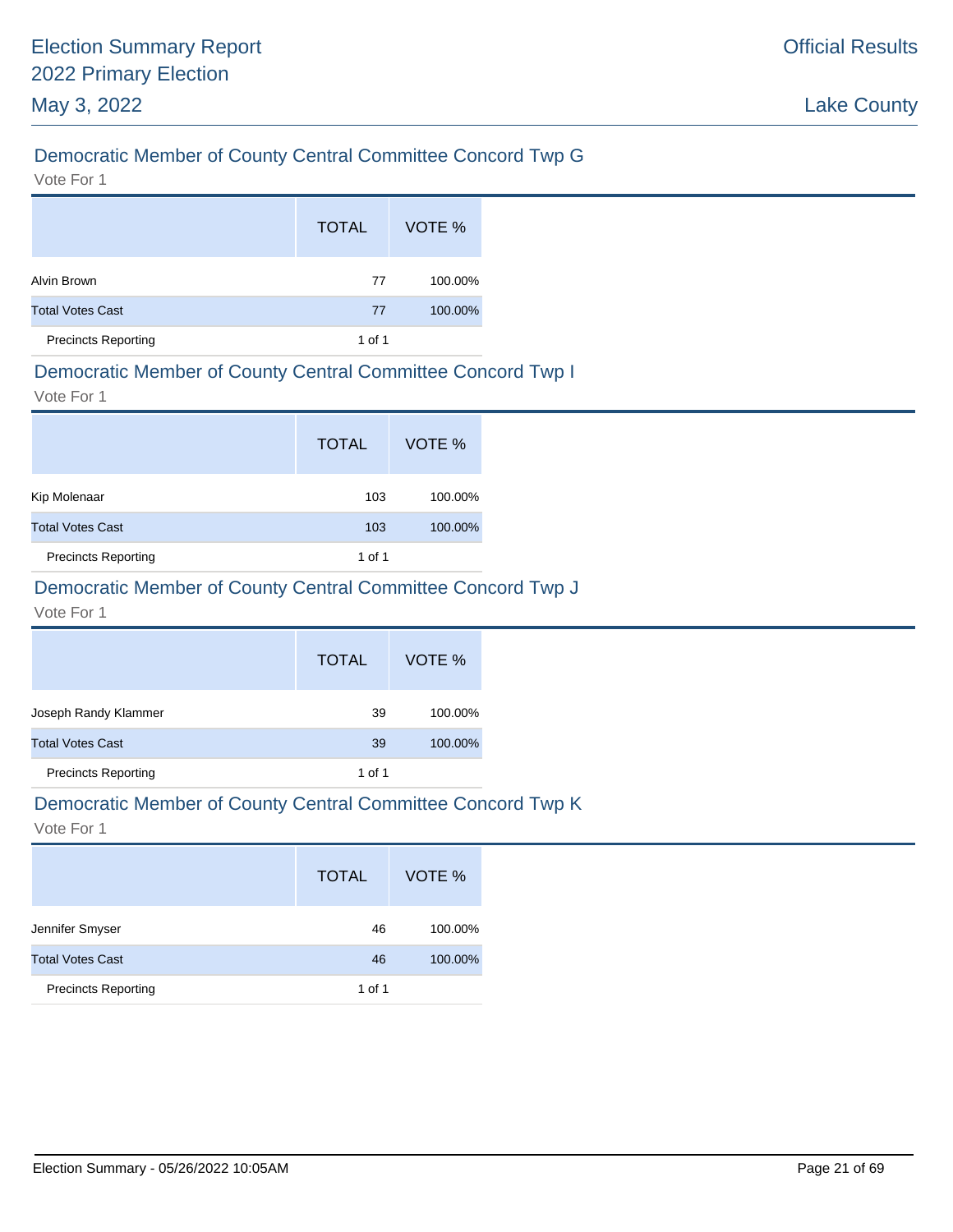## Democratic Member of County Central Committee Concord Twp G

Vote For 1

| | TOTAL | VOTE % |
|---|---|---|
| Alvin Brown | 77 | 100.00% |
| Total Votes Cast | 77 | 100.00% |
| Precincts Reporting | 1 of 1 | |

## Democratic Member of County Central Committee Concord Twp I

Vote For 1

| | TOTAL | VOTE % |
|---|---|---|
| Kip Molenaar | 103 | 100.00% |
| Total Votes Cast | 103 | 100.00% |
| Precincts Reporting | 1 of 1 | |

## Democratic Member of County Central Committee Concord Twp J

Vote For 1

| | TOTAL | VOTE % |
|---|---|---|
| Joseph Randy Klammer | 39 | 100.00% |
| Total Votes Cast | 39 | 100.00% |
| Precincts Reporting | 1 of 1 | |

## Democratic Member of County Central Committee Concord Twp K

Vote For 1

| | TOTAL | VOTE % |
|---|---|---|
| Jennifer Smyser | 46 | 100.00% |
| Total Votes Cast | 46 | 100.00% |
| Precincts Reporting | 1 of 1 | |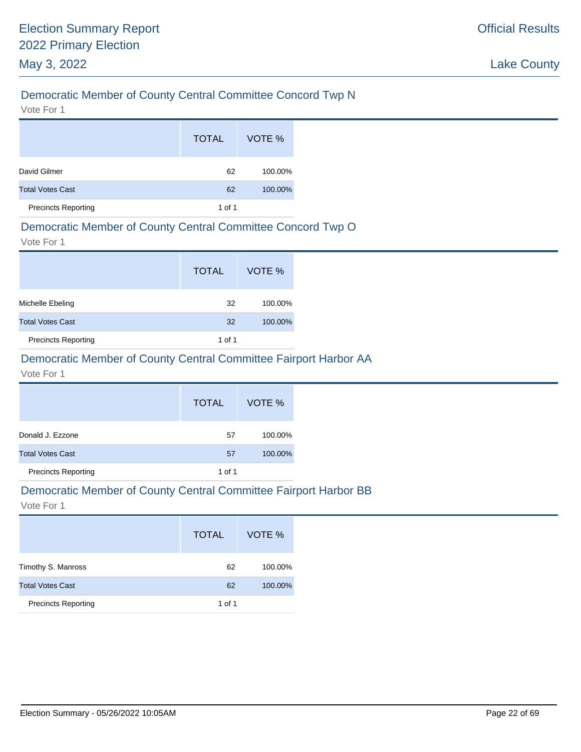## Democratic Member of County Central Committee Concord Twp N

Vote For 1

| | TOTAL | VOTE % |
|---|---|---|
| David Gilmer | 62 | 100.00% |
| Total Votes Cast | 62 | 100.00% |
| Precincts Reporting | 1 of 1 | |

## Democratic Member of County Central Committee Concord Twp O

Vote For 1

| | TOTAL | VOTE % |
|---|---|---|
| Michelle Ebeling | 32 | 100.00% |
| Total Votes Cast | 32 | 100.00% |
| Precincts Reporting | 1 of 1 | |

## Democratic Member of County Central Committee Fairport Harbor AA

Vote For 1

| | TOTAL | VOTE % |
|---|---|---|
| Donald J. Ezzone | 57 | 100.00% |
| Total Votes Cast | 57 | 100.00% |
| Precincts Reporting | 1 of 1 | |

## Democratic Member of County Central Committee Fairport Harbor BB

Vote For 1

| | TOTAL | VOTE % |
|---|---|---|
| Timothy S. Manross | 62 | 100.00% |
| Total Votes Cast | 62 | 100.00% |
| Precincts Reporting | 1 of 1 | |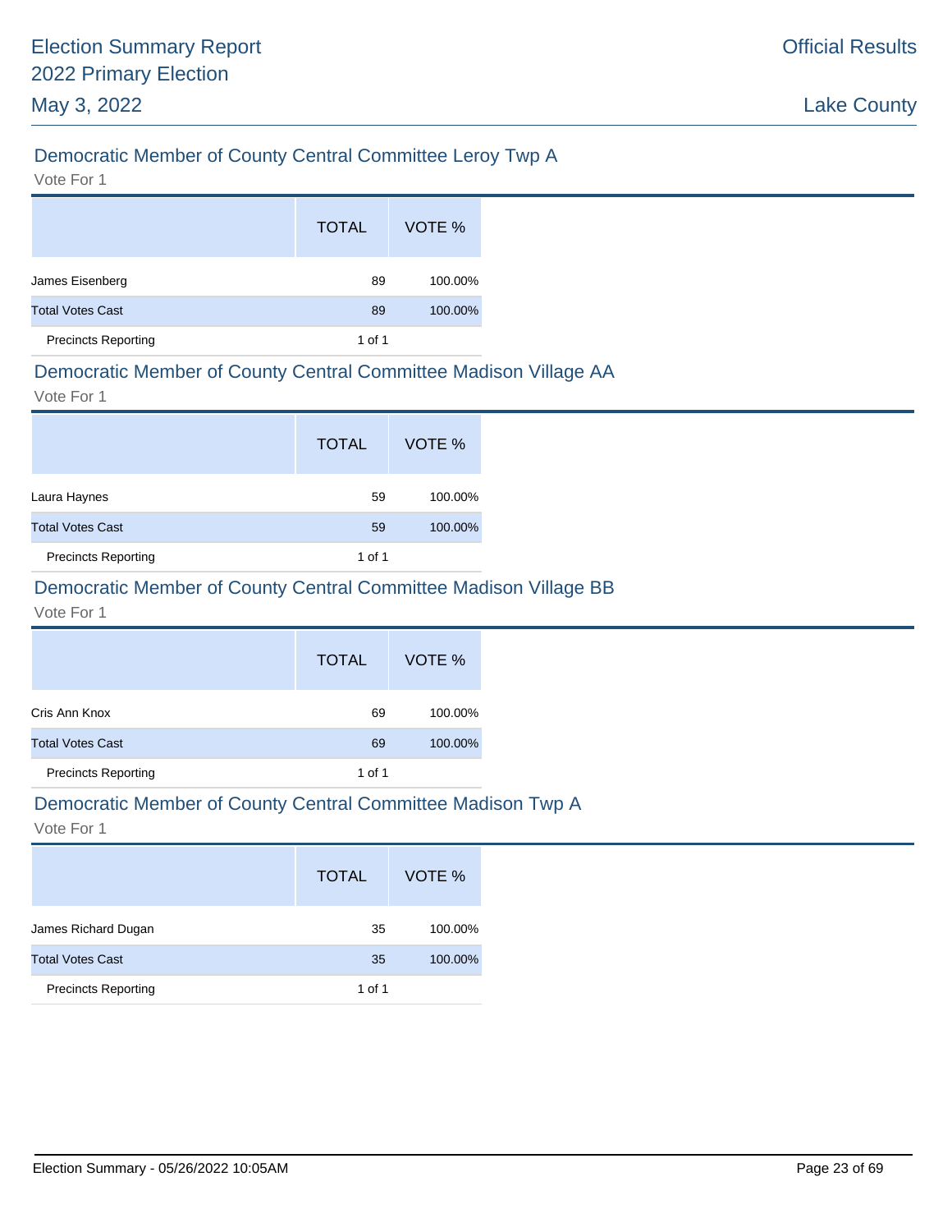## Democratic Member of County Central Committee Leroy Twp A

Vote For 1

| | TOTAL | VOTE % |
|---|---|---|
| James Eisenberg | 89 | 100.00% |
| Total Votes Cast | 89 | 100.00% |
| Precincts Reporting | 1 of 1 | |

## Democratic Member of County Central Committee Madison Village AA

Vote For 1

| | TOTAL | VOTE % |
|---|---|---|
| Laura Haynes | 59 | 100.00% |
| Total Votes Cast | 59 | 100.00% |
| Precincts Reporting | 1 of 1 | |

## Democratic Member of County Central Committee Madison Village BB

Vote For 1

| | TOTAL | VOTE % |
|---|---|---|
| Cris Ann Knox | 69 | 100.00% |
| Total Votes Cast | 69 | 100.00% |
| Precincts Reporting | 1 of 1 | |

## Democratic Member of County Central Committee Madison Twp A

Vote For 1

| | TOTAL | VOTE % |
|---|---|---|
| James Richard Dugan | 35 | 100.00% |
| Total Votes Cast | 35 | 100.00% |
| Precincts Reporting | 1 of 1 | |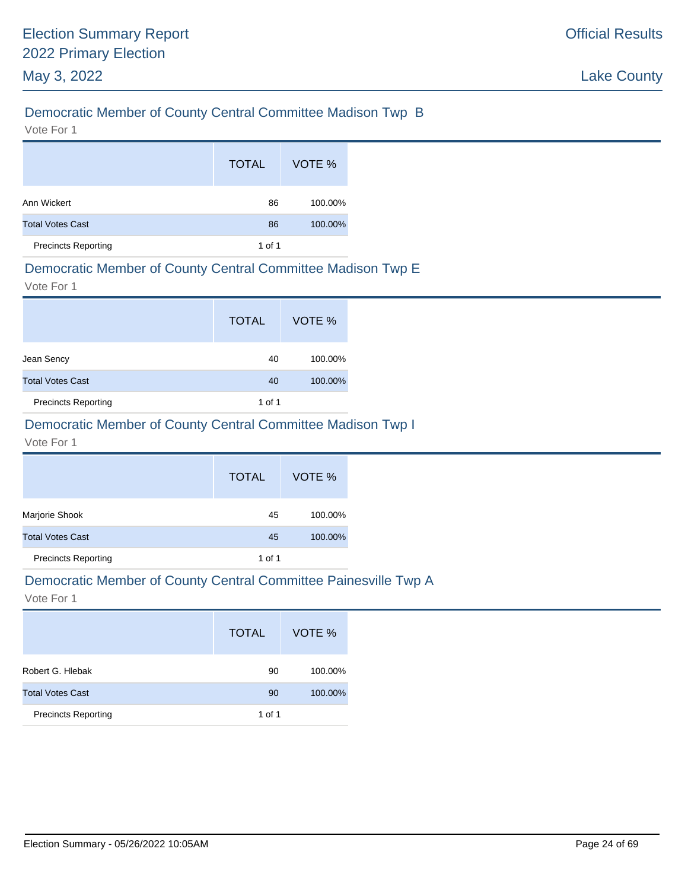## Democratic Member of County Central Committee Madison Twp B

Vote For 1

| | TOTAL | VOTE % |
|---|---|---|
| Ann Wickert | 86 | 100.00% |
| Total Votes Cast | 86 | 100.00% |
| Precincts Reporting | 1 of 1 | |

## Democratic Member of County Central Committee Madison Twp E

Vote For 1

| | TOTAL | VOTE % |
|---|---|---|
| Jean Sency | 40 | 100.00% |
| Total Votes Cast | 40 | 100.00% |
| Precincts Reporting | 1 of 1 | |

## Democratic Member of County Central Committee Madison Twp I

Vote For 1

| | TOTAL | VOTE % |
|---|---|---|
| Marjorie Shook | 45 | 100.00% |
| Total Votes Cast | 45 | 100.00% |
| Precincts Reporting | 1 of 1 | |

## Democratic Member of County Central Committee Painesville Twp A

Vote For 1

| | TOTAL | VOTE % |
|---|---|---|
| Robert G. Hlebak | 90 | 100.00% |
| Total Votes Cast | 90 | 100.00% |
| Precincts Reporting | 1 of 1 | |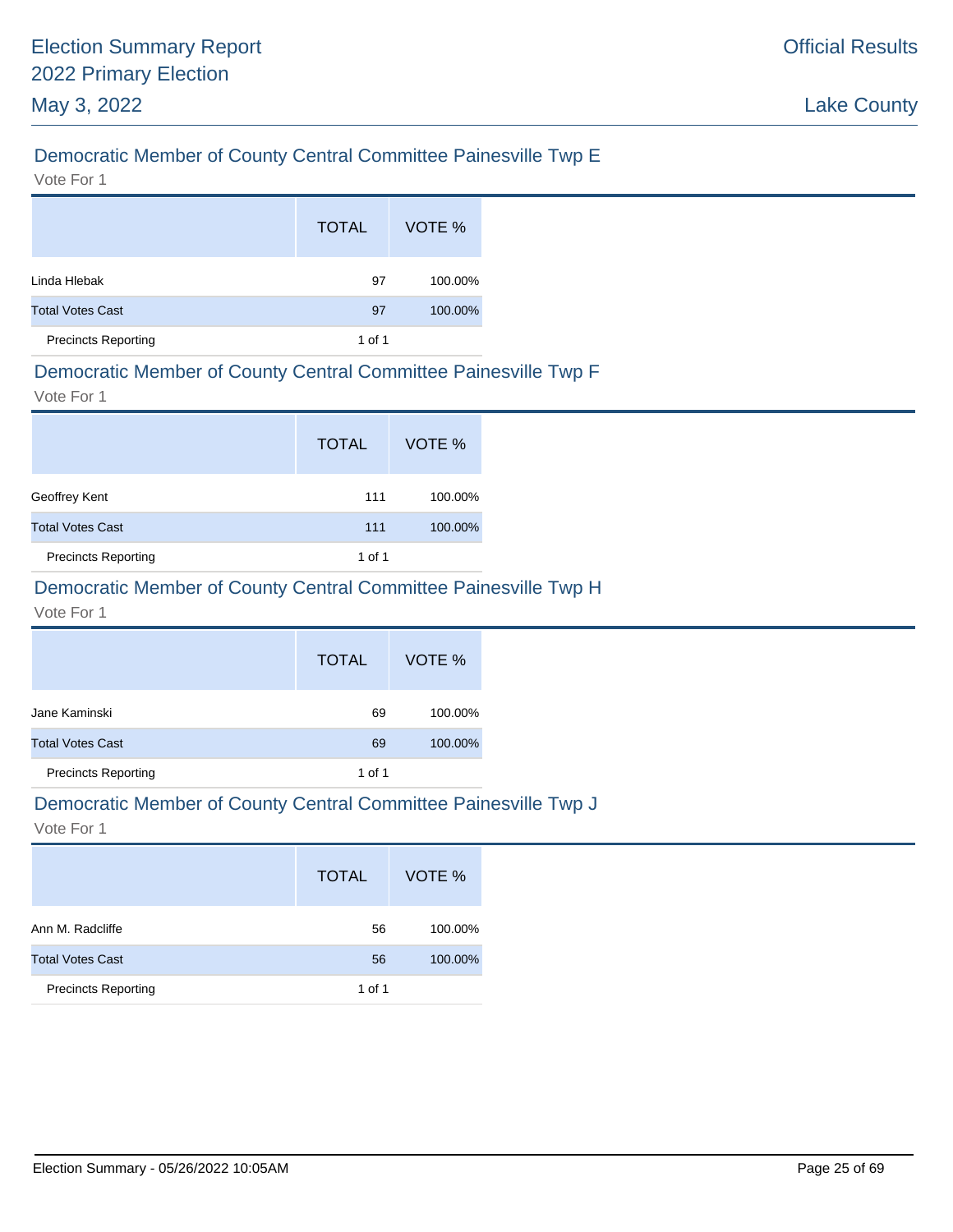## Democratic Member of County Central Committee Painesville Twp E

Vote For 1

| | TOTAL | VOTE % |
|---|---|---|
| Linda Hlebak | 97 | 100.00% |
| Total Votes Cast | 97 | 100.00% |
| Precincts Reporting | 1 of 1 | |

## Democratic Member of County Central Committee Painesville Twp F

Vote For 1

| | TOTAL | VOTE % |
|---|---|---|
| Geoffrey Kent | 111 | 100.00% |
| Total Votes Cast | 111 | 100.00% |
| Precincts Reporting | 1 of 1 | |

## Democratic Member of County Central Committee Painesville Twp H

Vote For 1

| | TOTAL | VOTE % |
|---|---|---|
| Jane Kaminski | 69 | 100.00% |
| Total Votes Cast | 69 | 100.00% |
| Precincts Reporting | 1 of 1 | |

## Democratic Member of County Central Committee Painesville Twp J

Vote For 1

| | TOTAL | VOTE % |
|---|---|---|
| Ann M. Radcliffe | 56 | 100.00% |
| Total Votes Cast | 56 | 100.00% |
| Precincts Reporting | 1 of 1 | |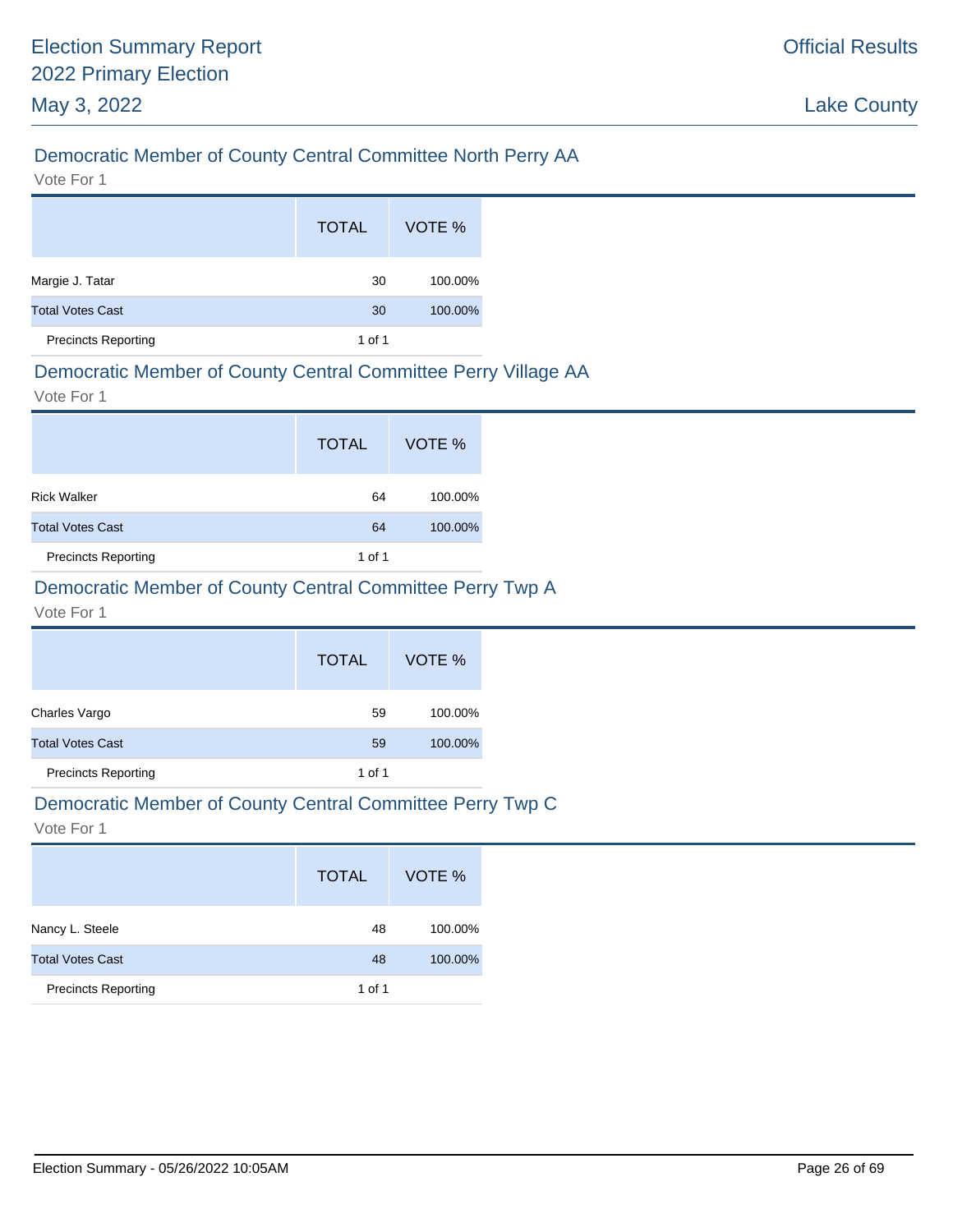## Democratic Member of County Central Committee North Perry AA

Vote For 1

| | TOTAL | VOTE % |
|---|---|---|
| Margie J. Tatar | 30 | 100.00% |
| Total Votes Cast | 30 | 100.00% |
| Precincts Reporting | 1 of 1 | |

## Democratic Member of County Central Committee Perry Village AA

Vote For 1

| | TOTAL | VOTE % |
|---|---|---|
| Rick Walker | 64 | 100.00% |
| Total Votes Cast | 64 | 100.00% |
| Precincts Reporting | 1 of 1 | |

## Democratic Member of County Central Committee Perry Twp A

Vote For 1

| | TOTAL | VOTE % |
|---|---|---|
| Charles Vargo | 59 | 100.00% |
| Total Votes Cast | 59 | 100.00% |
| Precincts Reporting | 1 of 1 | |

## Democratic Member of County Central Committee Perry Twp C

Vote For 1

| | TOTAL | VOTE % |
|---|---|---|
| Nancy L. Steele | 48 | 100.00% |
| Total Votes Cast | 48 | 100.00% |
| Precincts Reporting | 1 of 1 | |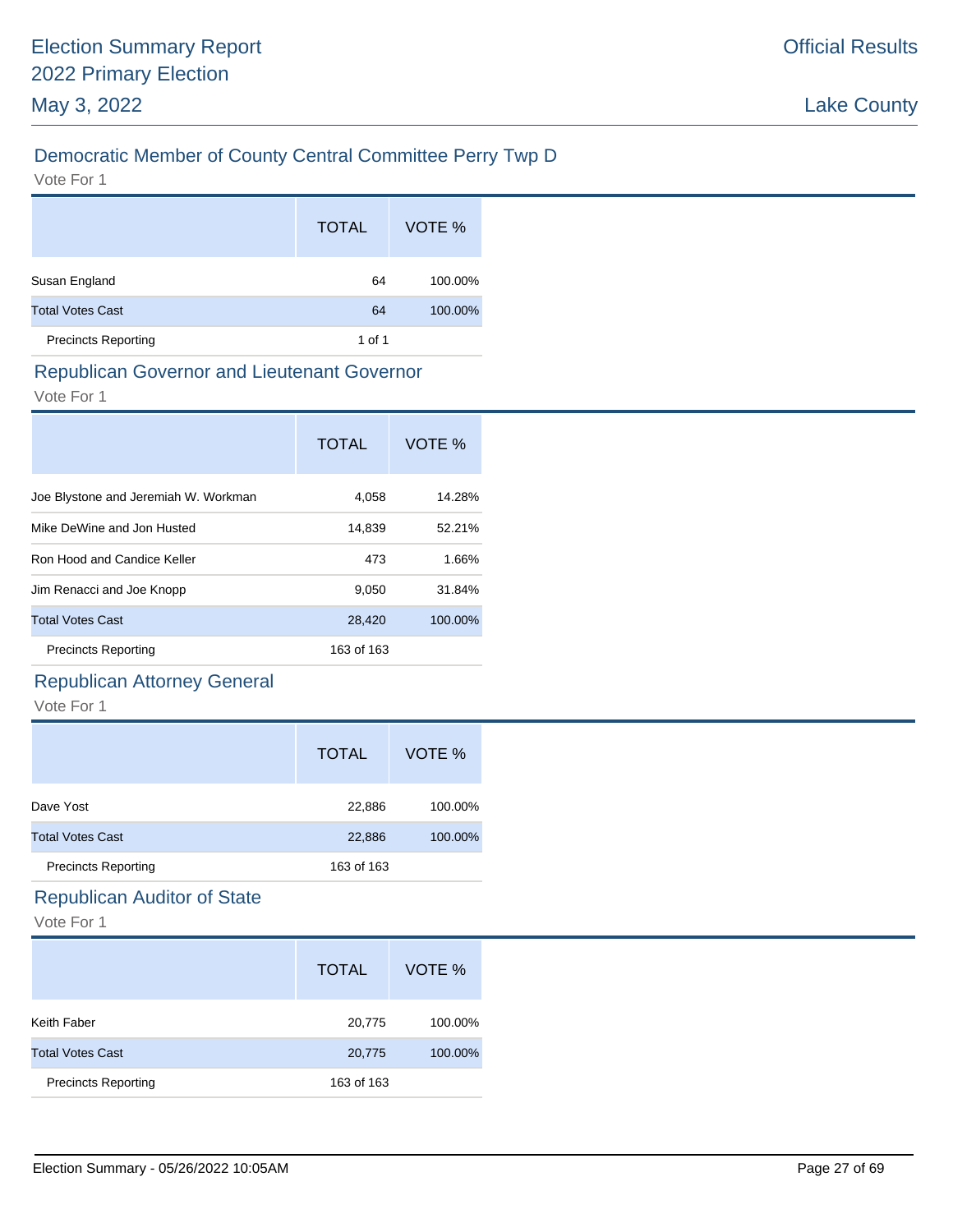## Democratic Member of County Central Committee Perry Twp D

Vote For 1

| | TOTAL | VOTE % |
|---|---|---|
| Susan England | 64 | 100.00% |
| Total Votes Cast | 64 | 100.00% |
| Precincts Reporting | 1 of 1 | |

## Republican Governor and Lieutenant Governor

Vote For 1

| | TOTAL | VOTE % |
|---|---|---|
| Joe Blystone and Jeremiah W. Workman | 4,058 | 14.28% |
| Mike DeWine and Jon Husted | 14,839 | 52.21% |
| Ron Hood and Candice Keller | 473 | 1.66% |
| Jim Renacci and Joe Knopp | 9,050 | 31.84% |
| Total Votes Cast | 28,420 | 100.00% |
| Precincts Reporting | 163 of 163 | |

## Republican Attorney General

Vote For 1

| | TOTAL | VOTE % |
|---|---|---|
| Dave Yost | 22,886 | 100.00% |
| Total Votes Cast | 22,886 | 100.00% |
| Precincts Reporting | 163 of 163 | |

## Republican Auditor of State

Vote For 1

| | TOTAL | VOTE % |
|---|---|---|
| Keith Faber | 20,775 | 100.00% |
| Total Votes Cast | 20,775 | 100.00% |
| Precincts Reporting | 163 of 163 | |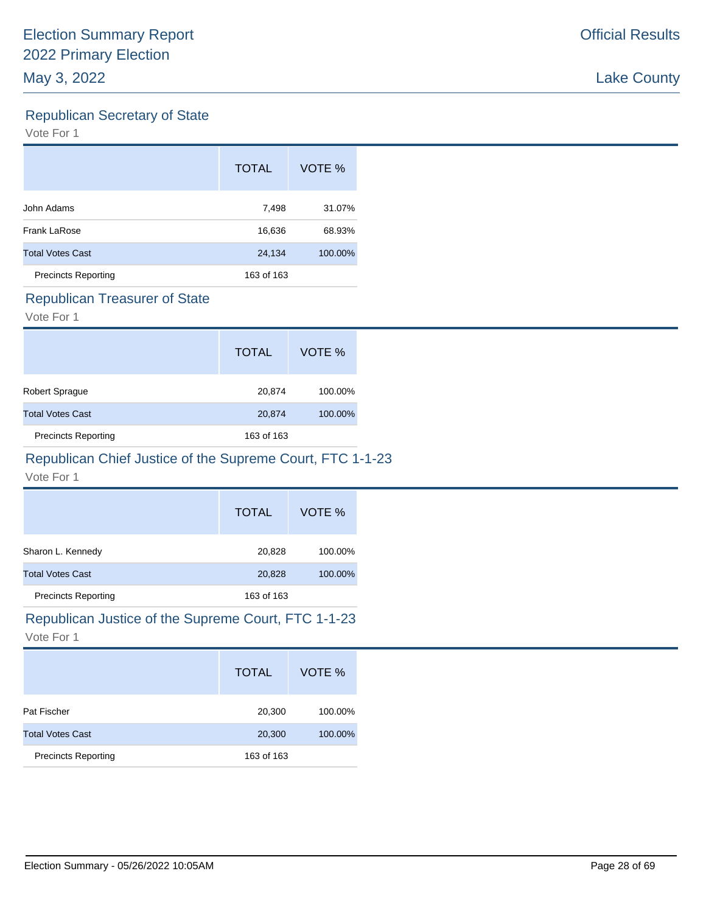## Republican Secretary of State

Vote For 1

| | TOTAL | VOTE % |
|---|---|---|
| John Adams | 7,498 | 31.07% |
| Frank LaRose | 16,636 | 68.93% |
| Total Votes Cast | 24,134 | 100.00% |
| Precincts Reporting | 163 of 163 | |

## Republican Treasurer of State

Vote For 1

| | TOTAL | VOTE % |
|---|---|---|
| Robert Sprague | 20,874 | 100.00% |
| Total Votes Cast | 20,874 | 100.00% |
| Precincts Reporting | 163 of 163 | |

## Republican Chief Justice of the Supreme Court, FTC 1-1-23

Vote For 1

| | TOTAL | VOTE % |
|---|---|---|
| Sharon L. Kennedy | 20,828 | 100.00% |
| Total Votes Cast | 20,828 | 100.00% |
| Precincts Reporting | 163 of 163 | |

## Republican Justice of the Supreme Court, FTC 1-1-23

Vote For 1

| | TOTAL | VOTE % |
|---|---|---|
| Pat Fischer | 20,300 | 100.00% |
| Total Votes Cast | 20,300 | 100.00% |
| Precincts Reporting | 163 of 163 | |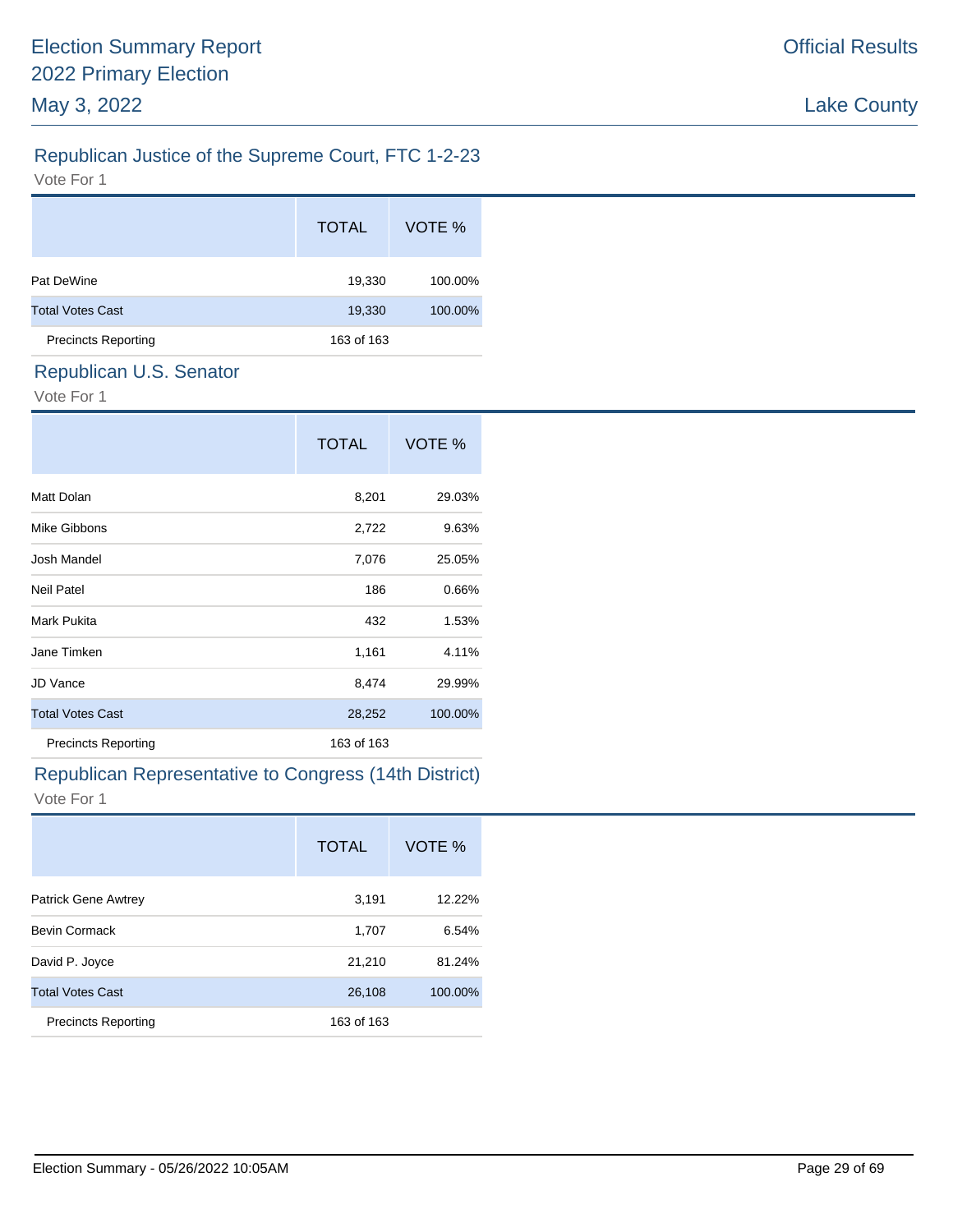## Republican Justice of the Supreme Court, FTC 1-2-23

Vote For 1

| | TOTAL | VOTE % |
|---|---|---|
| Pat DeWine | 19,330 | 100.00% |
| Total Votes Cast | 19,330 | 100.00% |
| Precincts Reporting | 163 of 163 | |

## Republican U.S. Senator

Vote For 1

| | TOTAL | VOTE % |
|---|---|---|
| Matt Dolan | 8,201 | 29.03% |
| Mike Gibbons | 2,722 | 9.63% |
| Josh Mandel | 7,076 | 25.05% |
| Neil Patel | 186 | 0.66% |
| Mark Pukita | 432 | 1.53% |
| Jane Timken | 1,161 | 4.11% |
| JD Vance | 8,474 | 29.99% |
| Total Votes Cast | 28,252 | 100.00% |
| Precincts Reporting | 163 of 163 | |

## Republican Representative to Congress (14th District)

Vote For 1

| | TOTAL | VOTE % |
|---|---|---|
| Patrick Gene Awtrey | 3,191 | 12.22% |
| Bevin Cormack | 1,707 | 6.54% |
| David P. Joyce | 21,210 | 81.24% |
| Total Votes Cast | 26,108 | 100.00% |
| Precincts Reporting | 163 of 163 | |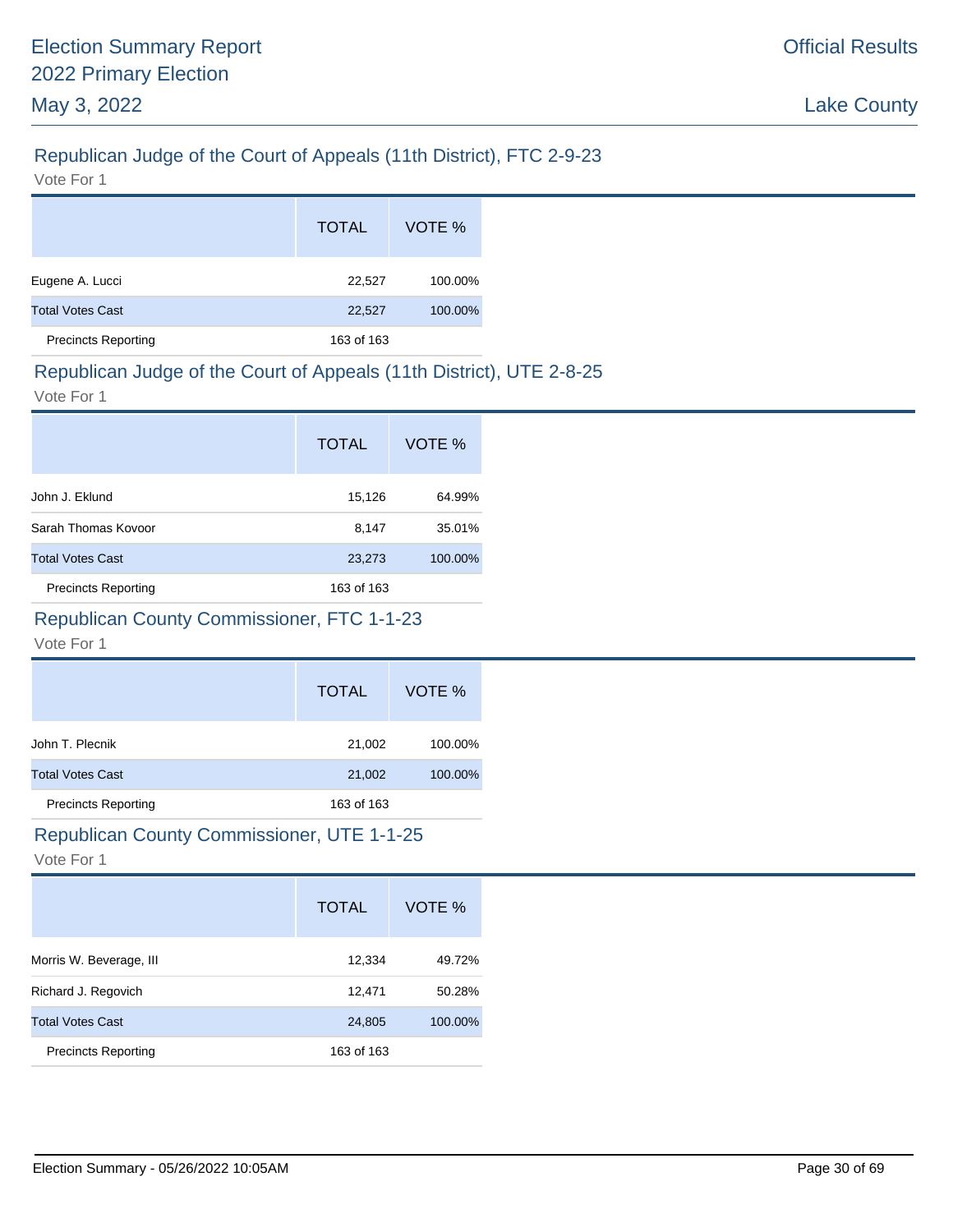## Republican Judge of the Court of Appeals (11th District), FTC 2-9-23

Vote For 1

| | TOTAL | VOTE % |
|---|---|---|
| Eugene A. Lucci | 22,527 | 100.00% |
| Total Votes Cast | 22,527 | 100.00% |
| Precincts Reporting | 163 of 163 | |

## Republican Judge of the Court of Appeals (11th District), UTE 2-8-25

Vote For 1

| | TOTAL | VOTE % |
|---|---|---|
| John J. Eklund | 15,126 | 64.99% |
| Sarah Thomas Kovoor | 8,147 | 35.01% |
| Total Votes Cast | 23,273 | 100.00% |
| Precincts Reporting | 163 of 163 | |

## Republican County Commissioner, FTC 1-1-23

Vote For 1

| | TOTAL | VOTE % |
|---|---|---|
| John T. Plecnik | 21,002 | 100.00% |
| Total Votes Cast | 21,002 | 100.00% |
| Precincts Reporting | 163 of 163 | |

## Republican County Commissioner, UTE 1-1-25

Vote For 1

| | TOTAL | VOTE % |
|---|---|---|
| Morris W. Beverage, III | 12,334 | 49.72% |
| Richard J. Regovich | 12,471 | 50.28% |
| Total Votes Cast | 24,805 | 100.00% |
| Precincts Reporting | 163 of 163 | |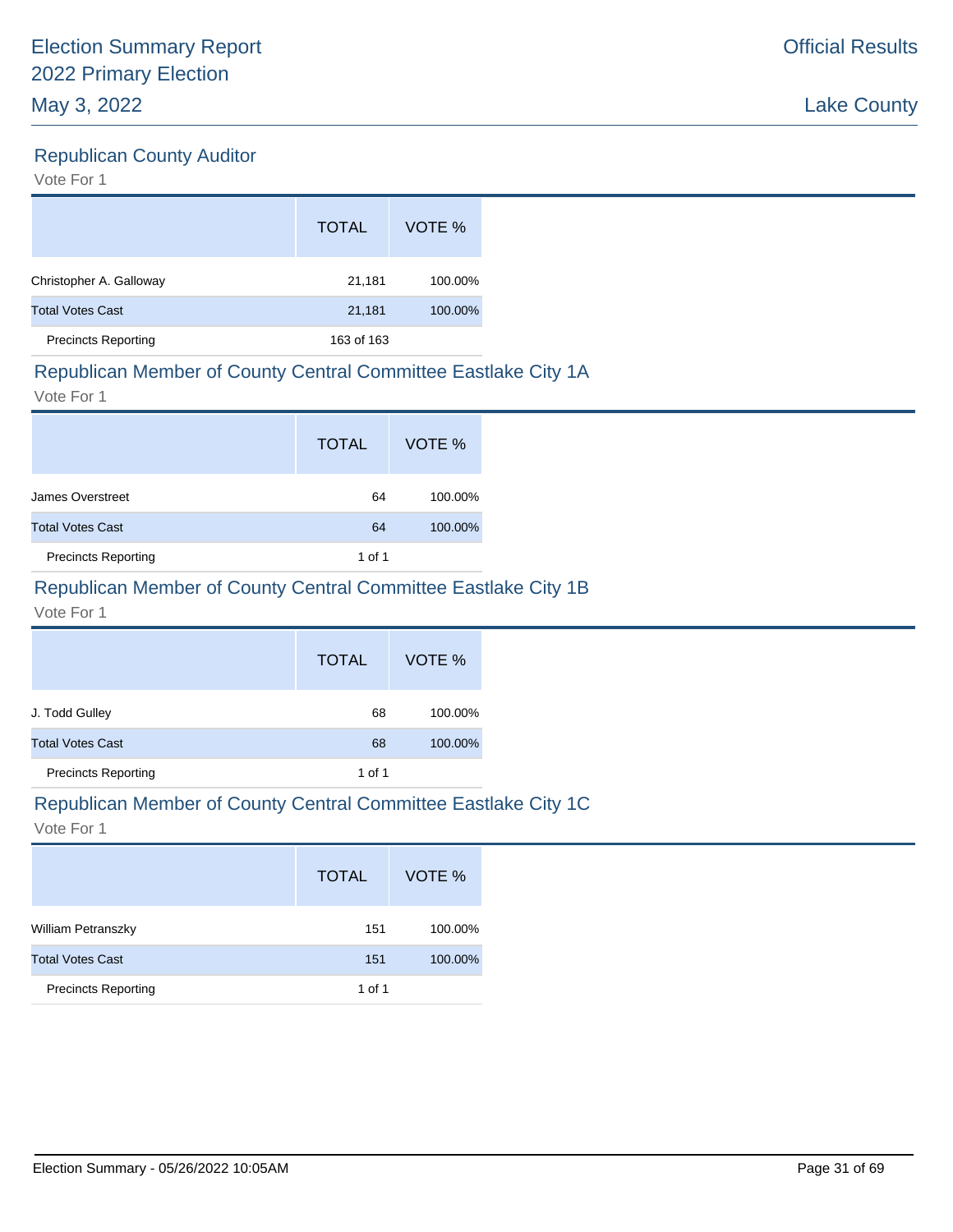## Republican County Auditor

Vote For 1

| | TOTAL | VOTE % |
|---|---|---|
| Christopher A. Galloway | 21,181 | 100.00% |
| Total Votes Cast | 21,181 | 100.00% |
| Precincts Reporting | 163 of 163 | |

## Republican Member of County Central Committee Eastlake City 1A

Vote For 1

| | TOTAL | VOTE % |
|---|---|---|
| James Overstreet | 64 | 100.00% |
| Total Votes Cast | 64 | 100.00% |
| Precincts Reporting | 1 of 1 | |

## Republican Member of County Central Committee Eastlake City 1B

Vote For 1

| | TOTAL | VOTE % |
|---|---|---|
| J. Todd Gulley | 68 | 100.00% |
| Total Votes Cast | 68 | 100.00% |
| Precincts Reporting | 1 of 1 | |

## Republican Member of County Central Committee Eastlake City 1C

Vote For 1

| | TOTAL | VOTE % |
|---|---|---|
| William Petranszky | 151 | 100.00% |
| Total Votes Cast | 151 | 100.00% |
| Precincts Reporting | 1 of 1 | |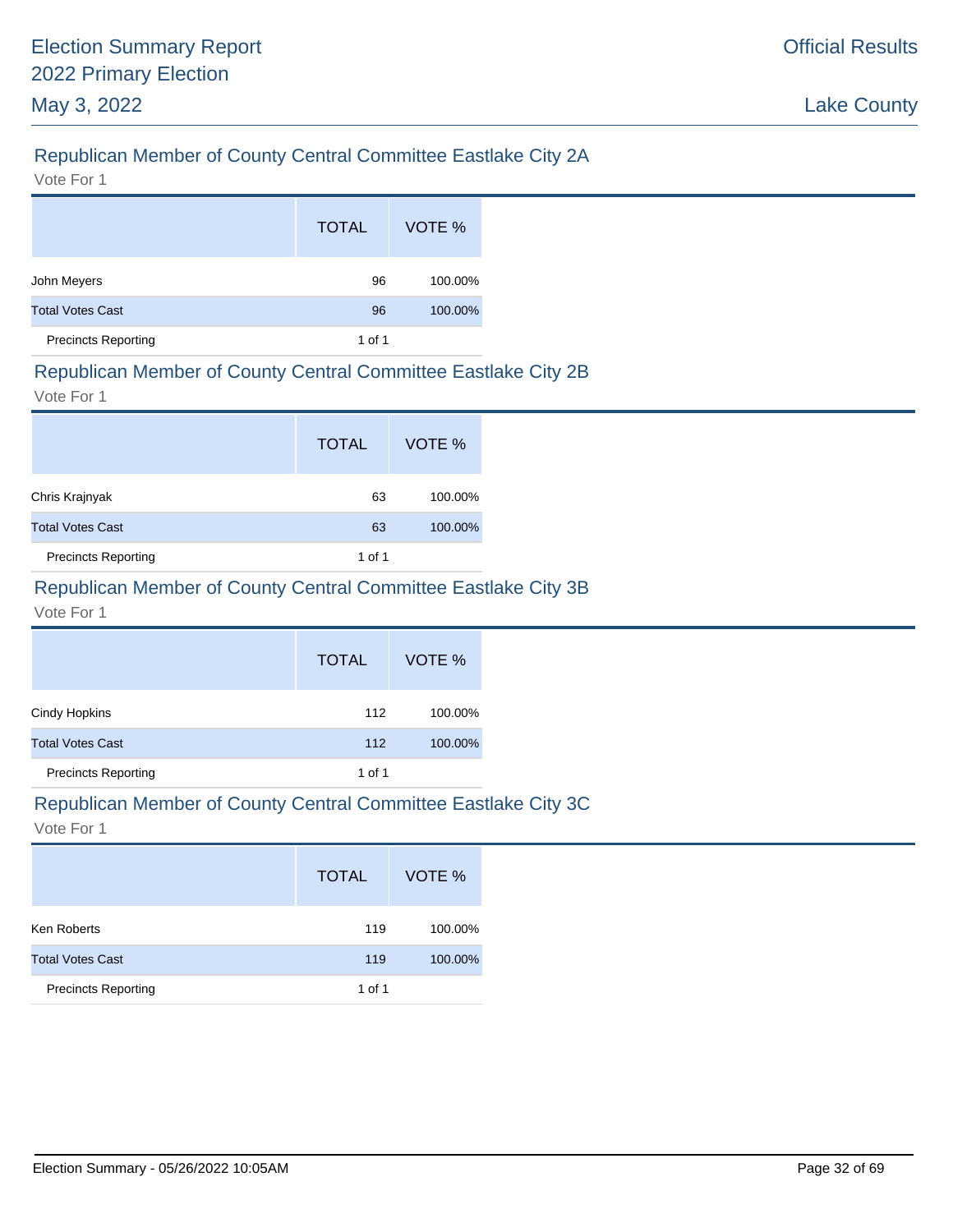## Republican Member of County Central Committee Eastlake City 2A

Vote For 1

| | TOTAL | VOTE % |
|---|---|---|
| John Meyers | 96 | 100.00% |
| Total Votes Cast | 96 | 100.00% |
| Precincts Reporting | 1 of 1 | |

## Republican Member of County Central Committee Eastlake City 2B

Vote For 1

| | TOTAL | VOTE % |
|---|---|---|
| Chris Krajnyak | 63 | 100.00% |
| Total Votes Cast | 63 | 100.00% |
| Precincts Reporting | 1 of 1 | |

## Republican Member of County Central Committee Eastlake City 3B

Vote For 1

| | TOTAL | VOTE % |
|---|---|---|
| Cindy Hopkins | 112 | 100.00% |
| Total Votes Cast | 112 | 100.00% |
| Precincts Reporting | 1 of 1 | |

## Republican Member of County Central Committee Eastlake City 3C

Vote For 1

| | TOTAL | VOTE % |
|---|---|---|
| Ken Roberts | 119 | 100.00% |
| Total Votes Cast | 119 | 100.00% |
| Precincts Reporting | 1 of 1 | |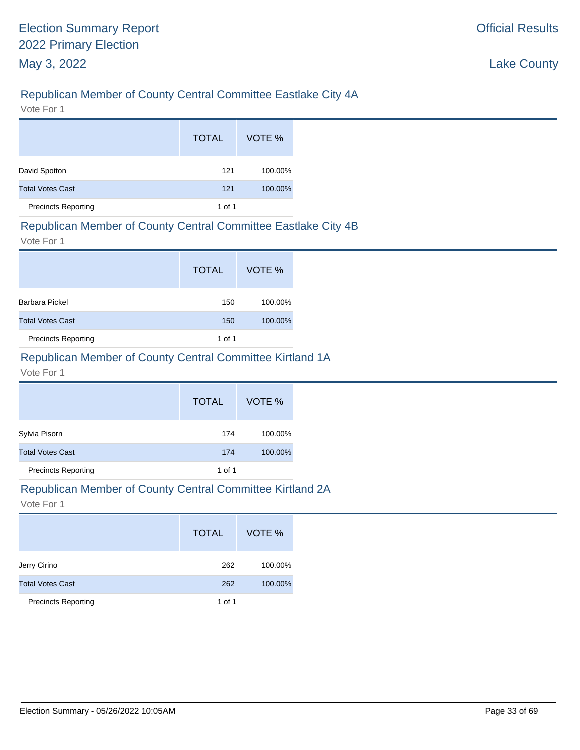## Republican Member of County Central Committee Eastlake City 4A

Vote For 1

| | TOTAL | VOTE % |
|---|---|---|
| David Spotton | 121 | 100.00% |
| Total Votes Cast | 121 | 100.00% |
| Precincts Reporting | 1 of 1 | |

## Republican Member of County Central Committee Eastlake City 4B

Vote For 1

| | TOTAL | VOTE % |
|---|---|---|
| Barbara Pickel | 150 | 100.00% |
| Total Votes Cast | 150 | 100.00% |
| Precincts Reporting | 1 of 1 | |

## Republican Member of County Central Committee Kirtland 1A

Vote For 1

| | TOTAL | VOTE % |
|---|---|---|
| Sylvia Pisorn | 174 | 100.00% |
| Total Votes Cast | 174 | 100.00% |
| Precincts Reporting | 1 of 1 | |

## Republican Member of County Central Committee Kirtland 2A

Vote For 1

| | TOTAL | VOTE % |
|---|---|---|
| Jerry Cirino | 262 | 100.00% |
| Total Votes Cast | 262 | 100.00% |
| Precincts Reporting | 1 of 1 | |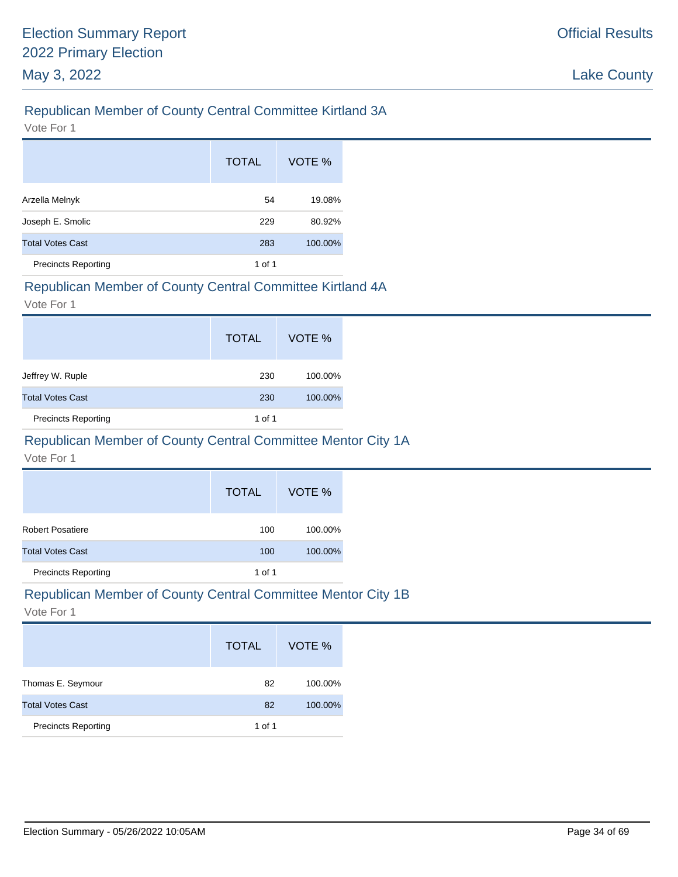## Republican Member of County Central Committee Kirtland 3A

Vote For 1

| | TOTAL | VOTE % |
|---|---|---|
| Arzella Melnyk | 54 | 19.08% |
| Joseph E. Smolic | 229 | 80.92% |
| Total Votes Cast | 283 | 100.00% |
| Precincts Reporting | 1 of 1 | |

## Republican Member of County Central Committee Kirtland 4A

Vote For 1

| | TOTAL | VOTE % |
|---|---|---|
| Jeffrey W. Ruple | 230 | 100.00% |
| Total Votes Cast | 230 | 100.00% |
| Precincts Reporting | 1 of 1 | |

## Republican Member of County Central Committee Mentor City 1A

Vote For 1

| | TOTAL | VOTE % |
|---|---|---|
| Robert Posatiere | 100 | 100.00% |
| Total Votes Cast | 100 | 100.00% |
| Precincts Reporting | 1 of 1 | |

## Republican Member of County Central Committee Mentor City 1B

Vote For 1

| | TOTAL | VOTE % |
|---|---|---|
| Thomas E. Seymour | 82 | 100.00% |
| Total Votes Cast | 82 | 100.00% |
| Precincts Reporting | 1 of 1 | |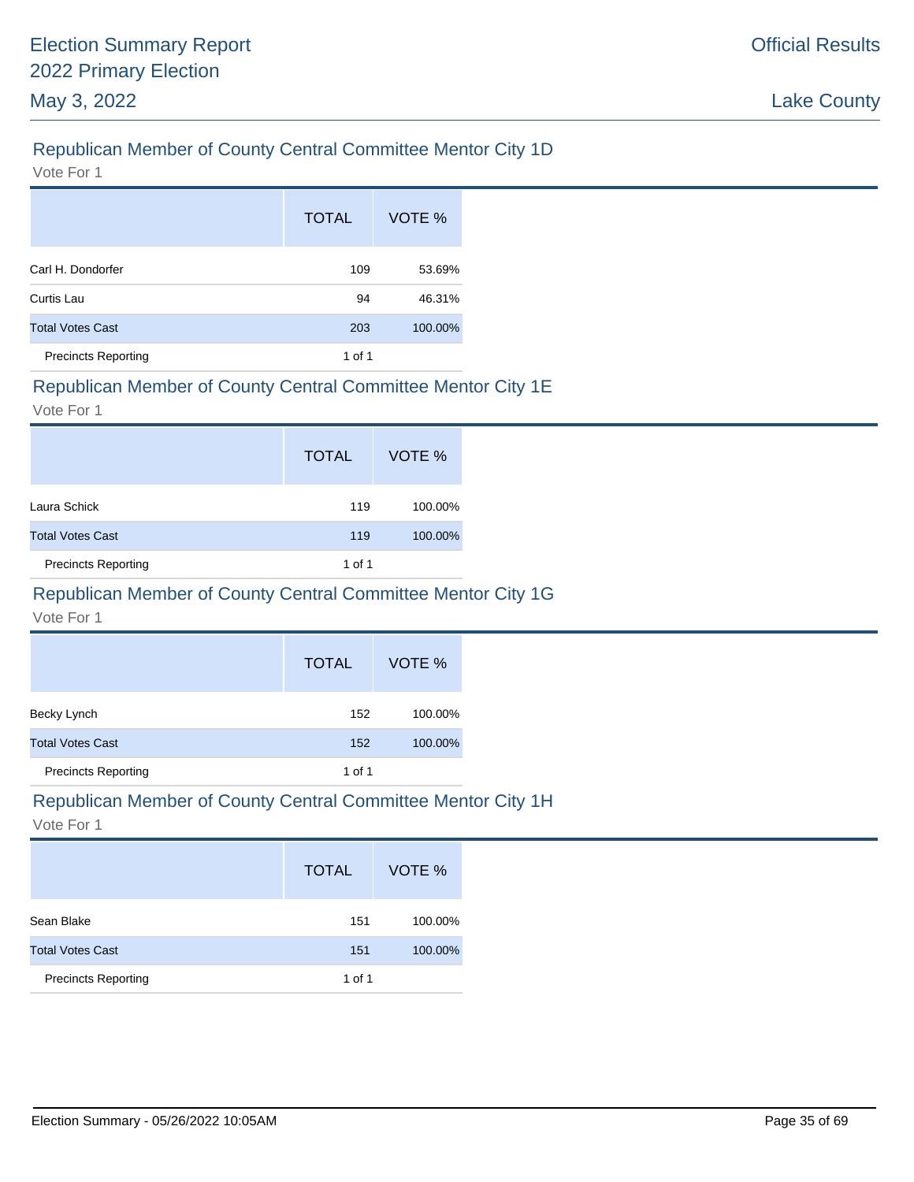## Republican Member of County Central Committee Mentor City 1D

Vote For 1

| | TOTAL | VOTE % |
|---|---|---|
| Carl H. Dondorfer | 109 | 53.69% |
| Curtis Lau | 94 | 46.31% |
| Total Votes Cast | 203 | 100.00% |
| Precincts Reporting | 1 of 1 | |

## Republican Member of County Central Committee Mentor City 1E

Vote For 1

| | TOTAL | VOTE % |
|---|---|---|
| Laura Schick | 119 | 100.00% |
| Total Votes Cast | 119 | 100.00% |
| Precincts Reporting | 1 of 1 | |

## Republican Member of County Central Committee Mentor City 1G

Vote For 1

| | TOTAL | VOTE % |
|---|---|---|
| Becky Lynch | 152 | 100.00% |
| Total Votes Cast | 152 | 100.00% |
| Precincts Reporting | 1 of 1 | |

## Republican Member of County Central Committee Mentor City 1H

Vote For 1

| | TOTAL | VOTE % |
|---|---|---|
| Sean Blake | 151 | 100.00% |
| Total Votes Cast | 151 | 100.00% |
| Precincts Reporting | 1 of 1 | |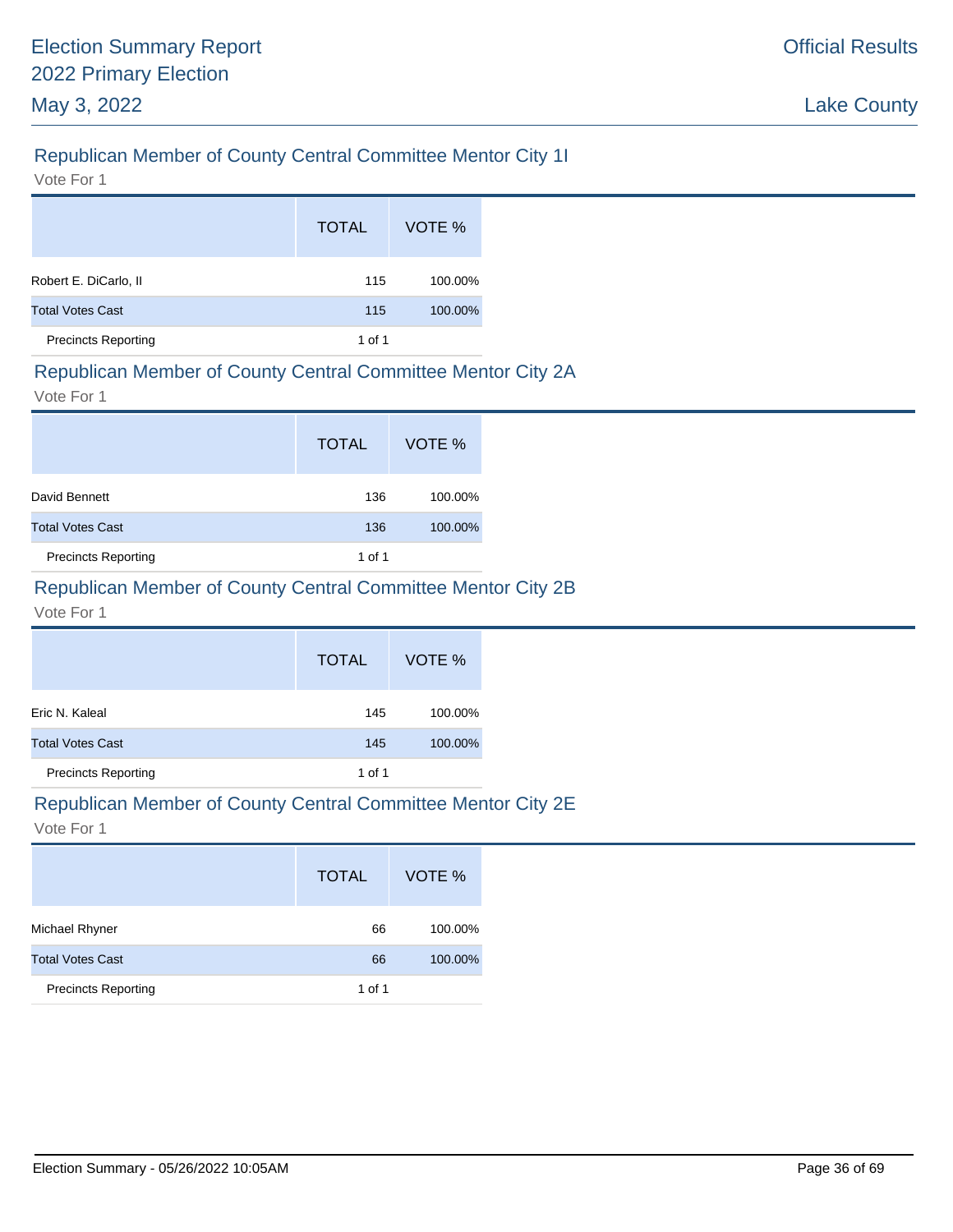## Republican Member of County Central Committee Mentor City 1I

Vote For 1

| | TOTAL | VOTE % |
|---|---|---|
| Robert E. DiCarlo, II | 115 | 100.00% |
| Total Votes Cast | 115 | 100.00% |
| Precincts Reporting | 1 of 1 | |

## Republican Member of County Central Committee Mentor City 2A

Vote For 1

| | TOTAL | VOTE % |
|---|---|---|
| David Bennett | 136 | 100.00% |
| Total Votes Cast | 136 | 100.00% |
| Precincts Reporting | 1 of 1 | |

## Republican Member of County Central Committee Mentor City 2B

Vote For 1

| | TOTAL | VOTE % |
|---|---|---|
| Eric N. Kaleal | 145 | 100.00% |
| Total Votes Cast | 145 | 100.00% |
| Precincts Reporting | 1 of 1 | |

## Republican Member of County Central Committee Mentor City 2E

Vote For 1

| | TOTAL | VOTE % |
|---|---|---|
| Michael Rhyner | 66 | 100.00% |
| Total Votes Cast | 66 | 100.00% |
| Precincts Reporting | 1 of 1 | |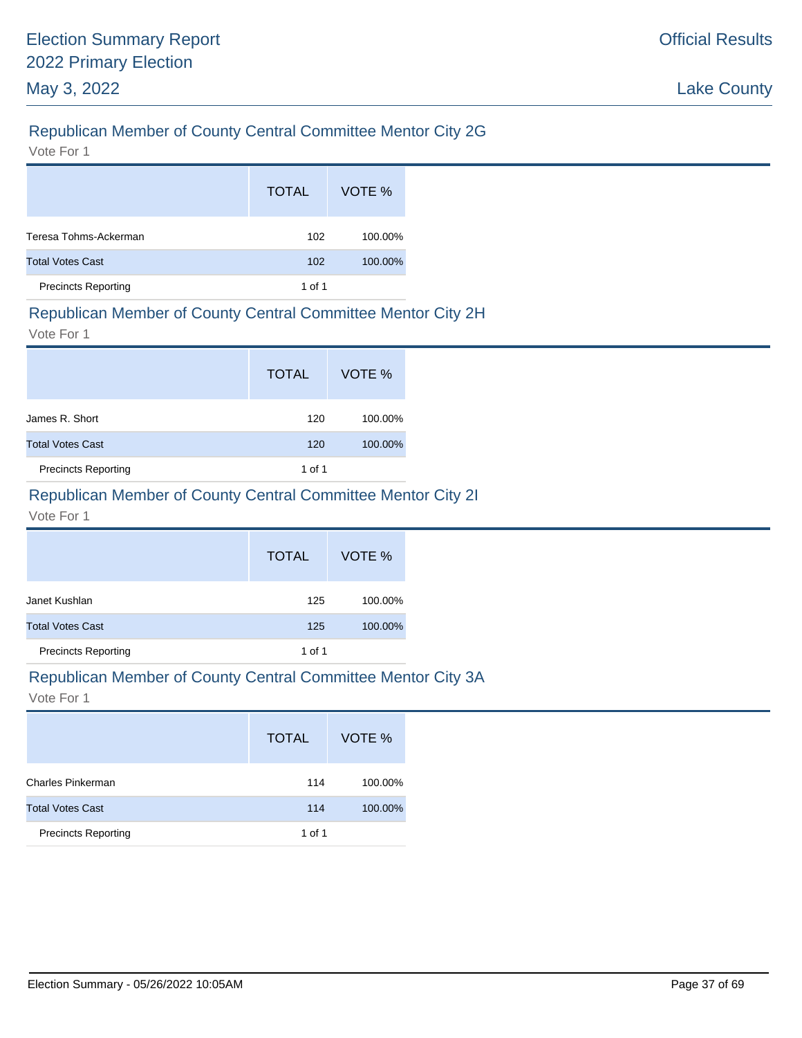## Republican Member of County Central Committee Mentor City 2G

Vote For 1

| | TOTAL | VOTE % |
|---|---|---|
| Teresa Tohms-Ackerman | 102 | 100.00% |
| Total Votes Cast | 102 | 100.00% |
| Precincts Reporting | 1 of 1 | |

## Republican Member of County Central Committee Mentor City 2H

Vote For 1

| | TOTAL | VOTE % |
|---|---|---|
| James R. Short | 120 | 100.00% |
| Total Votes Cast | 120 | 100.00% |
| Precincts Reporting | 1 of 1 | |

## Republican Member of County Central Committee Mentor City 2I

Vote For 1

| | TOTAL | VOTE % |
|---|---|---|
| Janet Kushlan | 125 | 100.00% |
| Total Votes Cast | 125 | 100.00% |
| Precincts Reporting | 1 of 1 | |

## Republican Member of County Central Committee Mentor City 3A

Vote For 1

| | TOTAL | VOTE % |
|---|---|---|
| Charles Pinkerman | 114 | 100.00% |
| Total Votes Cast | 114 | 100.00% |
| Precincts Reporting | 1 of 1 | |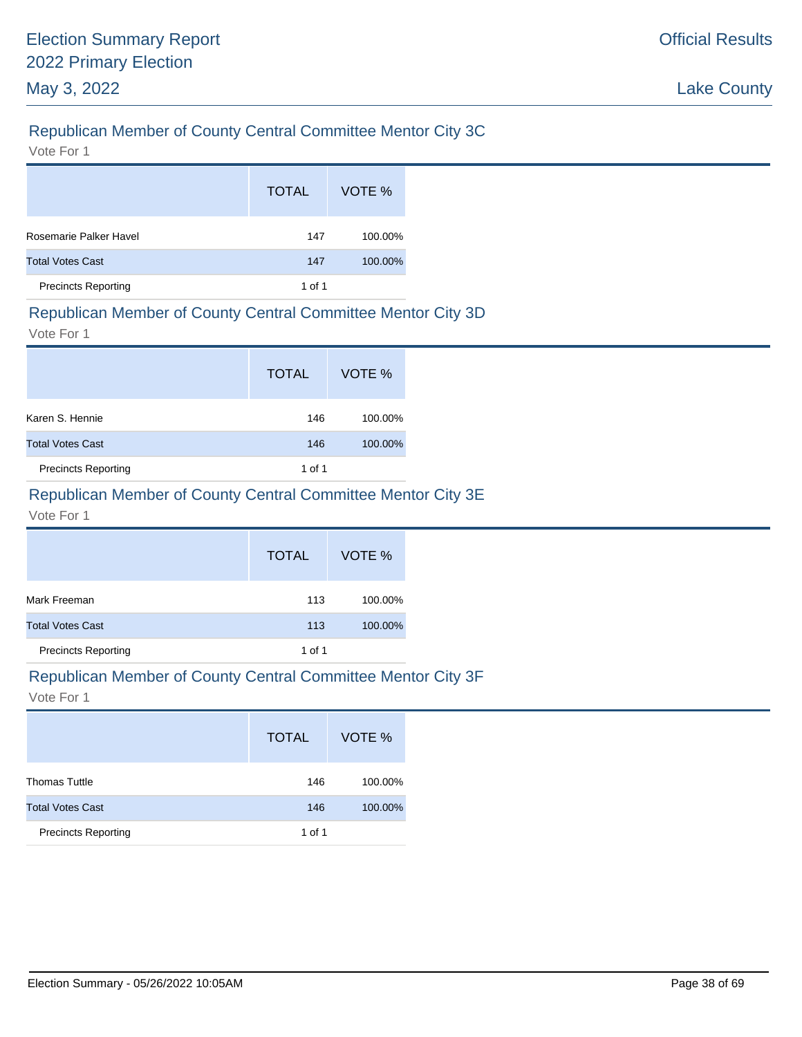## Republican Member of County Central Committee Mentor City 3C

Vote For 1

| | TOTAL | VOTE % |
|---|---|---|
| Rosemarie Palker Havel | 147 | 100.00% |
| Total Votes Cast | 147 | 100.00% |
| Precincts Reporting | 1 of 1 | |

## Republican Member of County Central Committee Mentor City 3D

Vote For 1

| | TOTAL | VOTE % |
|---|---|---|
| Karen S. Hennie | 146 | 100.00% |
| Total Votes Cast | 146 | 100.00% |
| Precincts Reporting | 1 of 1 | |

## Republican Member of County Central Committee Mentor City 3E

Vote For 1

| | TOTAL | VOTE % |
|---|---|---|
| Mark Freeman | 113 | 100.00% |
| Total Votes Cast | 113 | 100.00% |
| Precincts Reporting | 1 of 1 | |

## Republican Member of County Central Committee Mentor City 3F

Vote For 1

| | TOTAL | VOTE % |
|---|---|---|
| Thomas Tuttle | 146 | 100.00% |
| Total Votes Cast | 146 | 100.00% |
| Precincts Reporting | 1 of 1 | |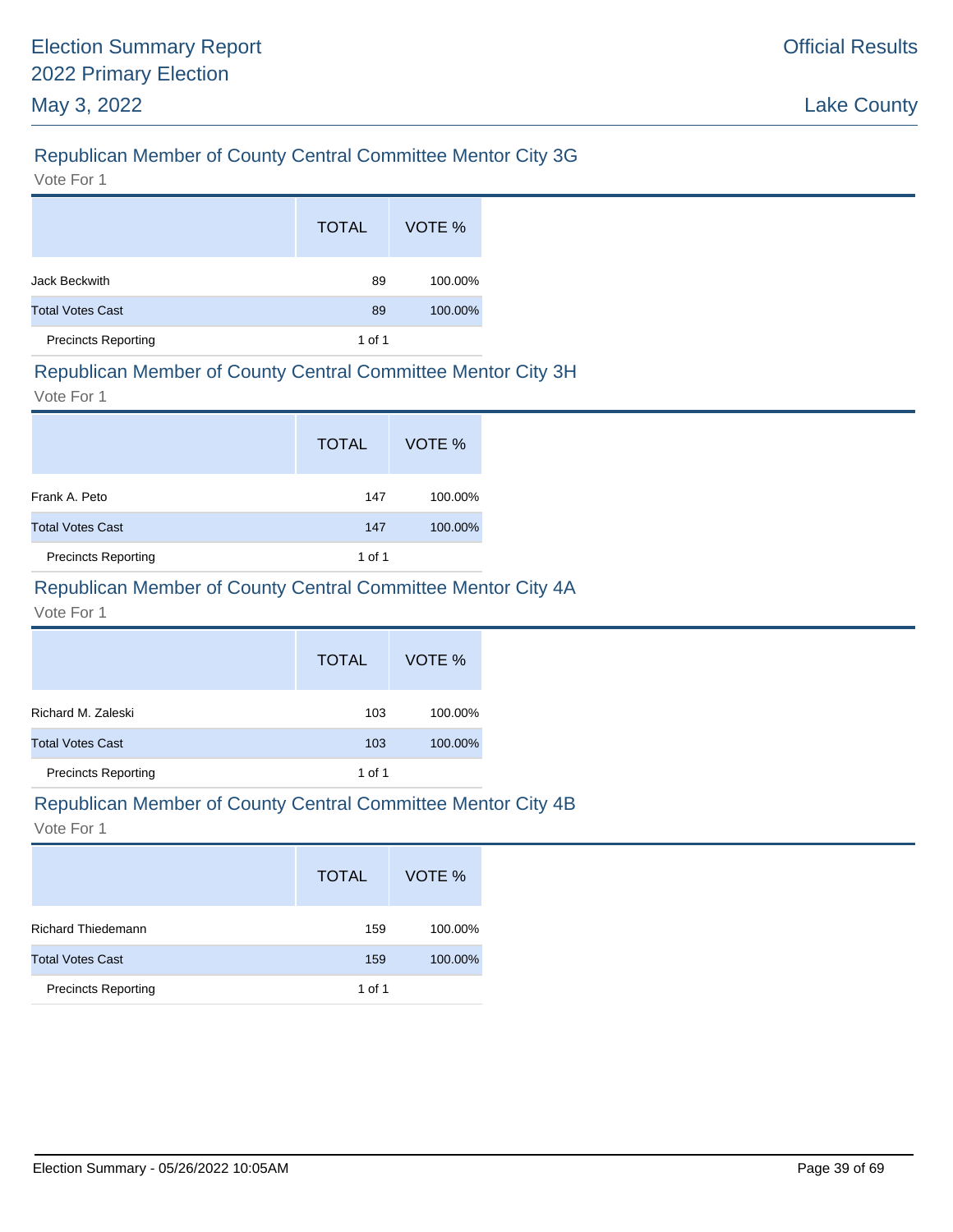## Republican Member of County Central Committee Mentor City 3G

Vote For 1

| | TOTAL | VOTE % |
|---|---|---|
| Jack Beckwith | 89 | 100.00% |
| Total Votes Cast | 89 | 100.00% |
| Precincts Reporting | 1 of 1 | |

## Republican Member of County Central Committee Mentor City 3H

Vote For 1

| | TOTAL | VOTE % |
|---|---|---|
| Frank A. Peto | 147 | 100.00% |
| Total Votes Cast | 147 | 100.00% |
| Precincts Reporting | 1 of 1 | |

## Republican Member of County Central Committee Mentor City 4A

Vote For 1

| | TOTAL | VOTE % |
|---|---|---|
| Richard M. Zaleski | 103 | 100.00% |
| Total Votes Cast | 103 | 100.00% |
| Precincts Reporting | 1 of 1 | |

## Republican Member of County Central Committee Mentor City 4B

Vote For 1

| | TOTAL | VOTE % |
|---|---|---|
| Richard Thiedemann | 159 | 100.00% |
| Total Votes Cast | 159 | 100.00% |
| Precincts Reporting | 1 of 1 | |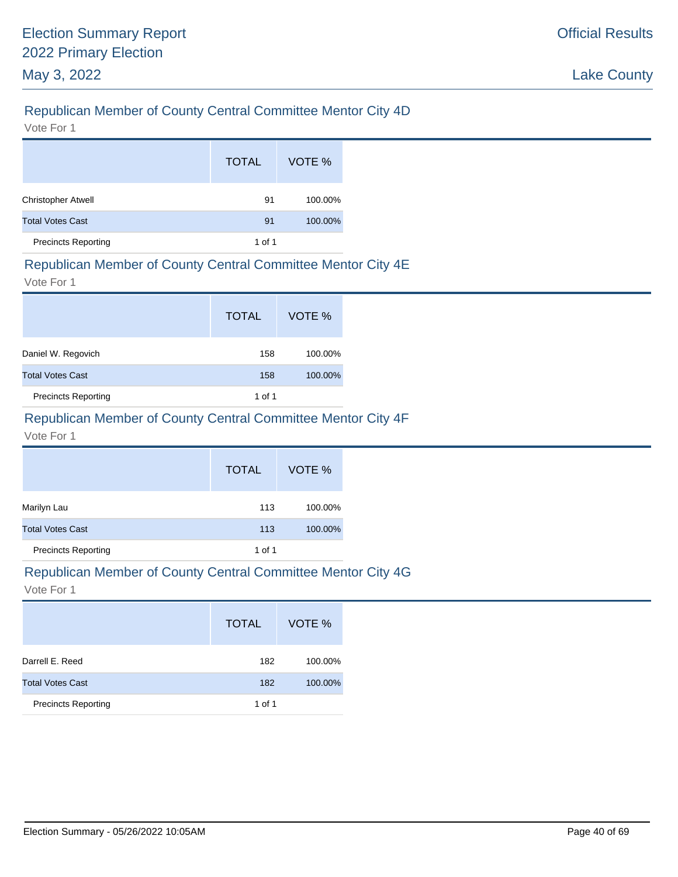## Republican Member of County Central Committee Mentor City 4D

Vote For 1

| | TOTAL | VOTE % |
|---|---|---|
| Christopher Atwell | 91 | 100.00% |
| Total Votes Cast | 91 | 100.00% |
| Precincts Reporting | 1 of 1 | |

## Republican Member of County Central Committee Mentor City 4E

Vote For 1

| | TOTAL | VOTE % |
|---|---|---|
| Daniel W. Regovich | 158 | 100.00% |
| Total Votes Cast | 158 | 100.00% |
| Precincts Reporting | 1 of 1 | |

## Republican Member of County Central Committee Mentor City 4F

Vote For 1

| | TOTAL | VOTE % |
|---|---|---|
| Marilyn Lau | 113 | 100.00% |
| Total Votes Cast | 113 | 100.00% |
| Precincts Reporting | 1 of 1 | |

## Republican Member of County Central Committee Mentor City 4G

Vote For 1

| | TOTAL | VOTE % |
|---|---|---|
| Darrell E. Reed | 182 | 100.00% |
| Total Votes Cast | 182 | 100.00% |
| Precincts Reporting | 1 of 1 | |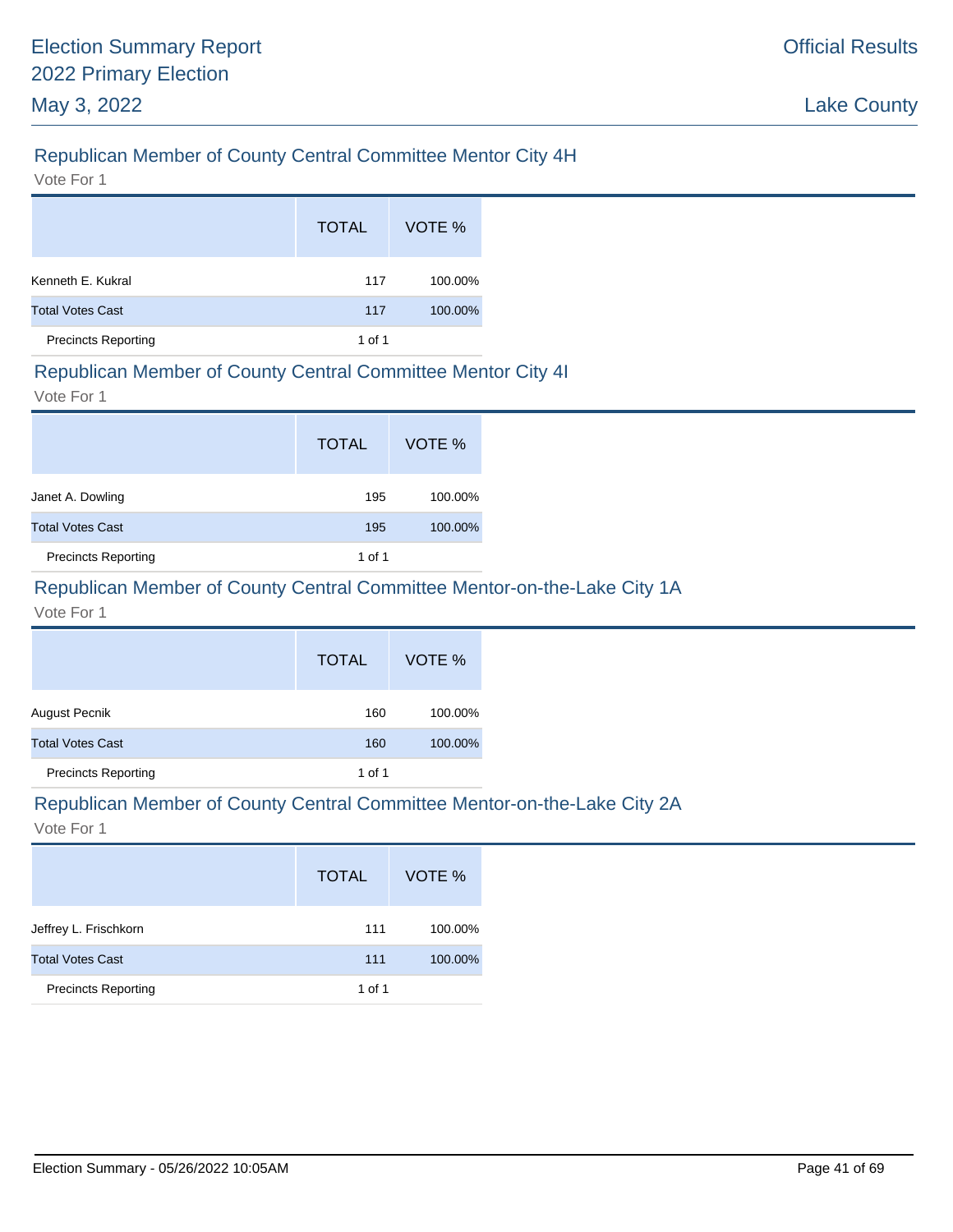## Republican Member of County Central Committee Mentor City 4H

Vote For 1

| | TOTAL | VOTE % |
|---|---|---|
| Kenneth E. Kukral | 117 | 100.00% |
| Total Votes Cast | 117 | 100.00% |
| Precincts Reporting | 1 of 1 | |

## Republican Member of County Central Committee Mentor City 4I

Vote For 1

| | TOTAL | VOTE % |
|---|---|---|
| Janet A. Dowling | 195 | 100.00% |
| Total Votes Cast | 195 | 100.00% |
| Precincts Reporting | 1 of 1 | |

## Republican Member of County Central Committee Mentor-on-the-Lake City 1A

Vote For 1

| | TOTAL | VOTE % |
|---|---|---|
| August Pecnik | 160 | 100.00% |
| Total Votes Cast | 160 | 100.00% |
| Precincts Reporting | 1 of 1 | |

## Republican Member of County Central Committee Mentor-on-the-Lake City 2A

Vote For 1

| | TOTAL | VOTE % |
|---|---|---|
| Jeffrey L. Frischkorn | 111 | 100.00% |
| Total Votes Cast | 111 | 100.00% |
| Precincts Reporting | 1 of 1 | |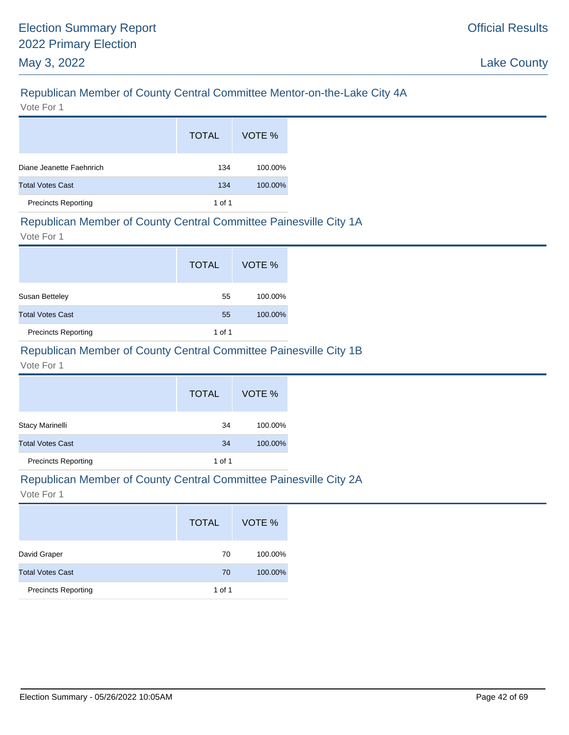## Republican Member of County Central Committee Mentor-on-the-Lake City 4A

Vote For 1

| | TOTAL | VOTE % |
|---|---|---|
| Diane Jeanette Faehnrich | 134 | 100.00% |
| Total Votes Cast | 134 | 100.00% |
| Precincts Reporting | 1 of 1 | |

## Republican Member of County Central Committee Painesville City 1A

Vote For 1

| | TOTAL | VOTE % |
|---|---|---|
| Susan Betteley | 55 | 100.00% |
| Total Votes Cast | 55 | 100.00% |
| Precincts Reporting | 1 of 1 | |

## Republican Member of County Central Committee Painesville City 1B

Vote For 1

| | TOTAL | VOTE % |
|---|---|---|
| Stacy Marinelli | 34 | 100.00% |
| Total Votes Cast | 34 | 100.00% |
| Precincts Reporting | 1 of 1 | |

## Republican Member of County Central Committee Painesville City 2A

Vote For 1

| | TOTAL | VOTE % |
|---|---|---|
| David Graper | 70 | 100.00% |
| Total Votes Cast | 70 | 100.00% |
| Precincts Reporting | 1 of 1 | |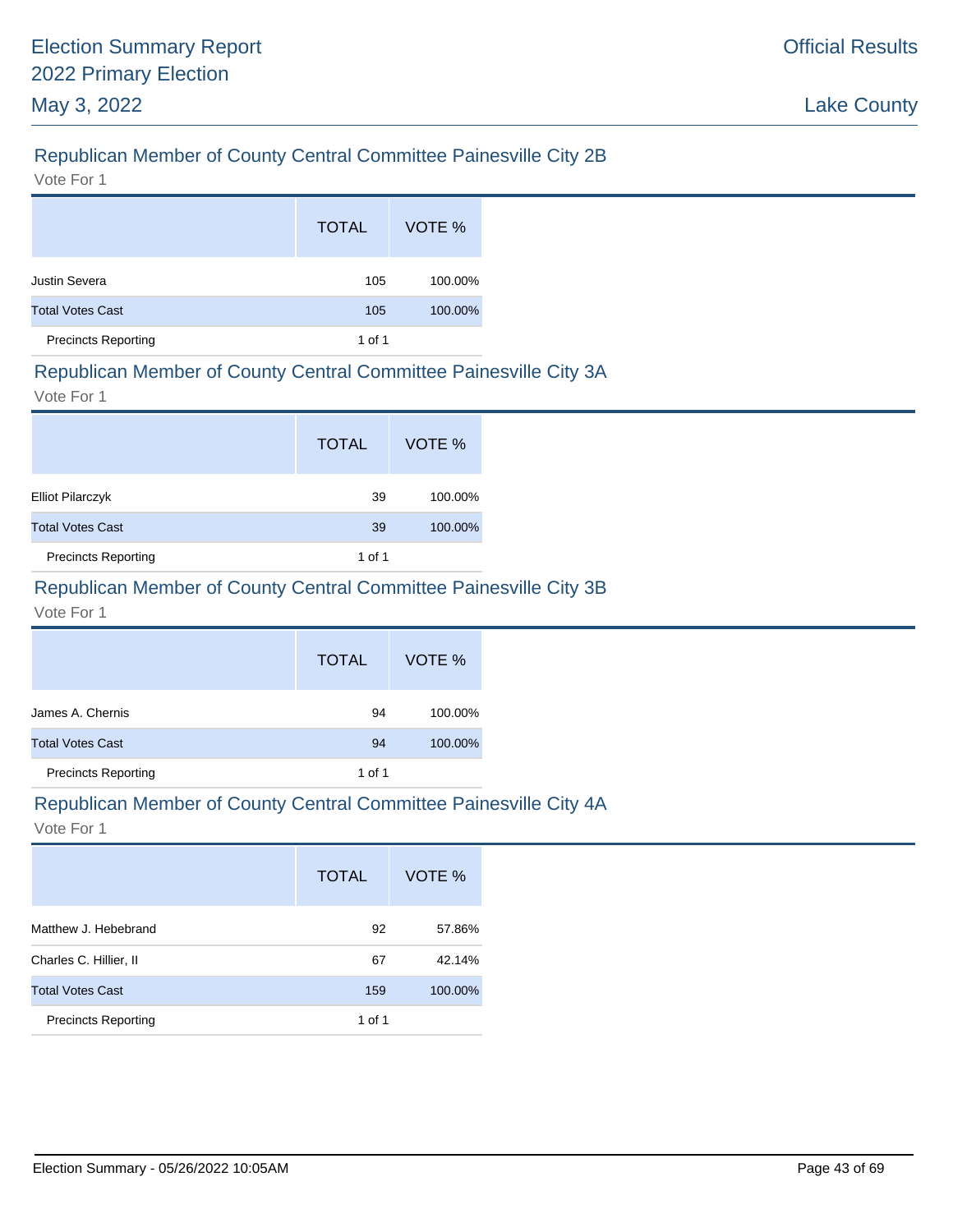## Republican Member of County Central Committee Painesville City 2B

Vote For 1

| | TOTAL | VOTE % |
|---|---|---|
| Justin Severa | 105 | 100.00% |
| Total Votes Cast | 105 | 100.00% |
| Precincts Reporting | 1 of 1 | |

## Republican Member of County Central Committee Painesville City 3A

Vote For 1

| | TOTAL | VOTE % |
|---|---|---|
| Elliot Pilarczyk | 39 | 100.00% |
| Total Votes Cast | 39 | 100.00% |
| Precincts Reporting | 1 of 1 | |

## Republican Member of County Central Committee Painesville City 3B

Vote For 1

| | TOTAL | VOTE % |
|---|---|---|
| James A. Chernis | 94 | 100.00% |
| Total Votes Cast | 94 | 100.00% |
| Precincts Reporting | 1 of 1 | |

## Republican Member of County Central Committee Painesville City 4A

Vote For 1

| | TOTAL | VOTE % |
|---|---|---|
| Matthew J. Hebebrand | 92 | 57.86% |
| Charles C. Hillier, II | 67 | 42.14% |
| Total Votes Cast | 159 | 100.00% |
| Precincts Reporting | 1 of 1 | |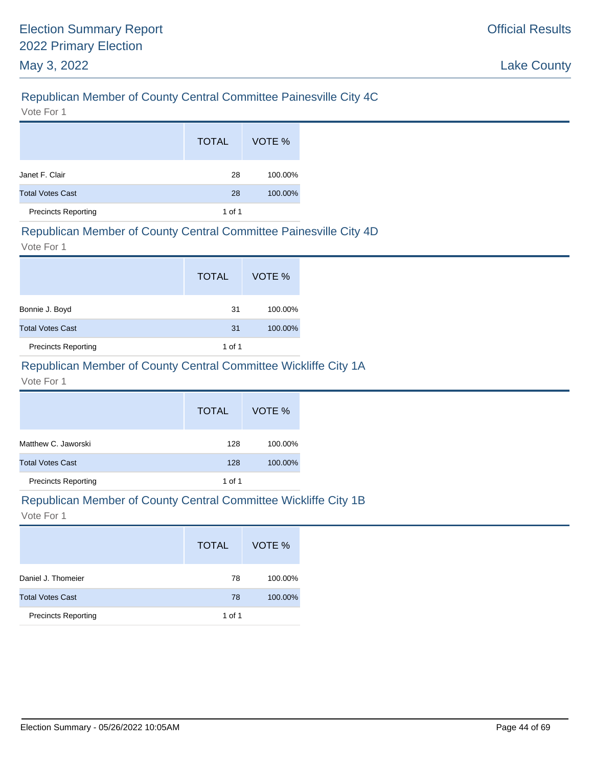## Republican Member of County Central Committee Painesville City 4C

Vote For 1

| | TOTAL | VOTE % |
|---|---|---|
| Janet F. Clair | 28 | 100.00% |
| Total Votes Cast | 28 | 100.00% |
| Precincts Reporting | 1 of 1 | |

## Republican Member of County Central Committee Painesville City 4D

Vote For 1

| | TOTAL | VOTE % |
|---|---|---|
| Bonnie J. Boyd | 31 | 100.00% |
| Total Votes Cast | 31 | 100.00% |
| Precincts Reporting | 1 of 1 | |

## Republican Member of County Central Committee Wickliffe City 1A

Vote For 1

| | TOTAL | VOTE % |
|---|---|---|
| Matthew C. Jaworski | 128 | 100.00% |
| Total Votes Cast | 128 | 100.00% |
| Precincts Reporting | 1 of 1 | |

## Republican Member of County Central Committee Wickliffe City 1B

Vote For 1

| | TOTAL | VOTE % |
|---|---|---|
| Daniel J. Thomeier | 78 | 100.00% |
| Total Votes Cast | 78 | 100.00% |
| Precincts Reporting | 1 of 1 | |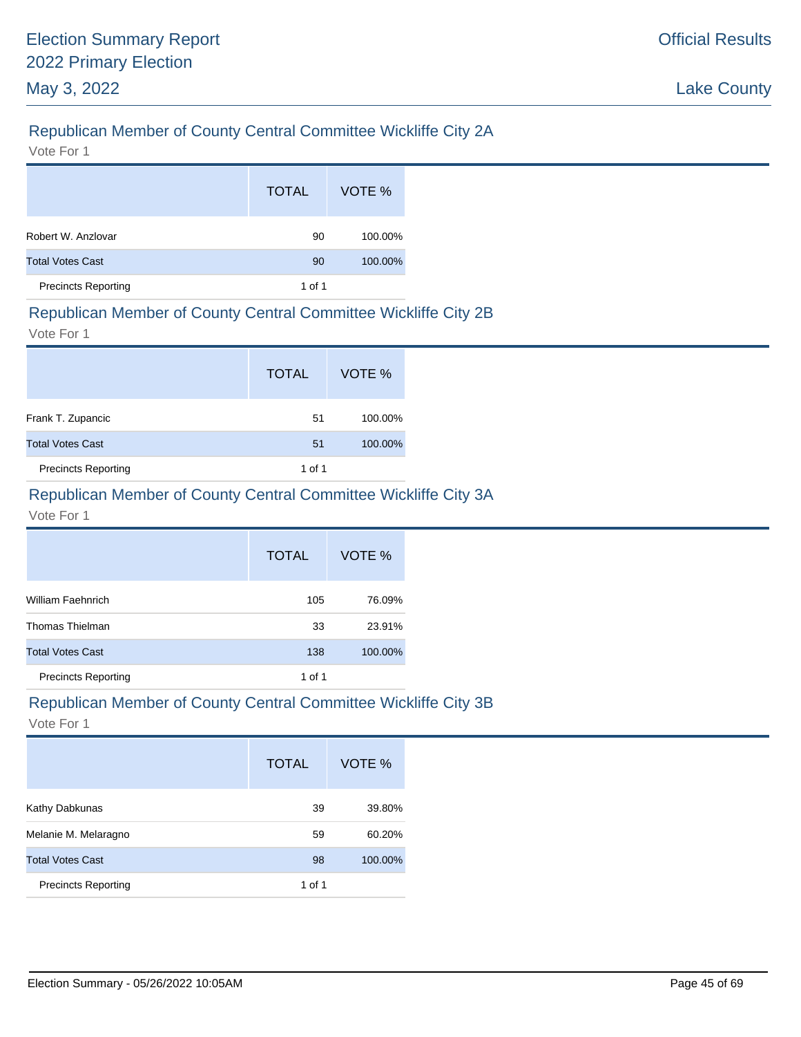Election Summary Report
2022 Primary Election
May 3, 2022

Official Results

Lake County

## Republican Member of County Central Committee Wickliffe City 2A

Vote For 1

| | TOTAL | VOTE % |
|---|---|---|
| Robert W. Anzlovar | 90 | 100.00% |
| Total Votes Cast | 90 | 100.00% |
| Precincts Reporting | 1 of 1 | |

## Republican Member of County Central Committee Wickliffe City 2B

Vote For 1

| | TOTAL | VOTE % |
|---|---|---|
| Frank T. Zupancic | 51 | 100.00% |
| Total Votes Cast | 51 | 100.00% |
| Precincts Reporting | 1 of 1 | |

## Republican Member of County Central Committee Wickliffe City 3A

Vote For 1

| | TOTAL | VOTE % |
|---|---|---|
| William Faehnrich | 105 | 76.09% |
| Thomas Thielman | 33 | 23.91% |
| Total Votes Cast | 138 | 100.00% |
| Precincts Reporting | 1 of 1 | |

## Republican Member of County Central Committee Wickliffe City 3B

Vote For 1

| | TOTAL | VOTE % |
|---|---|---|
| Kathy Dabkunas | 39 | 39.80% |
| Melanie M. Melaragno | 59 | 60.20% |
| Total Votes Cast | 98 | 100.00% |
| Precincts Reporting | 1 of 1 | |

Election Summary - 05/26/2022 10:05AM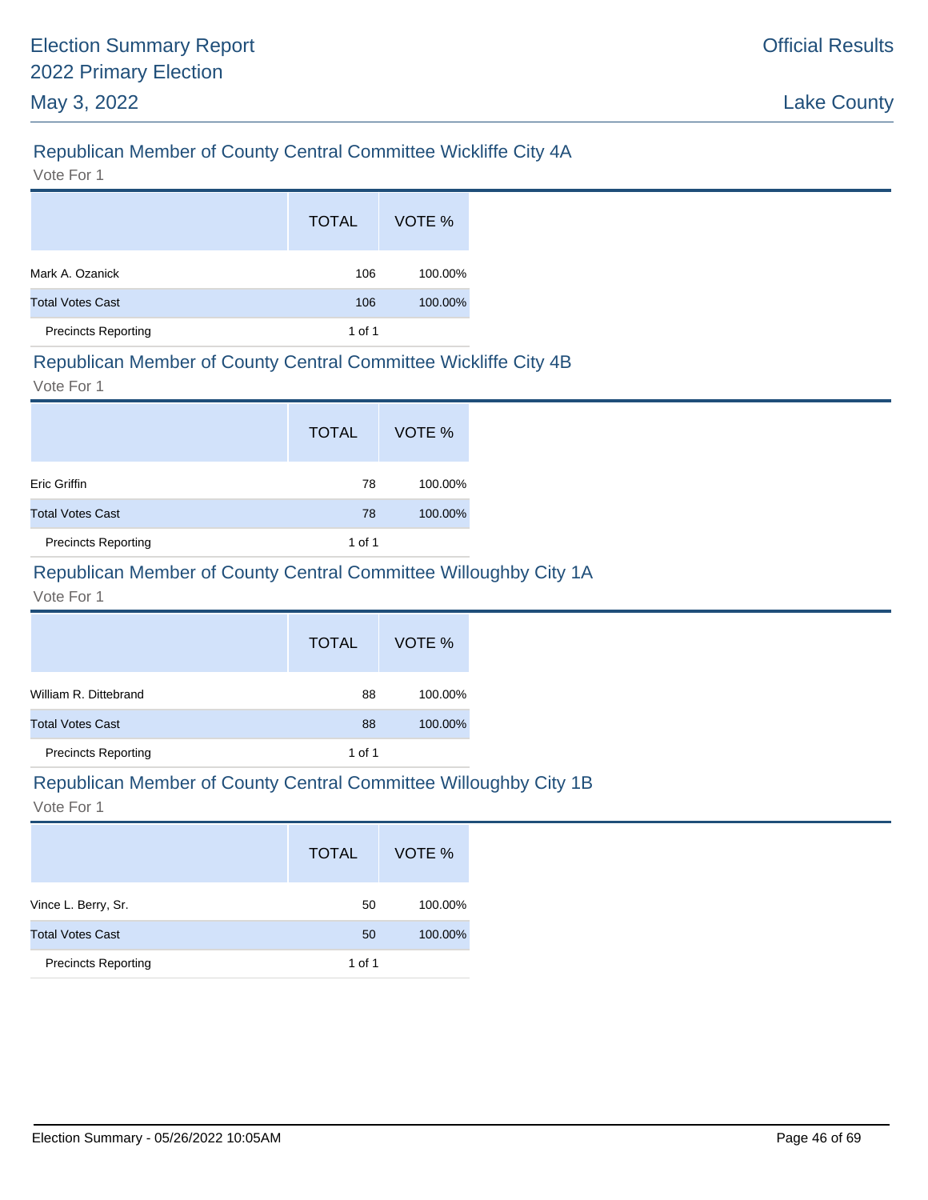## Republican Member of County Central Committee Wickliffe City 4A

Vote For 1

| | TOTAL | VOTE % |
|---|---|---|
| Mark A. Ozanick | 106 | 100.00% |
| Total Votes Cast | 106 | 100.00% |
| Precincts Reporting | 1 of 1 | |

## Republican Member of County Central Committee Wickliffe City 4B

Vote For 1

| | TOTAL | VOTE % |
|---|---|---|
| Eric Griffin | 78 | 100.00% |
| Total Votes Cast | 78 | 100.00% |
| Precincts Reporting | 1 of 1 | |

## Republican Member of County Central Committee Willoughby City 1A

Vote For 1

| | TOTAL | VOTE % |
|---|---|---|
| William R. Dittebrand | 88 | 100.00% |
| Total Votes Cast | 88 | 100.00% |
| Precincts Reporting | 1 of 1 | |

## Republican Member of County Central Committee Willoughby City 1B

Vote For 1

| | TOTAL | VOTE % |
|---|---|---|
| Vince L. Berry, Sr. | 50 | 100.00% |
| Total Votes Cast | 50 | 100.00% |
| Precincts Reporting | 1 of 1 | |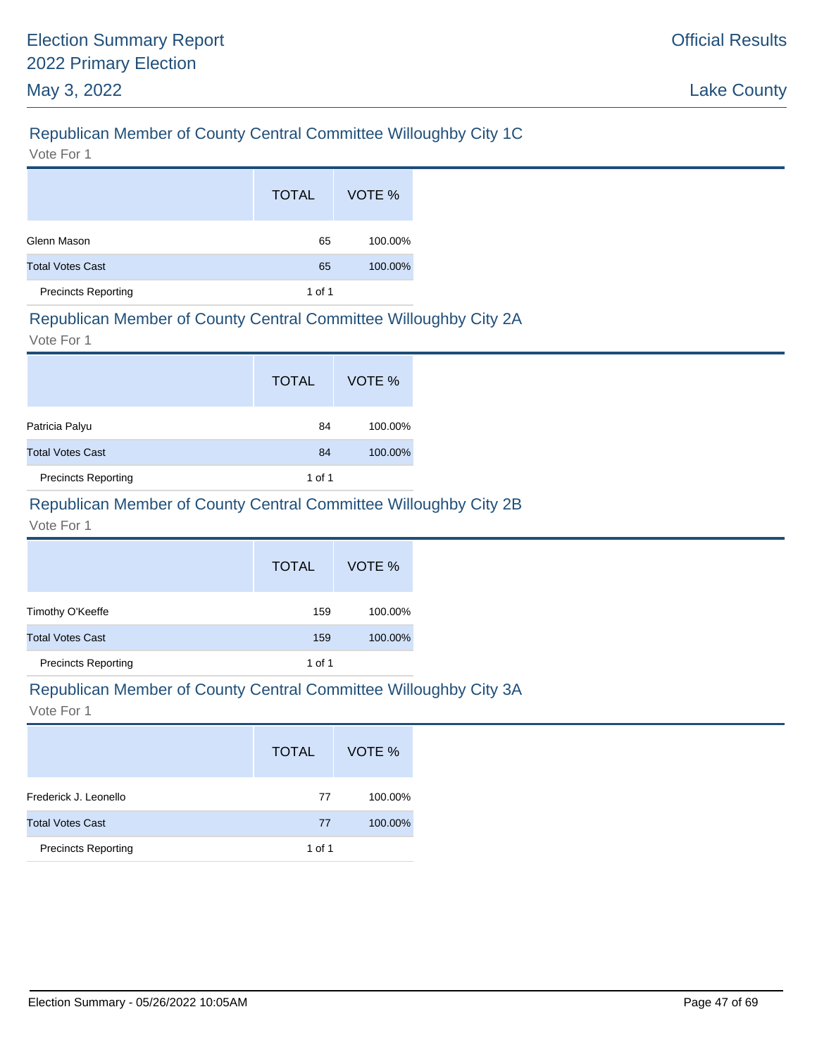## Republican Member of County Central Committee Willoughby City 1C

Vote For 1

| | TOTAL | VOTE % |
|---|---|---|
| Glenn Mason | 65 | 100.00% |
| Total Votes Cast | 65 | 100.00% |
| Precincts Reporting | 1 of 1 | |

## Republican Member of County Central Committee Willoughby City 2A

Vote For 1

| | TOTAL | VOTE % |
|---|---|---|
| Patricia Palyu | 84 | 100.00% |
| Total Votes Cast | 84 | 100.00% |
| Precincts Reporting | 1 of 1 | |

## Republican Member of County Central Committee Willoughby City 2B

Vote For 1

| | TOTAL | VOTE % |
|---|---|---|
| Timothy O'Keeffe | 159 | 100.00% |
| Total Votes Cast | 159 | 100.00% |
| Precincts Reporting | 1 of 1 | |

## Republican Member of County Central Committee Willoughby City 3A

Vote For 1

| | TOTAL | VOTE % |
|---|---|---|
| Frederick J. Leonello | 77 | 100.00% |
| Total Votes Cast | 77 | 100.00% |
| Precincts Reporting | 1 of 1 | |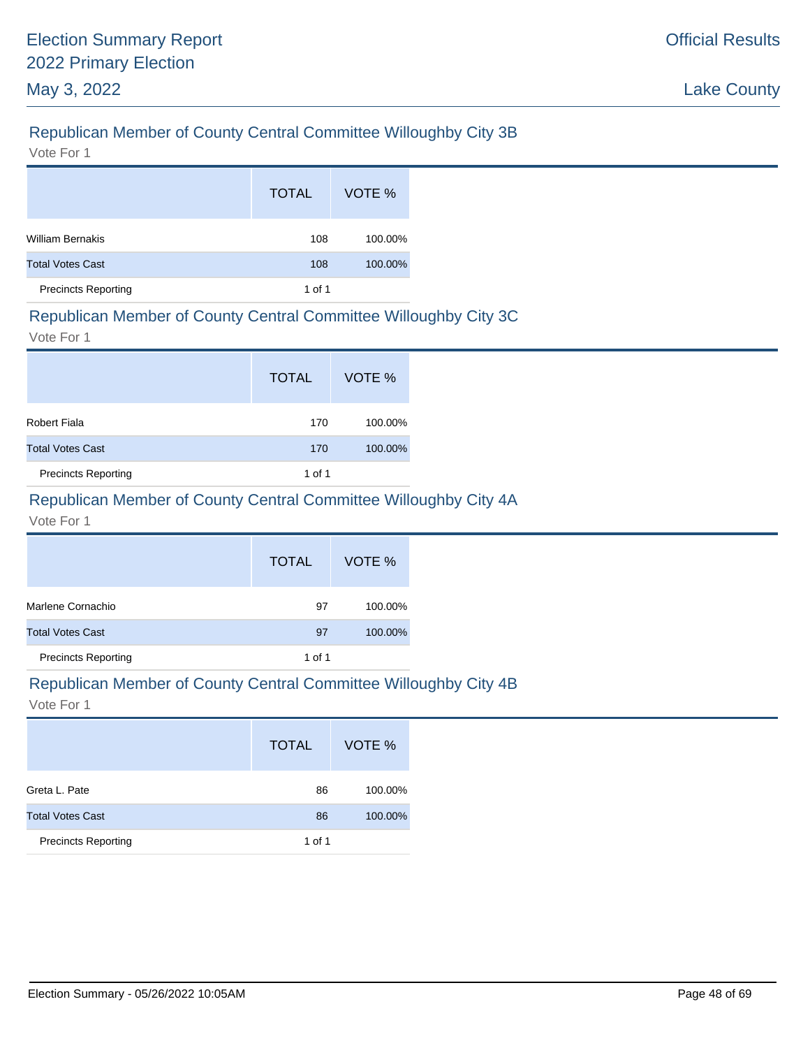## Republican Member of County Central Committee Willoughby City 3B

Vote For 1

| | TOTAL | VOTE % |
|---|---|---|
| William Bernakis | 108 | 100.00% |
| Total Votes Cast | 108 | 100.00% |
| Precincts Reporting | 1 of 1 | |

## Republican Member of County Central Committee Willoughby City 3C

Vote For 1

| | TOTAL | VOTE % |
|---|---|---|
| Robert Fiala | 170 | 100.00% |
| Total Votes Cast | 170 | 100.00% |
| Precincts Reporting | 1 of 1 | |

## Republican Member of County Central Committee Willoughby City 4A

Vote For 1

| | TOTAL | VOTE % |
|---|---|---|
| Marlene Cornachio | 97 | 100.00% |
| Total Votes Cast | 97 | 100.00% |
| Precincts Reporting | 1 of 1 | |

## Republican Member of County Central Committee Willoughby City 4B

Vote For 1

| | TOTAL | VOTE % |
|---|---|---|
| Greta L. Pate | 86 | 100.00% |
| Total Votes Cast | 86 | 100.00% |
| Precincts Reporting | 1 of 1 | |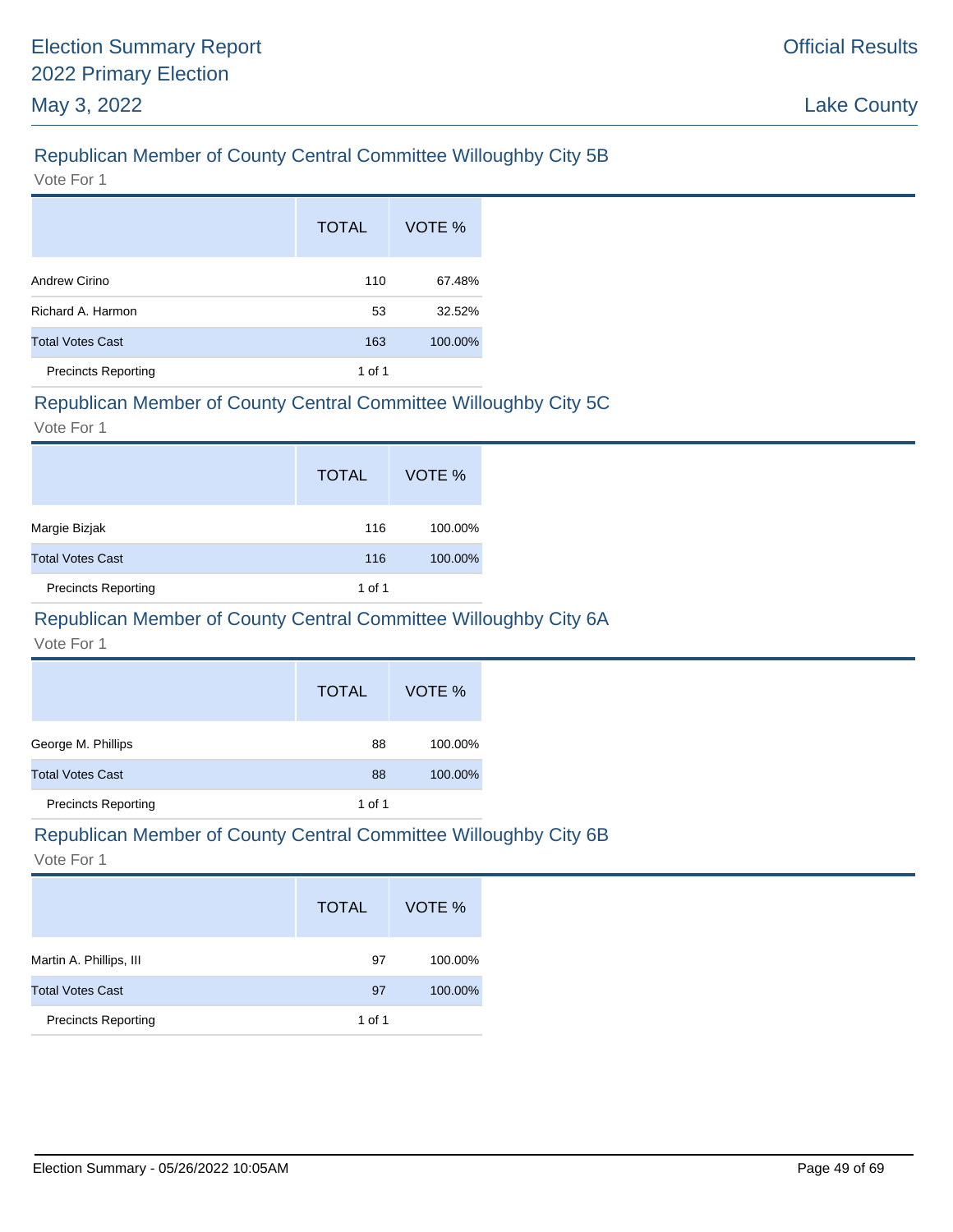## Republican Member of County Central Committee Willoughby City 5B

Vote For 1

| | TOTAL | VOTE % |
|---|---|---|
| Andrew Cirino | 110 | 67.48% |
| Richard A. Harmon | 53 | 32.52% |
| Total Votes Cast | 163 | 100.00% |
| Precincts Reporting | 1 of 1 | |

## Republican Member of County Central Committee Willoughby City 5C

Vote For 1

| | TOTAL | VOTE % |
|---|---|---|
| Margie Bizjak | 116 | 100.00% |
| Total Votes Cast | 116 | 100.00% |
| Precincts Reporting | 1 of 1 | |

## Republican Member of County Central Committee Willoughby City 6A

Vote For 1

| | TOTAL | VOTE % |
|---|---|---|
| George M. Phillips | 88 | 100.00% |
| Total Votes Cast | 88 | 100.00% |
| Precincts Reporting | 1 of 1 | |

## Republican Member of County Central Committee Willoughby City 6B

Vote For 1

| | TOTAL | VOTE % |
|---|---|---|
| Martin A. Phillips, III | 97 | 100.00% |
| Total Votes Cast | 97 | 100.00% |
| Precincts Reporting | 1 of 1 | |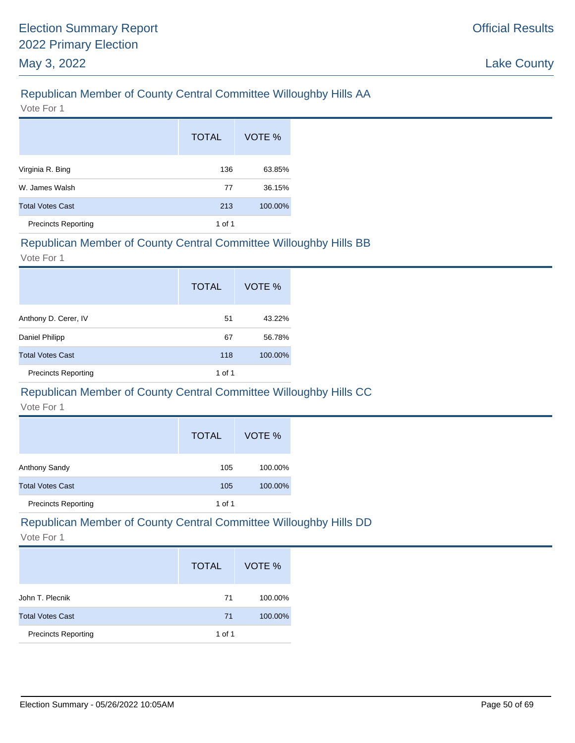## Republican Member of County Central Committee Willoughby Hills AA

Vote For 1

| | TOTAL | VOTE % |
|---|---|---|
| Virginia R. Bing | 136 | 63.85% |
| W. James Walsh | 77 | 36.15% |
| Total Votes Cast | 213 | 100.00% |
| Precincts Reporting | 1 of 1 | |

## Republican Member of County Central Committee Willoughby Hills BB

Vote For 1

| | TOTAL | VOTE % |
|---|---|---|
| Anthony D. Cerer, IV | 51 | 43.22% |
| Daniel Philipp | 67 | 56.78% |
| Total Votes Cast | 118 | 100.00% |
| Precincts Reporting | 1 of 1 | |

## Republican Member of County Central Committee Willoughby Hills CC

Vote For 1

| | TOTAL | VOTE % |
|---|---|---|
| Anthony Sandy | 105 | 100.00% |
| Total Votes Cast | 105 | 100.00% |
| Precincts Reporting | 1 of 1 | |

## Republican Member of County Central Committee Willoughby Hills DD

Vote For 1

| | TOTAL | VOTE % |
|---|---|---|
| John T. Plecnik | 71 | 100.00% |
| Total Votes Cast | 71 | 100.00% |
| Precincts Reporting | 1 of 1 | |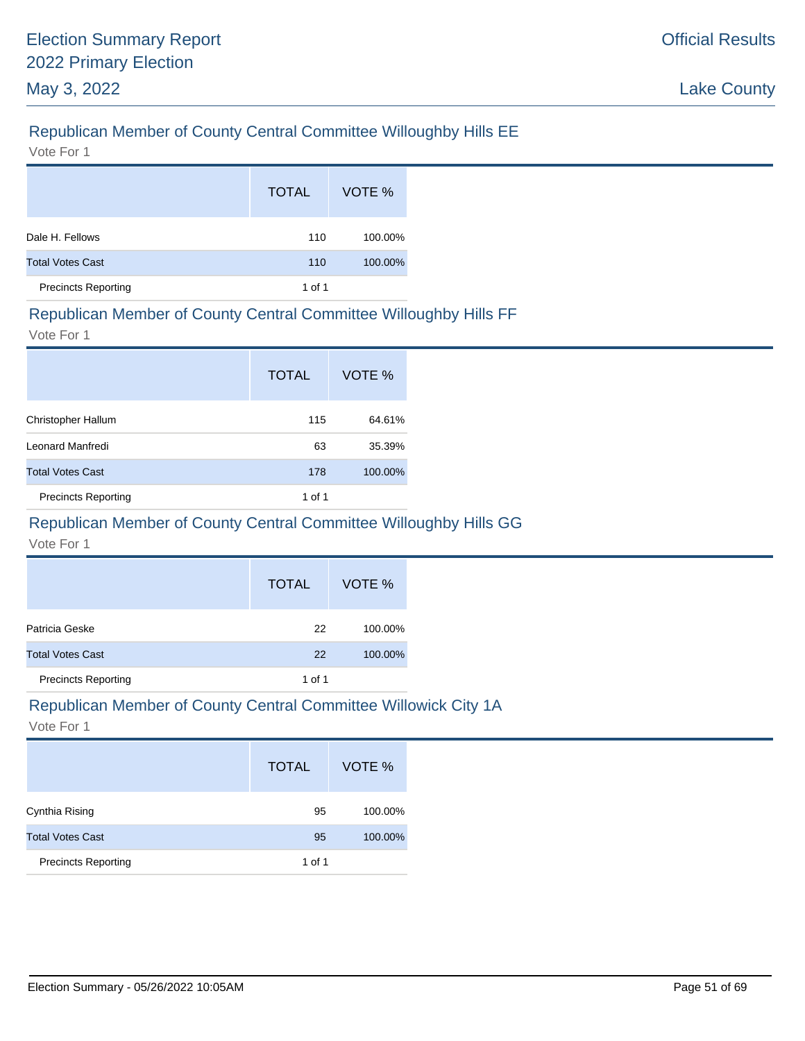## Republican Member of County Central Committee Willoughby Hills EE

Vote For 1

| | TOTAL | VOTE % |
|---|---|---|
| Dale H. Fellows | 110 | 100.00% |
| Total Votes Cast | 110 | 100.00% |
| Precincts Reporting | 1 of 1 | |

## Republican Member of County Central Committee Willoughby Hills FF

Vote For 1

| | TOTAL | VOTE % |
|---|---|---|
| Christopher Hallum | 115 | 64.61% |
| Leonard Manfredi | 63 | 35.39% |
| Total Votes Cast | 178 | 100.00% |
| Precincts Reporting | 1 of 1 | |

## Republican Member of County Central Committee Willoughby Hills GG

Vote For 1

| | TOTAL | VOTE % |
|---|---|---|
| Patricia Geske | 22 | 100.00% |
| Total Votes Cast | 22 | 100.00% |
| Precincts Reporting | 1 of 1 | |

## Republican Member of County Central Committee Willowick City 1A

Vote For 1

| | TOTAL | VOTE % |
|---|---|---|
| Cynthia Rising | 95 | 100.00% |
| Total Votes Cast | 95 | 100.00% |
| Precincts Reporting | 1 of 1 | |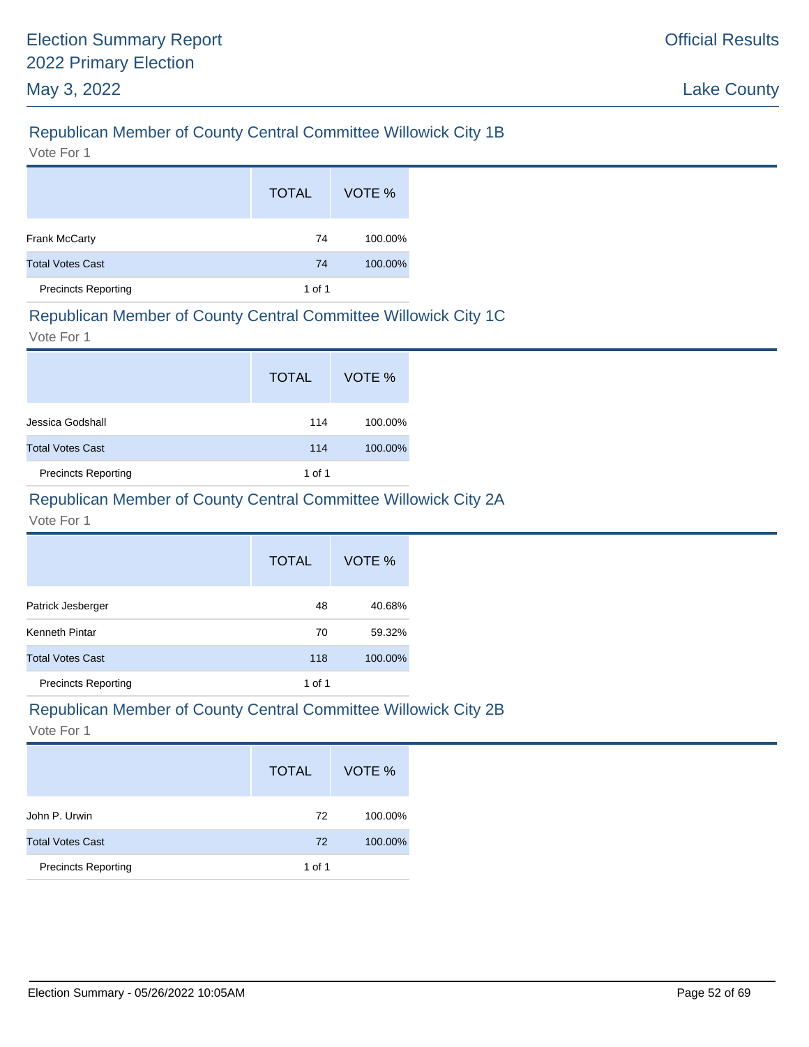## Republican Member of County Central Committee Willowick City 1B

Vote For 1

| | TOTAL | VOTE % |
|---|---|---|
| Frank McCarty | 74 | 100.00% |
| Total Votes Cast | 74 | 100.00% |
| Precincts Reporting | 1 of 1 | |

## Republican Member of County Central Committee Willowick City 1C

Vote For 1

| | TOTAL | VOTE % |
|---|---|---|
| Jessica Godshall | 114 | 100.00% |
| Total Votes Cast | 114 | 100.00% |
| Precincts Reporting | 1 of 1 | |

## Republican Member of County Central Committee Willowick City 2A

Vote For 1

| | TOTAL | VOTE % |
|---|---|---|
| Patrick Jesberger | 48 | 40.68% |
| Kenneth Pintar | 70 | 59.32% |
| Total Votes Cast | 118 | 100.00% |
| Precincts Reporting | 1 of 1 | |

## Republican Member of County Central Committee Willowick City 2B

Vote For 1

| | TOTAL | VOTE % |
|---|---|---|
| John P. Urwin | 72 | 100.00% |
| Total Votes Cast | 72 | 100.00% |
| Precincts Reporting | 1 of 1 | |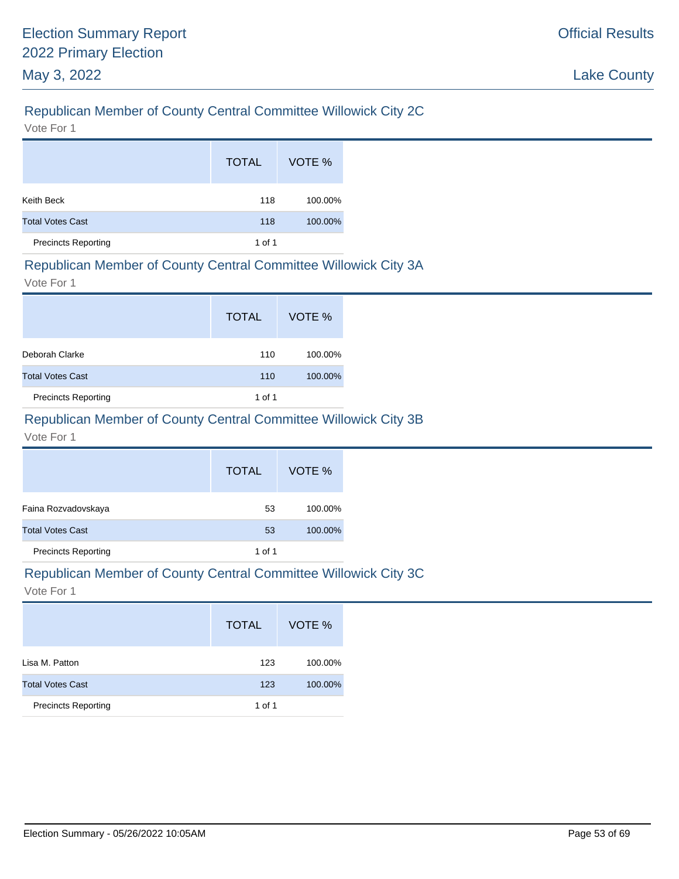## Republican Member of County Central Committee Willowick City 2C

Vote For 1

| | TOTAL | VOTE % |
|---|---|---|
| Keith Beck | 118 | 100.00% |
| Total Votes Cast | 118 | 100.00% |
| Precincts Reporting | 1 of 1 | |

## Republican Member of County Central Committee Willowick City 3A

Vote For 1

| | TOTAL | VOTE % |
|---|---|---|
| Deborah Clarke | 110 | 100.00% |
| Total Votes Cast | 110 | 100.00% |
| Precincts Reporting | 1 of 1 | |

## Republican Member of County Central Committee Willowick City 3B

Vote For 1

| | TOTAL | VOTE % |
|---|---|---|
| Faina Rozvadovskaya | 53 | 100.00% |
| Total Votes Cast | 53 | 100.00% |
| Precincts Reporting | 1 of 1 | |

## Republican Member of County Central Committee Willowick City 3C

Vote For 1

| | TOTAL | VOTE % |
|---|---|---|
| Lisa M. Patton | 123 | 100.00% |
| Total Votes Cast | 123 | 100.00% |
| Precincts Reporting | 1 of 1 | |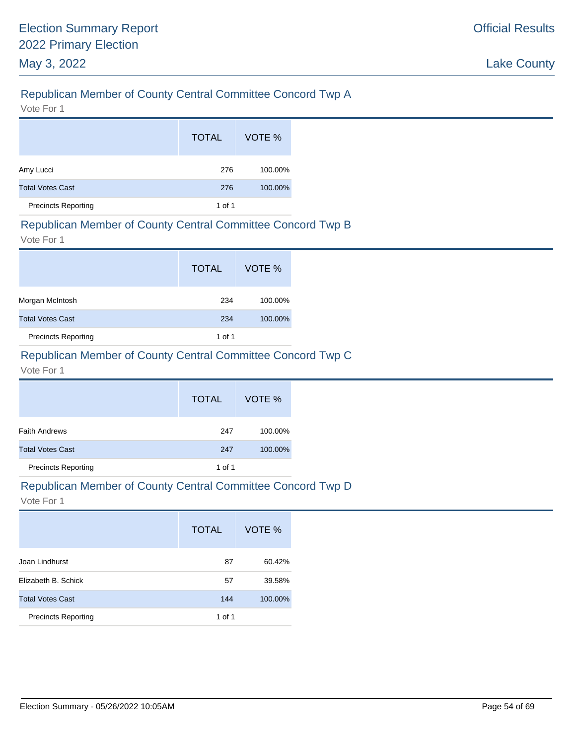## Republican Member of County Central Committee Concord Twp A

Vote For 1

| | TOTAL | VOTE % |
|---|---|---|
| Amy Lucci | 276 | 100.00% |
| Total Votes Cast | 276 | 100.00% |
| Precincts Reporting | 1 of 1 | |

## Republican Member of County Central Committee Concord Twp B

Vote For 1

| | TOTAL | VOTE % |
|---|---|---|
| Morgan McIntosh | 234 | 100.00% |
| Total Votes Cast | 234 | 100.00% |
| Precincts Reporting | 1 of 1 | |

## Republican Member of County Central Committee Concord Twp C

Vote For 1

| | TOTAL | VOTE % |
|---|---|---|
| Faith Andrews | 247 | 100.00% |
| Total Votes Cast | 247 | 100.00% |
| Precincts Reporting | 1 of 1 | |

## Republican Member of County Central Committee Concord Twp D

Vote For 1

| | TOTAL | VOTE % |
|---|---|---|
| Joan Lindhurst | 87 | 60.42% |
| Elizabeth B. Schick | 57 | 39.58% |
| Total Votes Cast | 144 | 100.00% |
| Precincts Reporting | 1 of 1 | |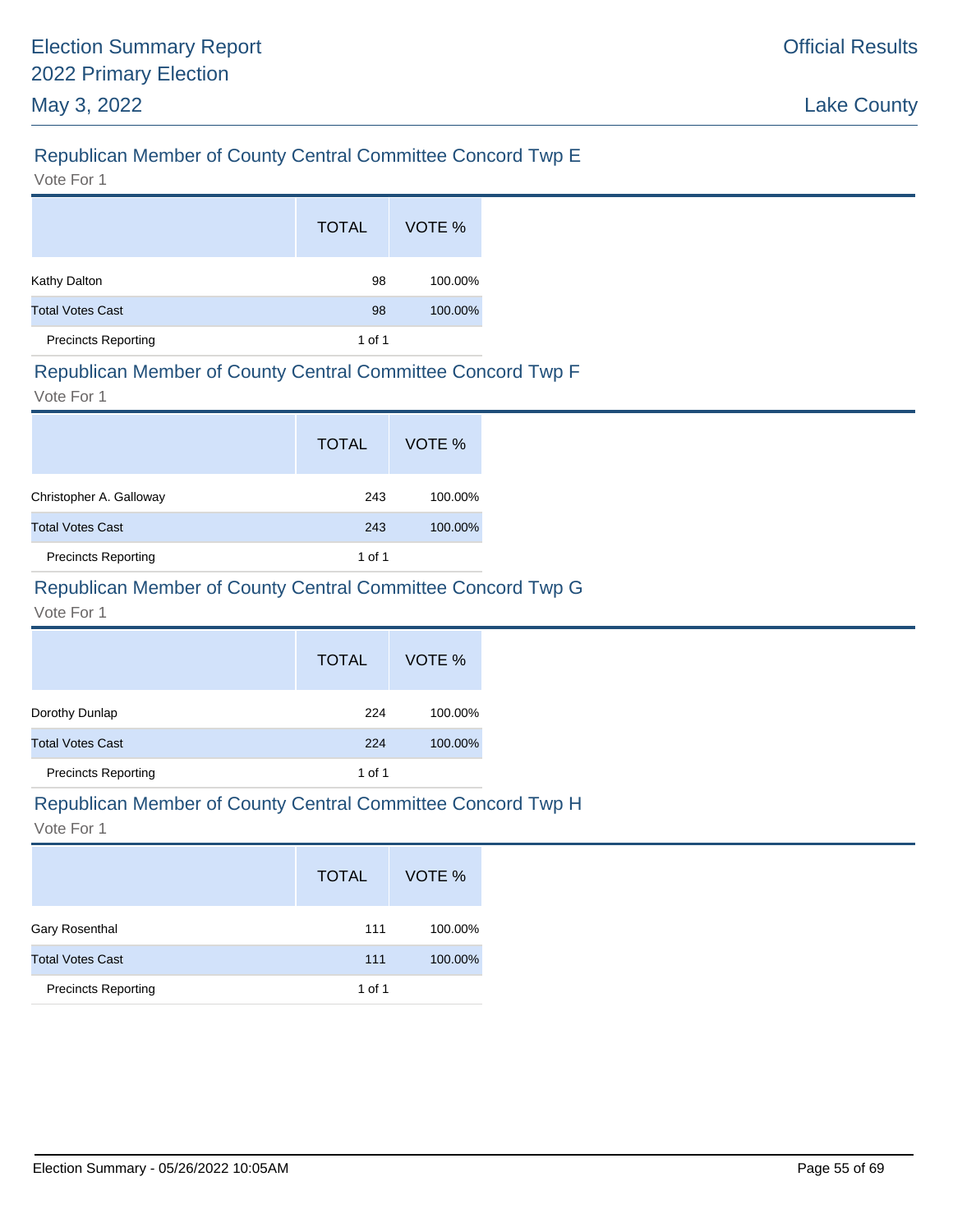## Republican Member of County Central Committee Concord Twp E

Vote For 1

| | TOTAL | VOTE % |
|---|---|---|
| Kathy Dalton | 98 | 100.00% |
| Total Votes Cast | 98 | 100.00% |
| Precincts Reporting | 1 of 1 | |

## Republican Member of County Central Committee Concord Twp F

Vote For 1

| | TOTAL | VOTE % |
|---|---|---|
| Christopher A. Galloway | 243 | 100.00% |
| Total Votes Cast | 243 | 100.00% |
| Precincts Reporting | 1 of 1 | |

## Republican Member of County Central Committee Concord Twp G

Vote For 1

| | TOTAL | VOTE % |
|---|---|---|
| Dorothy Dunlap | 224 | 100.00% |
| Total Votes Cast | 224 | 100.00% |
| Precincts Reporting | 1 of 1 | |

## Republican Member of County Central Committee Concord Twp H

Vote For 1

| | TOTAL | VOTE % |
|---|---|---|
| Gary Rosenthal | 111 | 100.00% |
| Total Votes Cast | 111 | 100.00% |
| Precincts Reporting | 1 of 1 | |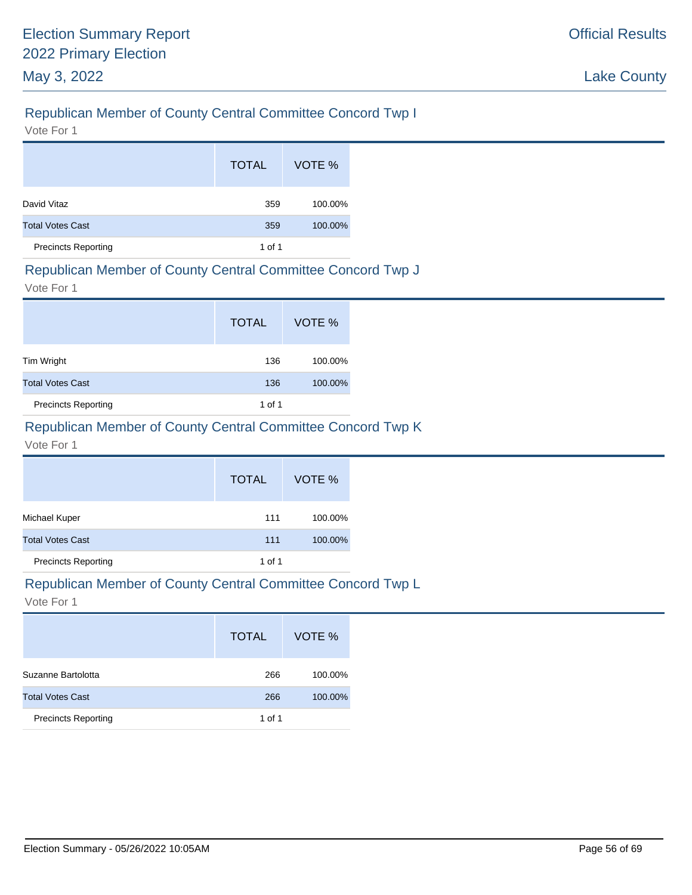## Republican Member of County Central Committee Concord Twp I

Vote For 1

| | TOTAL | VOTE % |
|---|---|---|
| David Vitaz | 359 | 100.00% |
| Total Votes Cast | 359 | 100.00% |
| Precincts Reporting | 1 of 1 | |

## Republican Member of County Central Committee Concord Twp J

Vote For 1

| | TOTAL | VOTE % |
|---|---|---|
| Tim Wright | 136 | 100.00% |
| Total Votes Cast | 136 | 100.00% |
| Precincts Reporting | 1 of 1 | |

## Republican Member of County Central Committee Concord Twp K

Vote For 1

| | TOTAL | VOTE % |
|---|---|---|
| Michael Kuper | 111 | 100.00% |
| Total Votes Cast | 111 | 100.00% |
| Precincts Reporting | 1 of 1 | |

## Republican Member of County Central Committee Concord Twp L

Vote For 1

| | TOTAL | VOTE % |
|---|---|---|
| Suzanne Bartolotta | 266 | 100.00% |
| Total Votes Cast | 266 | 100.00% |
| Precincts Reporting | 1 of 1 | |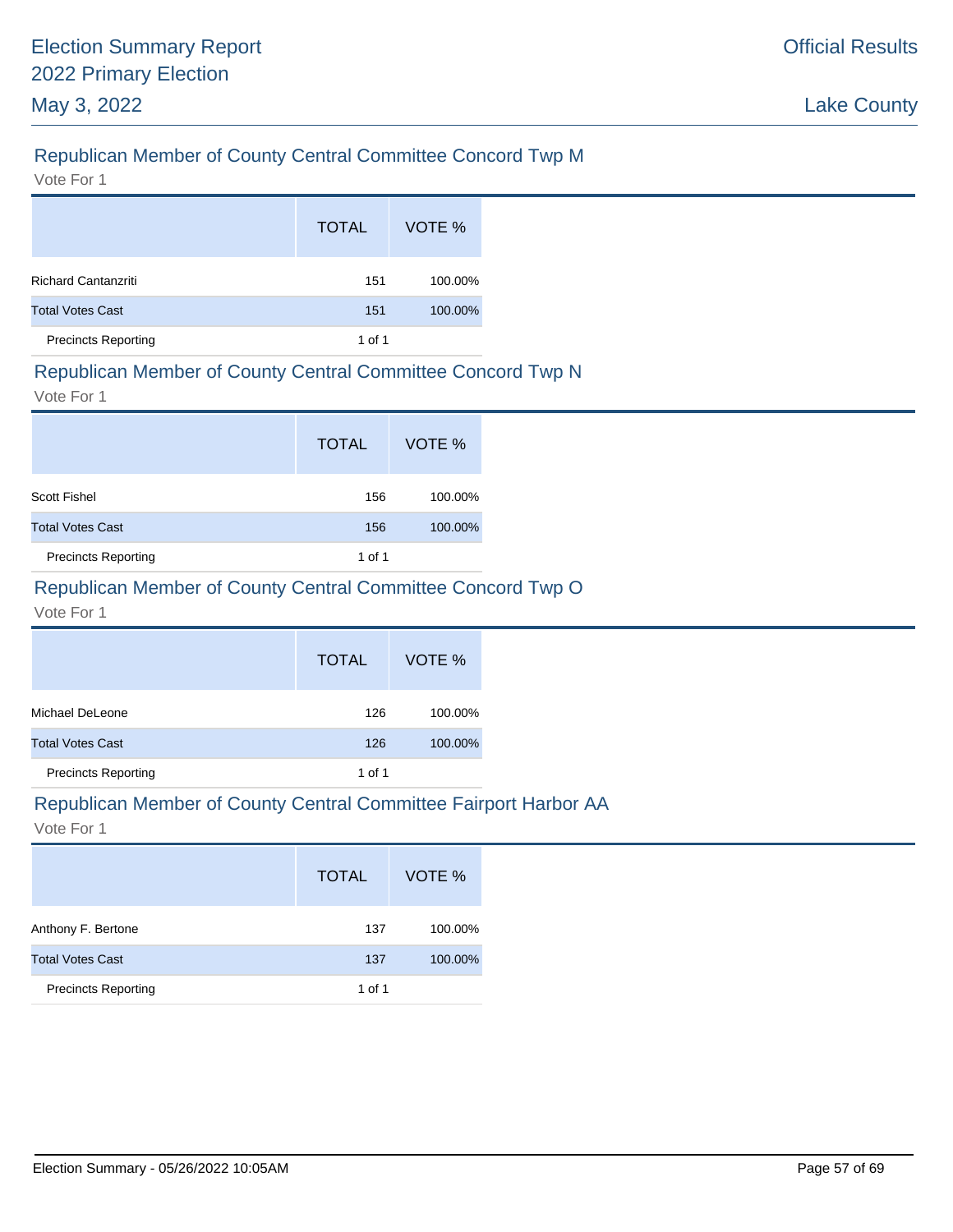## Republican Member of County Central Committee Concord Twp M

Vote For 1

| | TOTAL | VOTE % |
|---|---|---|
| Richard Cantanzriti | 151 | 100.00% |
| Total Votes Cast | 151 | 100.00% |
| Precincts Reporting | 1 of 1 | |

## Republican Member of County Central Committee Concord Twp N

Vote For 1

| | TOTAL | VOTE % |
|---|---|---|
| Scott Fishel | 156 | 100.00% |
| Total Votes Cast | 156 | 100.00% |
| Precincts Reporting | 1 of 1 | |

## Republican Member of County Central Committee Concord Twp O

Vote For 1

| | TOTAL | VOTE % |
|---|---|---|
| Michael DeLeone | 126 | 100.00% |
| Total Votes Cast | 126 | 100.00% |
| Precincts Reporting | 1 of 1 | |

## Republican Member of County Central Committee Fairport Harbor AA

Vote For 1

| | TOTAL | VOTE % |
|---|---|---|
| Anthony F. Bertone | 137 | 100.00% |
| Total Votes Cast | 137 | 100.00% |
| Precincts Reporting | 1 of 1 | |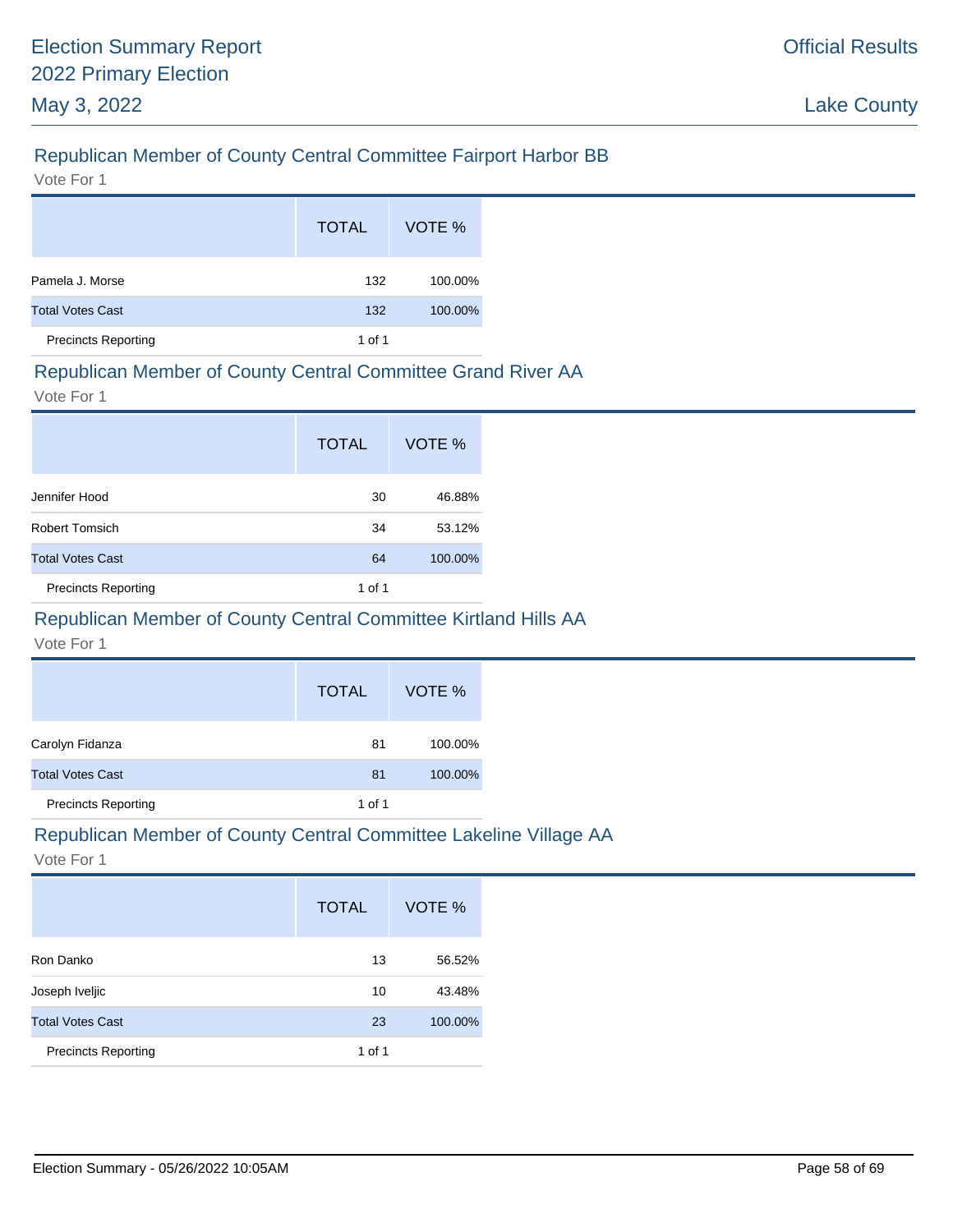## Republican Member of County Central Committee Fairport Harbor BB

Vote For 1

| | TOTAL | VOTE % |
|---|---|---|
| Pamela J. Morse | 132 | 100.00% |
| Total Votes Cast | 132 | 100.00% |
| Precincts Reporting | 1 of 1 | |

## Republican Member of County Central Committee Grand River AA

Vote For 1

| | TOTAL | VOTE % |
|---|---|---|
| Jennifer Hood | 30 | 46.88% |
| Robert Tomsich | 34 | 53.12% |
| Total Votes Cast | 64 | 100.00% |
| Precincts Reporting | 1 of 1 | |

## Republican Member of County Central Committee Kirtland Hills AA

Vote For 1

| | TOTAL | VOTE % |
|---|---|---|
| Carolyn Fidanza | 81 | 100.00% |
| Total Votes Cast | 81 | 100.00% |
| Precincts Reporting | 1 of 1 | |

## Republican Member of County Central Committee Lakeline Village AA

Vote For 1

| | TOTAL | VOTE % |
|---|---|---|
| Ron Danko | 13 | 56.52% |
| Joseph Iveljic | 10 | 43.48% |
| Total Votes Cast | 23 | 100.00% |
| Precincts Reporting | 1 of 1 | |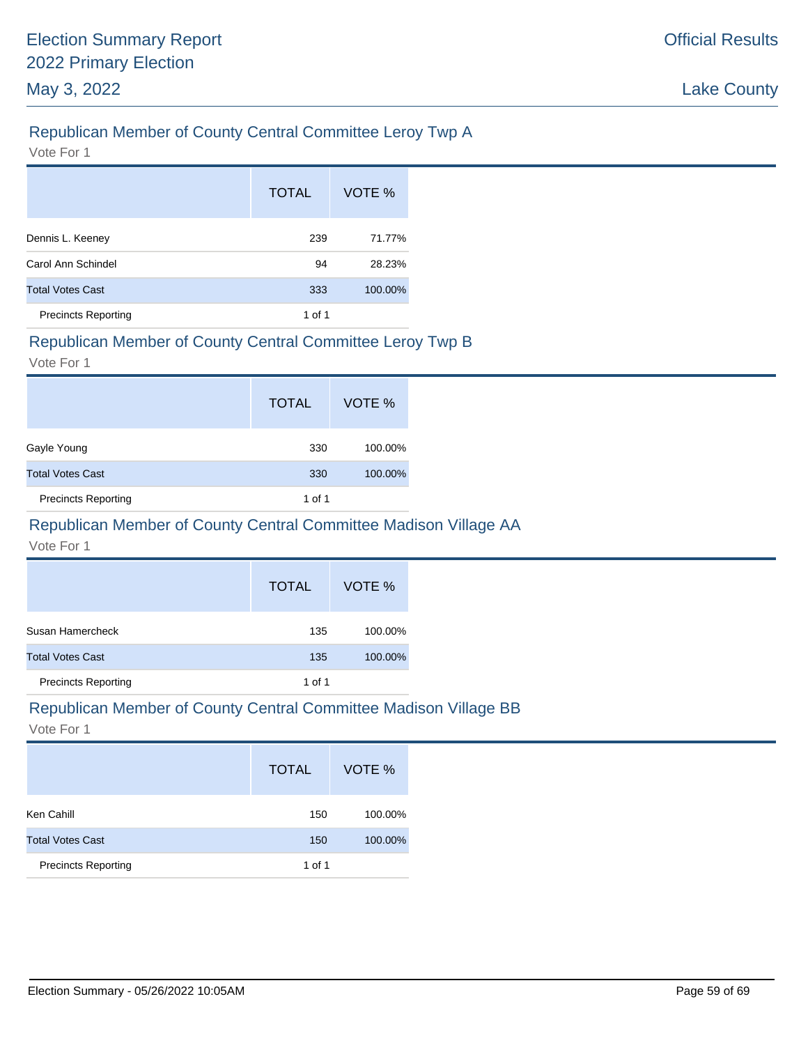## Republican Member of County Central Committee Leroy Twp A

Vote For 1

| | TOTAL | VOTE % |
|---|---|---|
| Dennis L. Keeney | 239 | 71.77% |
| Carol Ann Schindel | 94 | 28.23% |
| Total Votes Cast | 333 | 100.00% |
| Precincts Reporting | 1 of 1 | |

## Republican Member of County Central Committee Leroy Twp B

Vote For 1

| | TOTAL | VOTE % |
|---|---|---|
| Gayle Young | 330 | 100.00% |
| Total Votes Cast | 330 | 100.00% |
| Precincts Reporting | 1 of 1 | |

## Republican Member of County Central Committee Madison Village AA

Vote For 1

| | TOTAL | VOTE % |
|---|---|---|
| Susan Hamercheck | 135 | 100.00% |
| Total Votes Cast | 135 | 100.00% |
| Precincts Reporting | 1 of 1 | |

## Republican Member of County Central Committee Madison Village BB

Vote For 1

| | TOTAL | VOTE % |
|---|---|---|
| Ken Cahill | 150 | 100.00% |
| Total Votes Cast | 150 | 100.00% |
| Precincts Reporting | 1 of 1 | |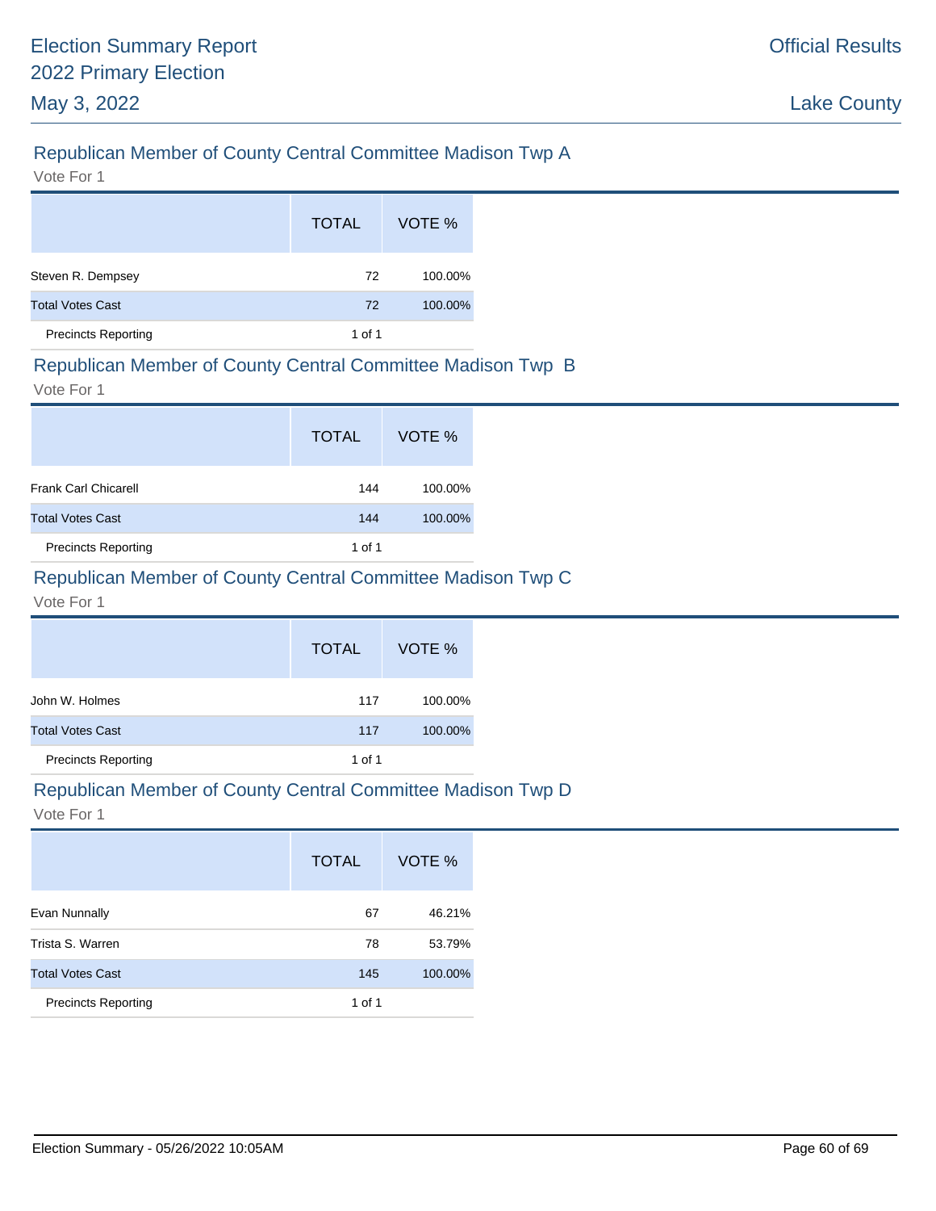## Republican Member of County Central Committee Madison Twp A

Vote For 1

| | TOTAL | VOTE % |
|---|---|---|
| Steven R. Dempsey | 72 | 100.00% |
| Total Votes Cast | 72 | 100.00% |
| Precincts Reporting | 1 of 1 | |

## Republican Member of County Central Committee Madison Twp B

Vote For 1

| | TOTAL | VOTE % |
|---|---|---|
| Frank Carl Chicarell | 144 | 100.00% |
| Total Votes Cast | 144 | 100.00% |
| Precincts Reporting | 1 of 1 | |

## Republican Member of County Central Committee Madison Twp C

Vote For 1

| | TOTAL | VOTE % |
|---|---|---|
| John W. Holmes | 117 | 100.00% |
| Total Votes Cast | 117 | 100.00% |
| Precincts Reporting | 1 of 1 | |

## Republican Member of County Central Committee Madison Twp D

Vote For 1

| | TOTAL | VOTE % |
|---|---|---|
| Evan Nunnally | 67 | 46.21% |
| Trista S. Warren | 78 | 53.79% |
| Total Votes Cast | 145 | 100.00% |
| Precincts Reporting | 1 of 1 | |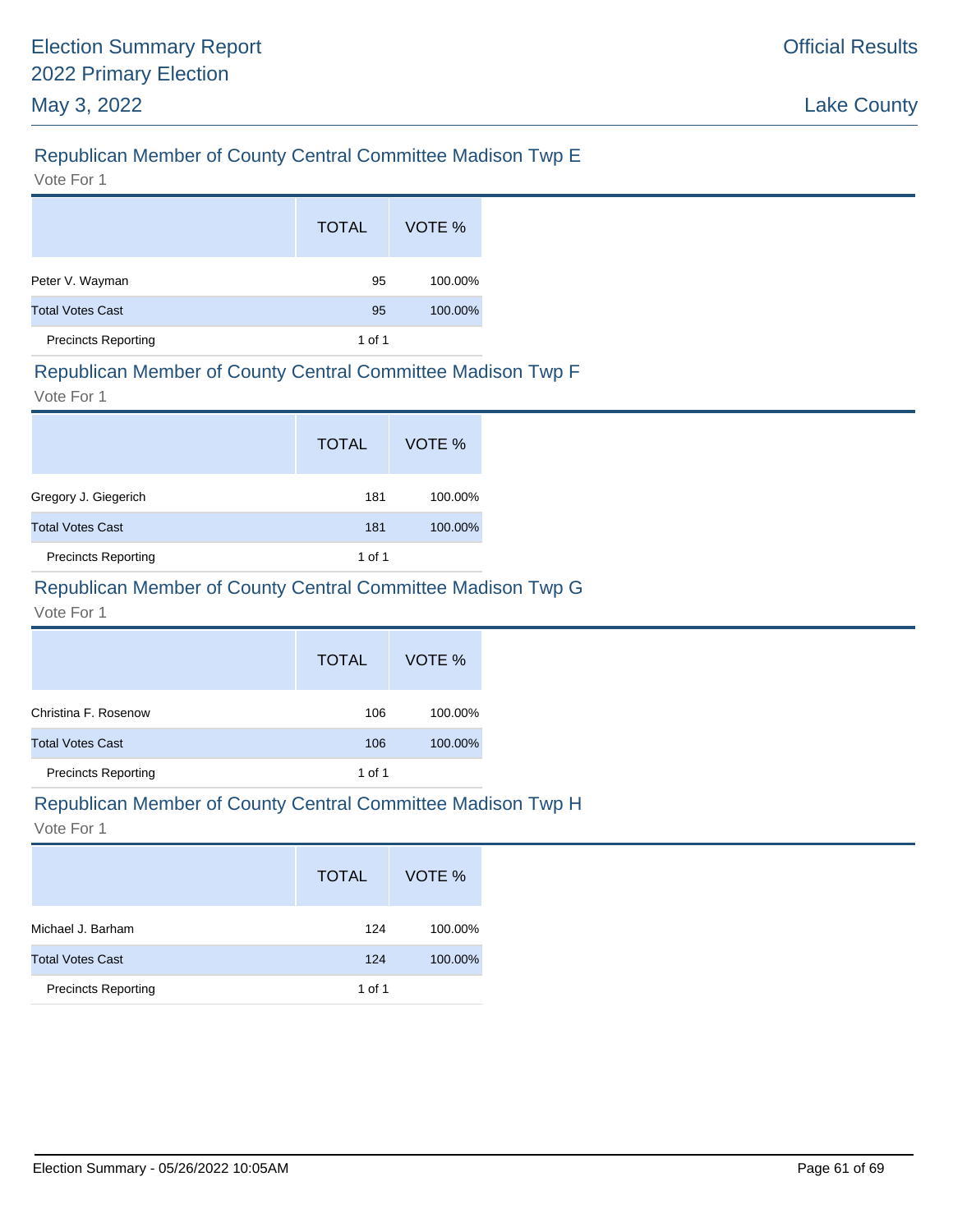## Republican Member of County Central Committee Madison Twp E

Vote For 1

| | TOTAL | VOTE % |
|---|---|---|
| Peter V. Wayman | 95 | 100.00% |
| Total Votes Cast | 95 | 100.00% |
| Precincts Reporting | 1 of 1 | |

## Republican Member of County Central Committee Madison Twp F

Vote For 1

| | TOTAL | VOTE % |
|---|---|---|
| Gregory J. Giegerich | 181 | 100.00% |
| Total Votes Cast | 181 | 100.00% |
| Precincts Reporting | 1 of 1 | |

## Republican Member of County Central Committee Madison Twp G

Vote For 1

| | TOTAL | VOTE % |
|---|---|---|
| Christina F. Rosenow | 106 | 100.00% |
| Total Votes Cast | 106 | 100.00% |
| Precincts Reporting | 1 of 1 | |

## Republican Member of County Central Committee Madison Twp H

Vote For 1

| | TOTAL | VOTE % |
|---|---|---|
| Michael J. Barham | 124 | 100.00% |
| Total Votes Cast | 124 | 100.00% |
| Precincts Reporting | 1 of 1 | |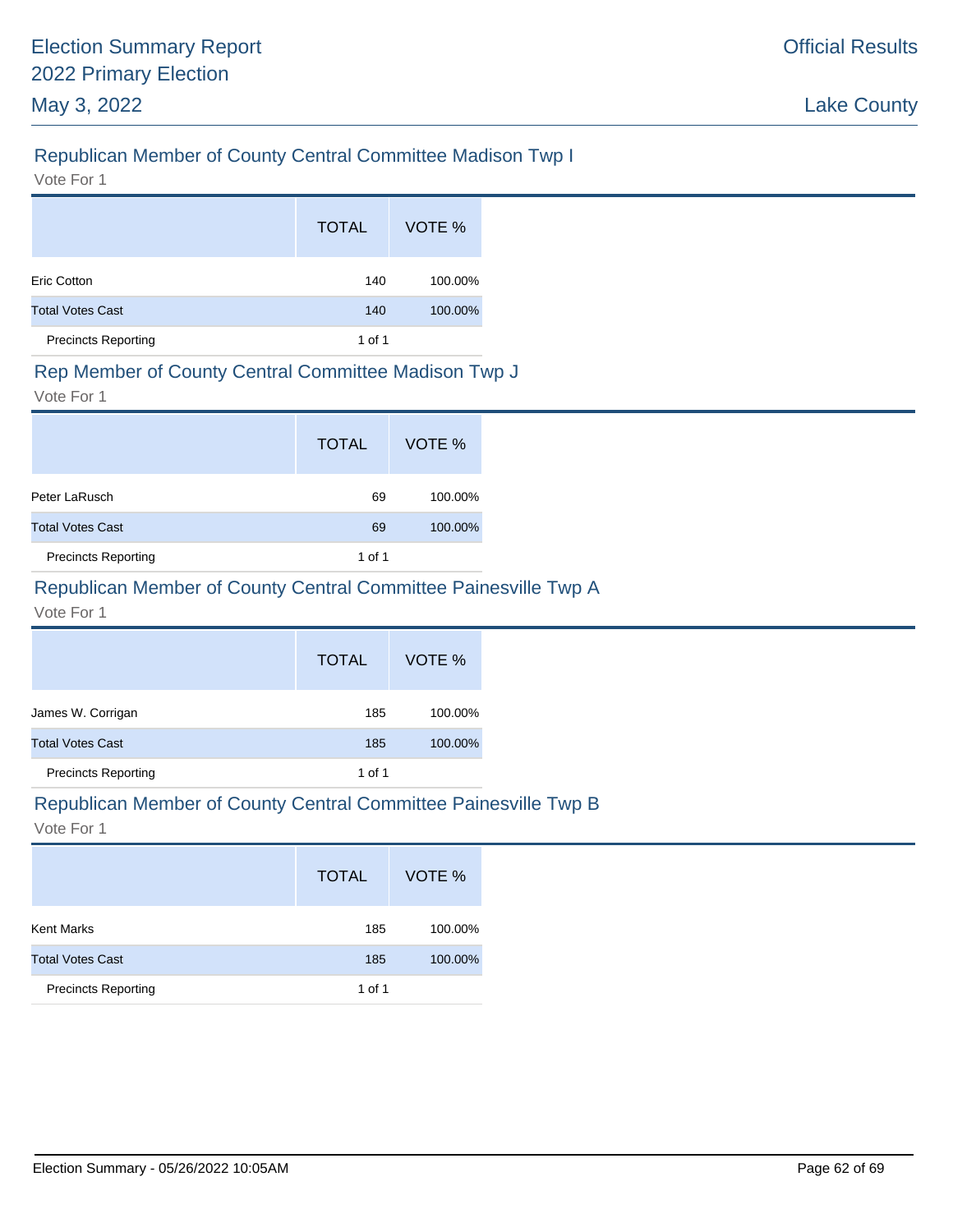## Republican Member of County Central Committee Madison Twp I

Vote For 1

| | TOTAL | VOTE % |
|---|---|---|
| Eric Cotton | 140 | 100.00% |
| Total Votes Cast | 140 | 100.00% |
| Precincts Reporting | 1 of 1 | |

## Rep Member of County Central Committee Madison Twp J

Vote For 1

| | TOTAL | VOTE % |
|---|---|---|
| Peter LaRusch | 69 | 100.00% |
| Total Votes Cast | 69 | 100.00% |
| Precincts Reporting | 1 of 1 | |

## Republican Member of County Central Committee Painesville Twp A

Vote For 1

| | TOTAL | VOTE % |
|---|---|---|
| James W. Corrigan | 185 | 100.00% |
| Total Votes Cast | 185 | 100.00% |
| Precincts Reporting | 1 of 1 | |

## Republican Member of County Central Committee Painesville Twp B

Vote For 1

| | TOTAL | VOTE % |
|---|---|---|
| Kent Marks | 185 | 100.00% |
| Total Votes Cast | 185 | 100.00% |
| Precincts Reporting | 1 of 1 | |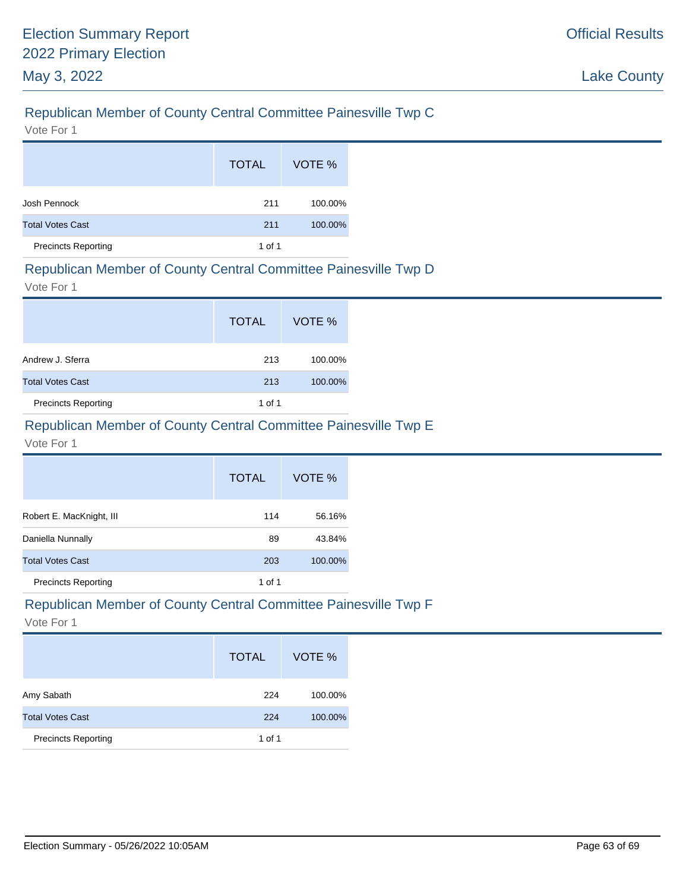## Republican Member of County Central Committee Painesville Twp C

Vote For 1

| | TOTAL | VOTE % |
|---|---|---|
| Josh Pennock | 211 | 100.00% |
| Total Votes Cast | 211 | 100.00% |
| Precincts Reporting | 1 of 1 | |

## Republican Member of County Central Committee Painesville Twp D

Vote For 1

| | TOTAL | VOTE % |
|---|---|---|
| Andrew J. Sferra | 213 | 100.00% |
| Total Votes Cast | 213 | 100.00% |
| Precincts Reporting | 1 of 1 | |

## Republican Member of County Central Committee Painesville Twp E

Vote For 1

| | TOTAL | VOTE % |
|---|---|---|
| Robert E. MacKnight, III | 114 | 56.16% |
| Daniella Nunnally | 89 | 43.84% |
| Total Votes Cast | 203 | 100.00% |
| Precincts Reporting | 1 of 1 | |

## Republican Member of County Central Committee Painesville Twp F

Vote For 1

| | TOTAL | VOTE % |
|---|---|---|
| Amy Sabath | 224 | 100.00% |
| Total Votes Cast | 224 | 100.00% |
| Precincts Reporting | 1 of 1 | |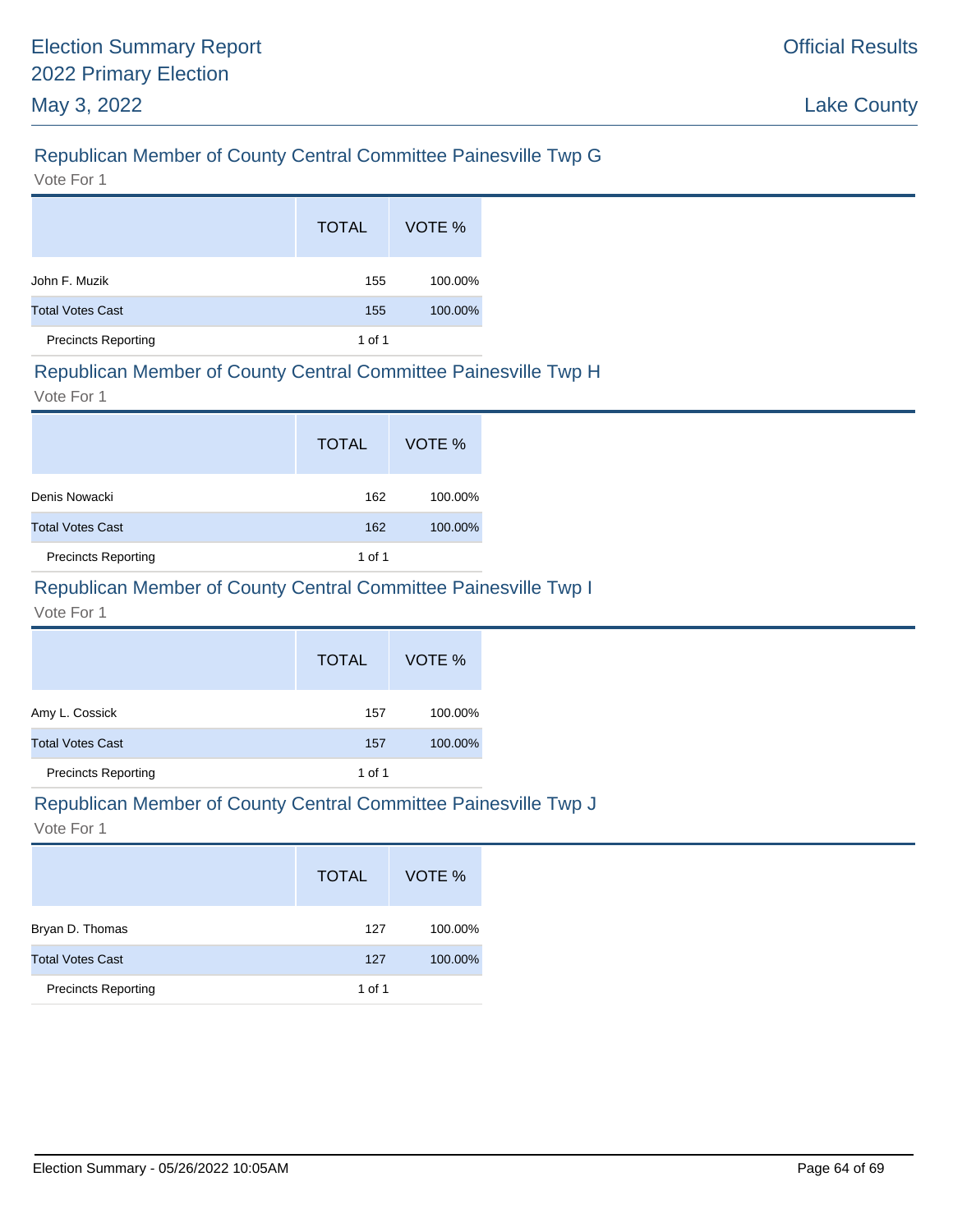## Republican Member of County Central Committee Painesville Twp G

Vote For 1

| | TOTAL | VOTE % |
|---|---|---|
| John F. Muzik | 155 | 100.00% |
| Total Votes Cast | 155 | 100.00% |
| Precincts Reporting | 1 of 1 | |

## Republican Member of County Central Committee Painesville Twp H

Vote For 1

| | TOTAL | VOTE % |
|---|---|---|
| Denis Nowacki | 162 | 100.00% |
| Total Votes Cast | 162 | 100.00% |
| Precincts Reporting | 1 of 1 | |

## Republican Member of County Central Committee Painesville Twp I

Vote For 1

| | TOTAL | VOTE % |
|---|---|---|
| Amy L. Cossick | 157 | 100.00% |
| Total Votes Cast | 157 | 100.00% |
| Precincts Reporting | 1 of 1 | |

## Republican Member of County Central Committee Painesville Twp J

Vote For 1

| | TOTAL | VOTE % |
|---|---|---|
| Bryan D. Thomas | 127 | 100.00% |
| Total Votes Cast | 127 | 100.00% |
| Precincts Reporting | 1 of 1 | |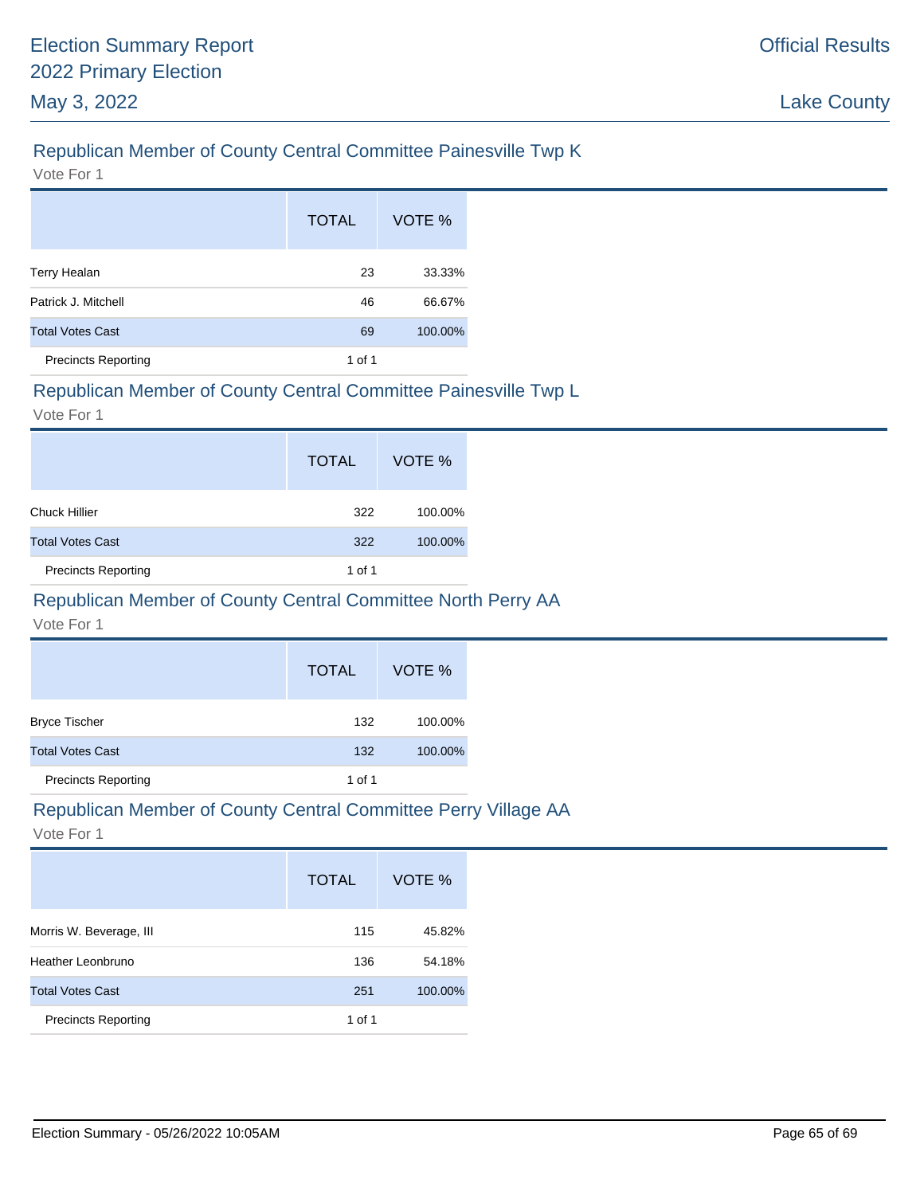## Republican Member of County Central Committee Painesville Twp K

Vote For 1

| | TOTAL | VOTE % |
|---|---|---|
| Terry Healan | 23 | 33.33% |
| Patrick J. Mitchell | 46 | 66.67% |
| Total Votes Cast | 69 | 100.00% |
| Precincts Reporting | 1 of 1 | |

## Republican Member of County Central Committee Painesville Twp L

Vote For 1

| | TOTAL | VOTE % |
|---|---|---|
| Chuck Hillier | 322 | 100.00% |
| Total Votes Cast | 322 | 100.00% |
| Precincts Reporting | 1 of 1 | |

## Republican Member of County Central Committee North Perry AA

Vote For 1

| | TOTAL | VOTE % |
|---|---|---|
| Bryce Tischer | 132 | 100.00% |
| Total Votes Cast | 132 | 100.00% |
| Precincts Reporting | 1 of 1 | |

## Republican Member of County Central Committee Perry Village AA

Vote For 1

| | TOTAL | VOTE % |
|---|---|---|
| Morris W. Beverage, III | 115 | 45.82% |
| Heather Leonbruno | 136 | 54.18% |
| Total Votes Cast | 251 | 100.00% |
| Precincts Reporting | 1 of 1 | |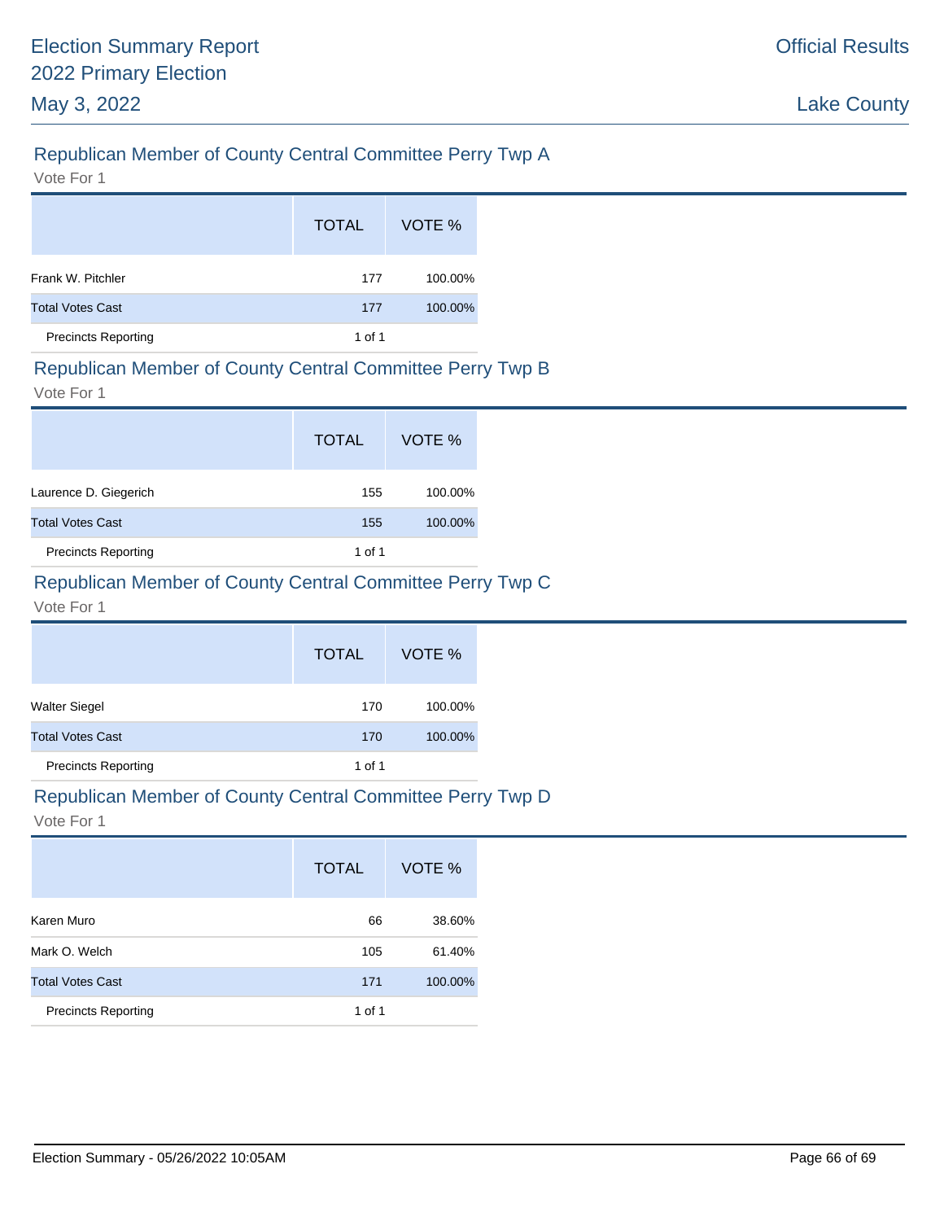## Republican Member of County Central Committee Perry Twp A

Vote For 1

| | TOTAL | VOTE % |
|---|---|---|
| Frank W. Pitchler | 177 | 100.00% |
| Total Votes Cast | 177 | 100.00% |
| Precincts Reporting | 1 of 1 | |

## Republican Member of County Central Committee Perry Twp B

Vote For 1

| | TOTAL | VOTE % |
|---|---|---|
| Laurence D. Giegerich | 155 | 100.00% |
| Total Votes Cast | 155 | 100.00% |
| Precincts Reporting | 1 of 1 | |

## Republican Member of County Central Committee Perry Twp C

Vote For 1

| | TOTAL | VOTE % |
|---|---|---|
| Walter Siegel | 170 | 100.00% |
| Total Votes Cast | 170 | 100.00% |
| Precincts Reporting | 1 of 1 | |

## Republican Member of County Central Committee Perry Twp D

Vote For 1

| | TOTAL | VOTE % |
|---|---|---|
| Karen Muro | 66 | 38.60% |
| Mark O. Welch | 105 | 61.40% |
| Total Votes Cast | 171 | 100.00% |
| Precincts Reporting | 1 of 1 | |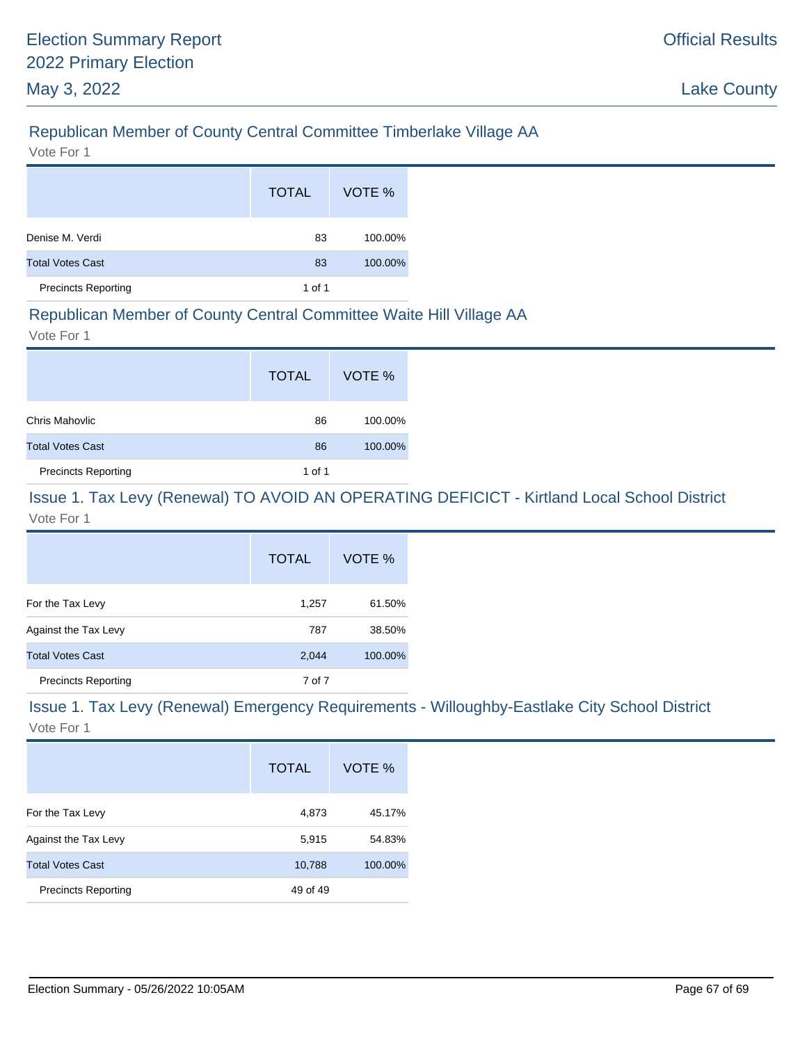## Republican Member of County Central Committee Timberlake Village AA

Vote For 1

| | TOTAL | VOTE % |
|---|---|---|
| Denise M. Verdi | 83 | 100.00% |
| Total Votes Cast | 83 | 100.00% |
| Precincts Reporting | 1 of 1 | |

## Republican Member of County Central Committee Waite Hill Village AA

Vote For 1

| | TOTAL | VOTE % |
|---|---|---|
| Chris Mahovlic | 86 | 100.00% |
| Total Votes Cast | 86 | 100.00% |
| Precincts Reporting | 1 of 1 | |

## Issue 1. Tax Levy (Renewal) TO AVOID AN OPERATING DEFICICT - Kirtland Local School District

Vote For 1

| | TOTAL | VOTE % |
|---|---|---|
| For the Tax Levy | 1,257 | 61.50% |
| Against the Tax Levy | 787 | 38.50% |
| Total Votes Cast | 2,044 | 100.00% |
| Precincts Reporting | 7 of 7 | |

## Issue 1. Tax Levy (Renewal) Emergency Requirements - Willoughby-Eastlake City School District

Vote For 1

| | TOTAL | VOTE % |
|---|---|---|
| For the Tax Levy | 4,873 | 45.17% |
| Against the Tax Levy | 5,915 | 54.83% |
| Total Votes Cast | 10,788 | 100.00% |
| Precincts Reporting | 49 of 49 | |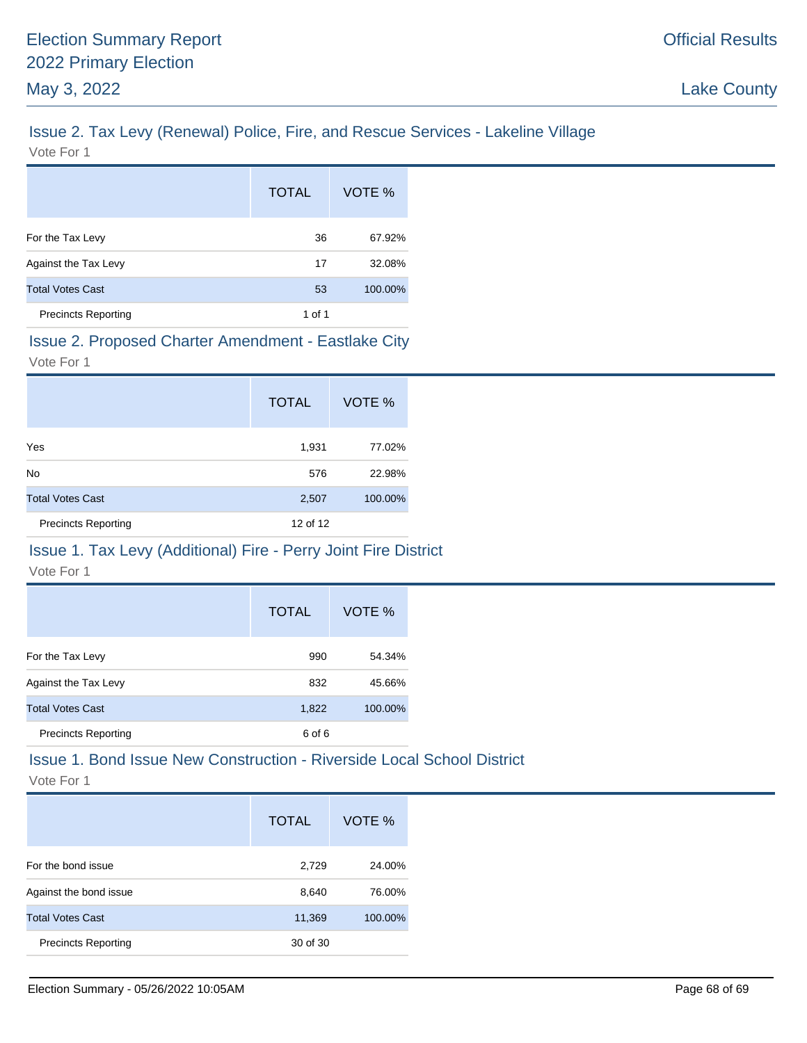## Issue 2. Tax Levy (Renewal) Police, Fire, and Rescue Services - Lakeline Village

Vote For 1

| | TOTAL | VOTE % |
|---|---|---|
| For the Tax Levy | 36 | 67.92% |
| Against the Tax Levy | 17 | 32.08% |
| Total Votes Cast | 53 | 100.00% |
| Precincts Reporting | 1 of 1 | |

## Issue 2. Proposed Charter Amendment - Eastlake City

Vote For 1

| | TOTAL | VOTE % |
|---|---|---|
| Yes | 1,931 | 77.02% |
| No | 576 | 22.98% |
| Total Votes Cast | 2,507 | 100.00% |
| Precincts Reporting | 12 of 12 | |

## Issue 1. Tax Levy (Additional) Fire - Perry Joint Fire District

Vote For 1

| | TOTAL | VOTE % |
|---|---|---|
| For the Tax Levy | 990 | 54.34% |
| Against the Tax Levy | 832 | 45.66% |
| Total Votes Cast | 1,822 | 100.00% |
| Precincts Reporting | 6 of 6 | |

## Issue 1. Bond Issue New Construction - Riverside Local School District

Vote For 1

| | TOTAL | VOTE % |
|---|---|---|
| For the bond issue | 2,729 | 24.00% |
| Against the bond issue | 8,640 | 76.00% |
| Total Votes Cast | 11,369 | 100.00% |
| Precincts Reporting | 30 of 30 | |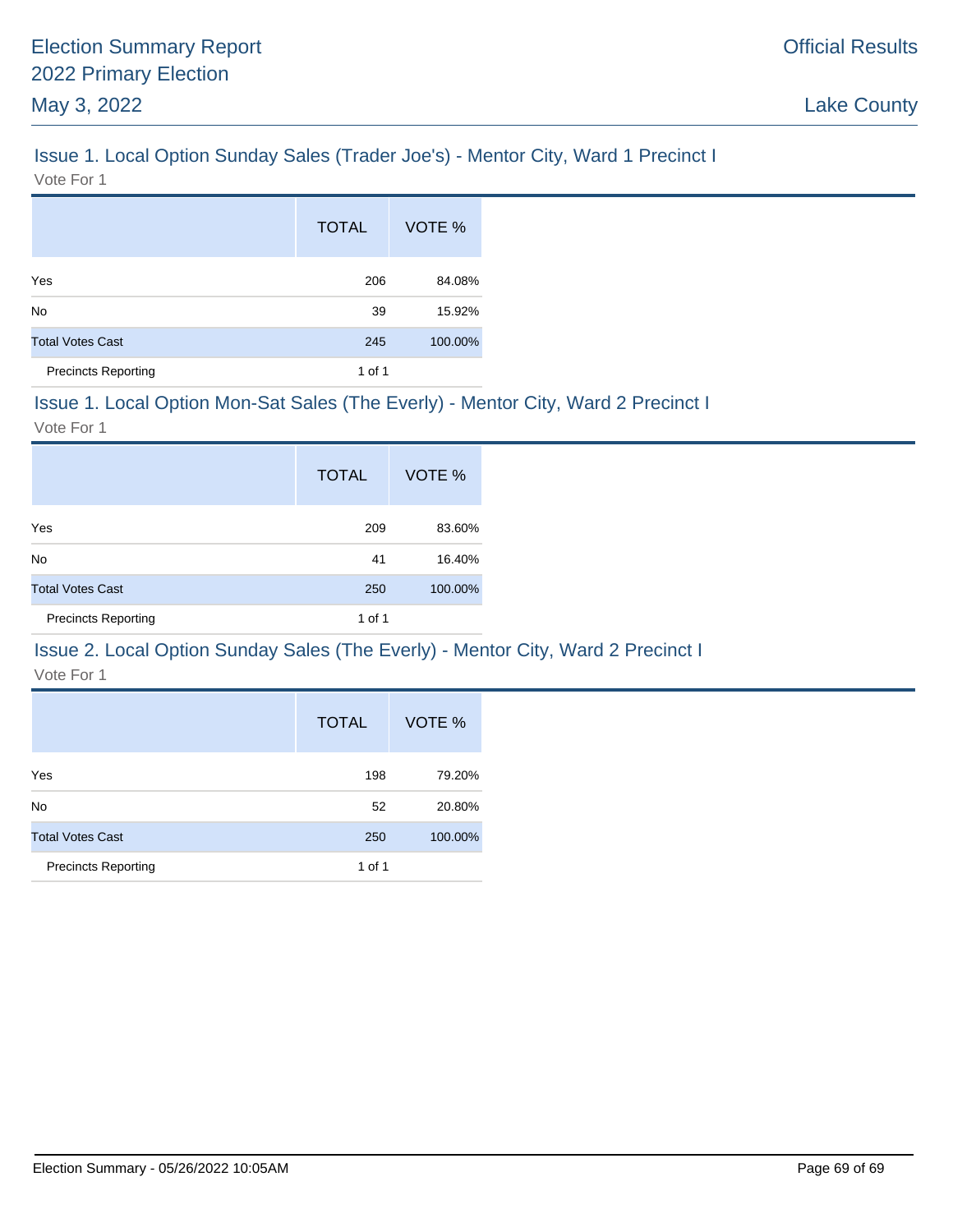## Issue 1. Local Option Sunday Sales (Trader Joe's) - Mentor City, Ward 1 Precinct I

Vote For 1

| | TOTAL | VOTE % |
|---|---|---|
| Yes | 206 | 84.08% |
| No | 39 | 15.92% |
| Total Votes Cast | 245 | 100.00% |
| Precincts Reporting | 1 of 1 | |

## Issue 1. Local Option Mon-Sat Sales (The Everly) - Mentor City, Ward 2 Precinct I

Vote For 1

| | TOTAL | VOTE % |
|---|---|---|
| Yes | 209 | 83.60% |
| No | 41 | 16.40% |
| Total Votes Cast | 250 | 100.00% |
| Precincts Reporting | 1 of 1 | |

## Issue 2. Local Option Sunday Sales (The Everly) - Mentor City, Ward 2 Precinct I

Vote For 1

| | TOTAL | VOTE % |
|---|---|---|
| Yes | 198 | 79.20% |
| No | 52 | 20.80% |
| Total Votes Cast | 250 | 100.00% |
| Precincts Reporting | 1 of 1 | |